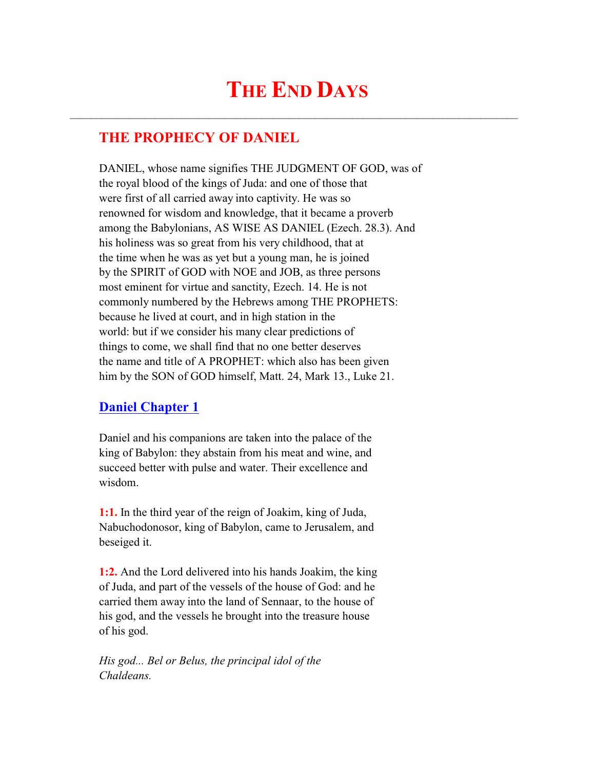# THE END DAYS

---

## THE PROPHECY OF DANIEL

DANIEL, whose name signifies THE JUDGMENT OF GOD, was of the royal blood of the kings of Juda: and one of those that were first of all carried away into captivity. He was so renowned for wisdom and knowledge, that it became a proverb among the Babylonians, AS WISE AS DANIEL (Ezech. 28.3). And his holiness was so great from his very childhood, that at the time when he was as yet but a young man, he is joined by the SPIRIT of GOD with NOE and JOB, as three persons most eminent for virtue and sanctity, Ezech. 14. He is not commonly numbered by the Hebrews among THE PROPHETS: because he lived at court, and in high station in the world: but if we consider his many clear predictions of things to come, we shall find that no one better deserves the name and title of A PROPHET: which also has been given him by the SON of GOD himself, Matt. 24, Mark 13., Luke 21.

## Daniel Chapter 1

Daniel and his companions are taken into the palace of the king of Babylon: they abstain from his meat and wine, and succeed better with pulse and water. Their excellence and wisdom.

**1:1.** In the third year of the reign of Joakim, king of Juda, Nabuchodonosor, king of Babylon, came to Jerusalem, and beseiged it.

**1:2.** And the Lord delivered into his hands Joakim, the king of Juda, and part of the vessels of the house of God: and he carried them away into the land of Sennaar, to the house of his god, and the vessels he brought into the treasure house of his god.

*His god... Bel or Belus, the principal idol of the Chaldeans.*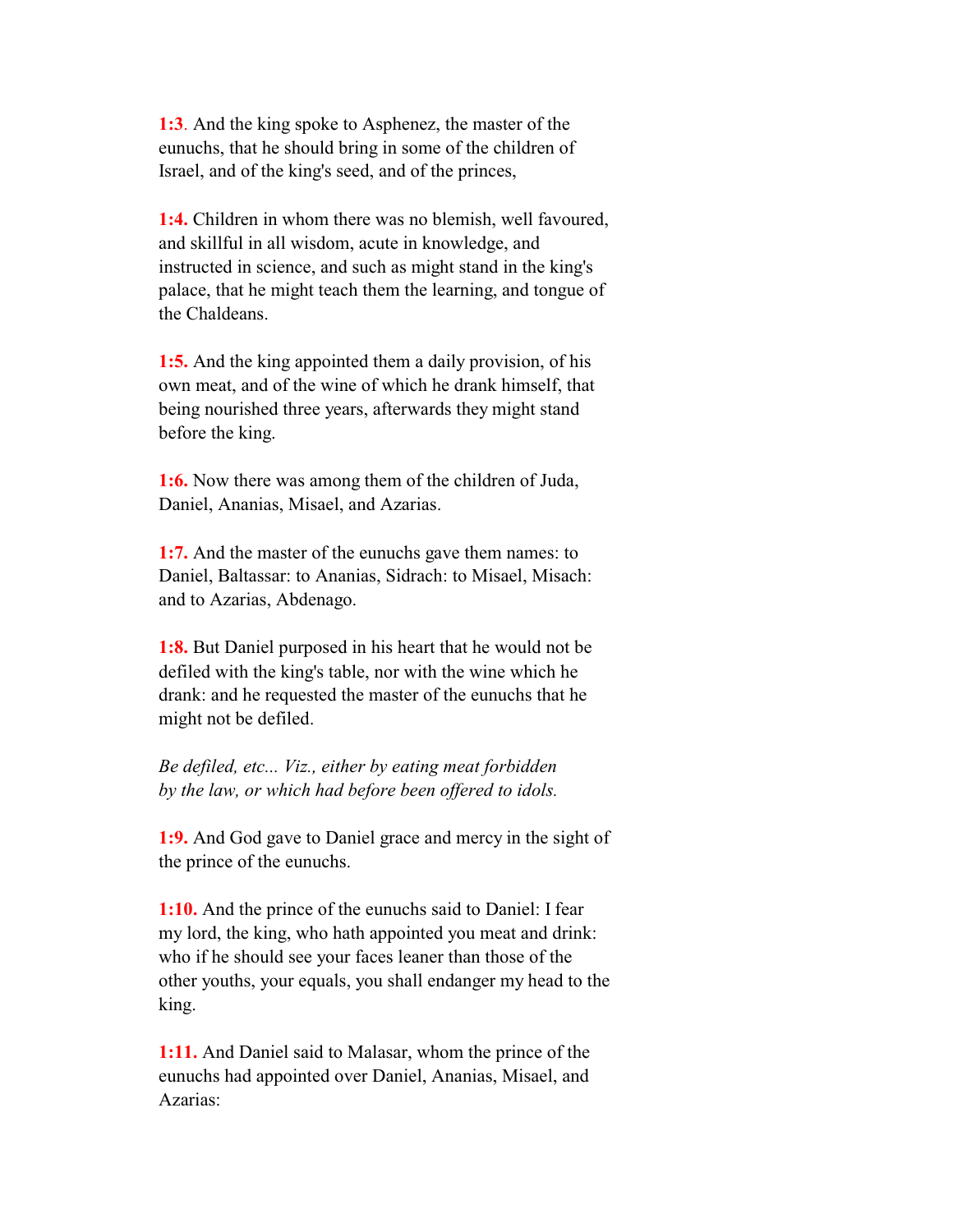**1:3**. And the king spoke to Asphenez, the master of the eunuchs, that he should bring in some of the children of Israel, and of the king's seed, and of the princes,

**1:4.** Children in whom there was no blemish, well favoured, and skillful in all wisdom, acute in knowledge, and instructed in science, and such as might stand in the king's palace, that he might teach them the learning, and tongue of the Chaldeans.

**1:5.** And the king appointed them a daily provision, of his own meat, and of the wine of which he drank himself, that being nourished three years, afterwards they might stand before the king.

**1:6.** Now there was among them of the children of Juda, Daniel, Ananias, Misael, and Azarias.

**1:7.** And the master of the eunuchs gave them names: to Daniel, Baltassar: to Ananias, Sidrach: to Misael, Misach: and to Azarias, Abdenago.

**1:8.** But Daniel purposed in his heart that he would not be defiled with the king's table, nor with the wine which he drank: and he requested the master of the eunuchs that he might not be defiled.

*Be defiled, etc... Viz., either by eating meat forbidden by the law, or which had before been offered to idols.*

**1:9.** And God gave to Daniel grace and mercy in the sight of the prince of the eunuchs.

**1:10.** And the prince of the eunuchs said to Daniel: I fear my lord, the king, who hath appointed you meat and drink: who if he should see your faces leaner than those of the other youths, your equals, you shall endanger my head to the king.

**1:11.** And Daniel said to Malasar, whom the prince of the eunuchs had appointed over Daniel, Ananias, Misael, and Azarias: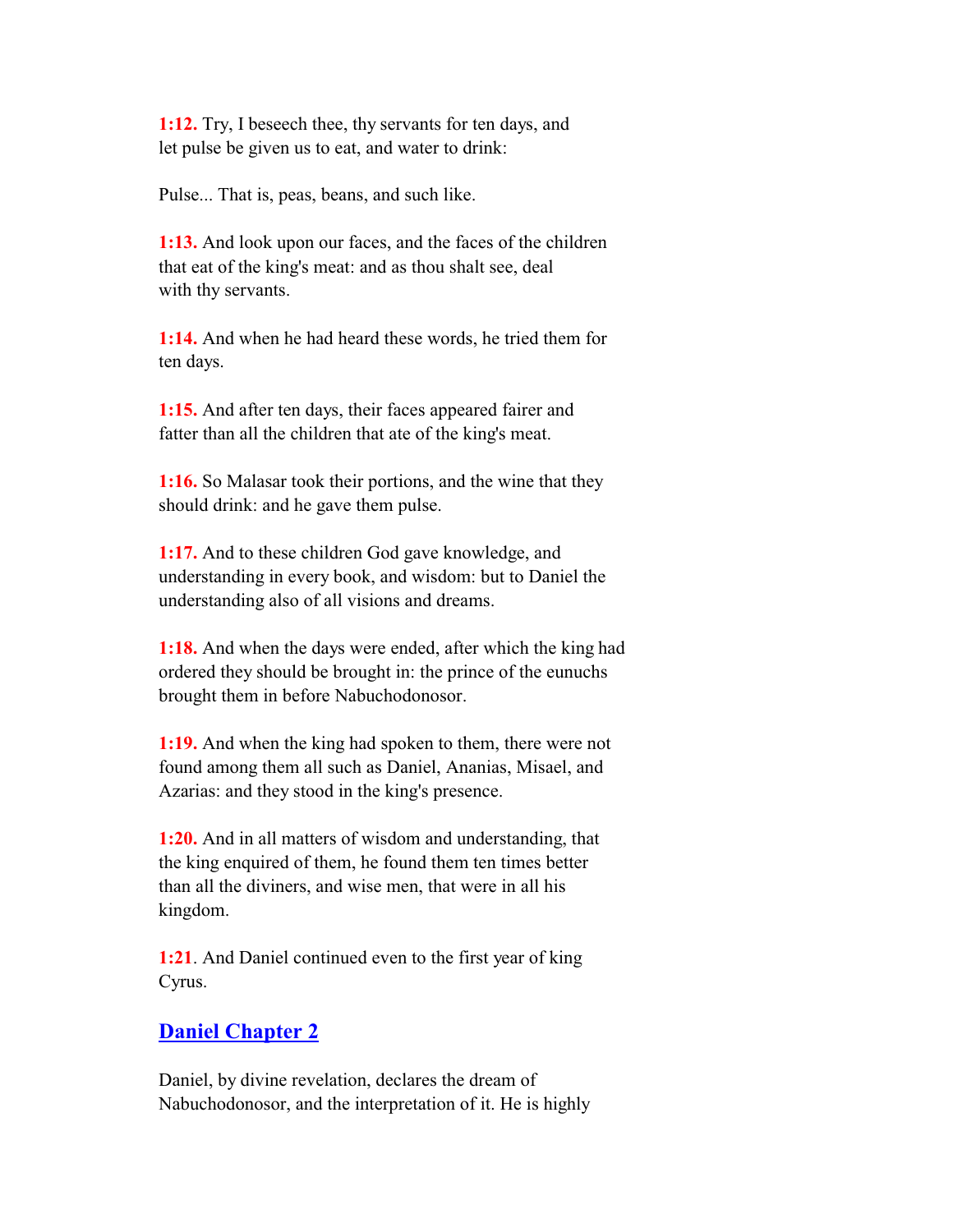**1:12.** Try, I beseech thee, thy servants for ten days, and let pulse be given us to eat, and water to drink:

Pulse... That is, peas, beans, and such like.

**1:13.** And look upon our faces, and the faces of the children that eat of the king's meat: and as thou shalt see, deal with thy servants.

**1:14.** And when he had heard these words, he tried them for ten days.

**1:15.** And after ten days, their faces appeared fairer and fatter than all the children that ate of the king's meat.

**1:16.** So Malasar took their portions, and the wine that they should drink: and he gave them pulse.

**1:17.** And to these children God gave knowledge, and understanding in every book, and wisdom: but to Daniel the understanding also of all visions and dreams.

**1:18.** And when the days were ended, after which the king had ordered they should be brought in: the prince of the eunuchs brought them in before Nabuchodonosor.

**1:19.** And when the king had spoken to them, there were not found among them all such as Daniel, Ananias, Misael, and Azarias: and they stood in the king's presence.

**1:20.** And in all matters of wisdom and understanding, that the king enquired of them, he found them ten times better than all the diviners, and wise men, that were in all his kingdom.

**1:21**. And Daniel continued even to the first year of king Cyrus.

## Daniel Chapter 2

Daniel, by divine revelation, declares the dream of Nabuchodonosor, and the interpretation of it. He is highly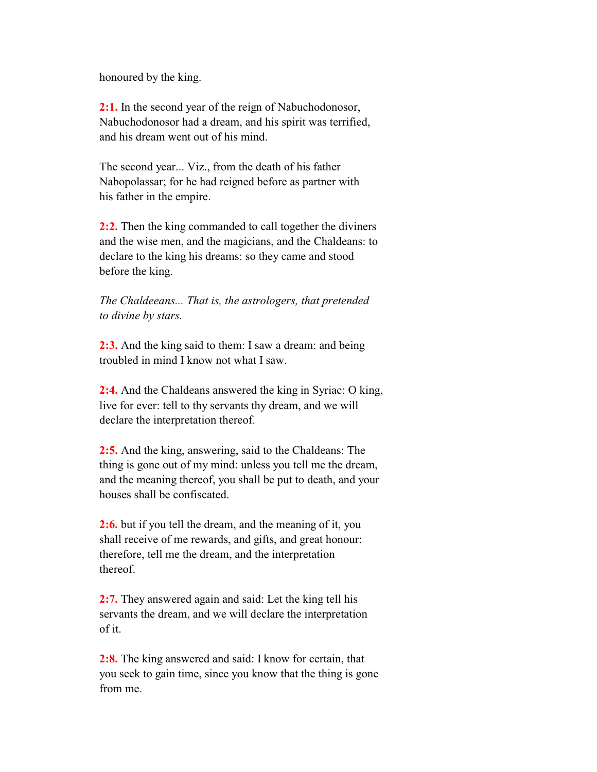honoured by the king.

**2:1.** In the second year of the reign of Nabuchodonosor, Nabuchodonosor had a dream, and his spirit was terrified, and his dream went out of his mind.

The second year... Viz., from the death of his father Nabopolassar; for he had reigned before as partner with his father in the empire.

**2:2.** Then the king commanded to call together the diviners and the wise men, and the magicians, and the Chaldeans: to declare to the king his dreams: so they came and stood before the king.

*The Chaldeeans... That is, the astrologers, that pretended to divine by stars.*

**2:3.** And the king said to them: I saw a dream: and being troubled in mind I know not what I saw.

**2:4.** And the Chaldeans answered the king in Syriac: O king, live for ever: tell to thy servants thy dream, and we will declare the interpretation thereof.

**2:5.** And the king, answering, said to the Chaldeans: The thing is gone out of my mind: unless you tell me the dream, and the meaning thereof, you shall be put to death, and your houses shall be confiscated.

**2:6.** but if you tell the dream, and the meaning of it, you shall receive of me rewards, and gifts, and great honour: therefore, tell me the dream, and the interpretation thereof.

**2:7.** They answered again and said: Let the king tell his servants the dream, and we will declare the interpretation of it.

**2:8.** The king answered and said: I know for certain, that you seek to gain time, since you know that the thing is gone from me.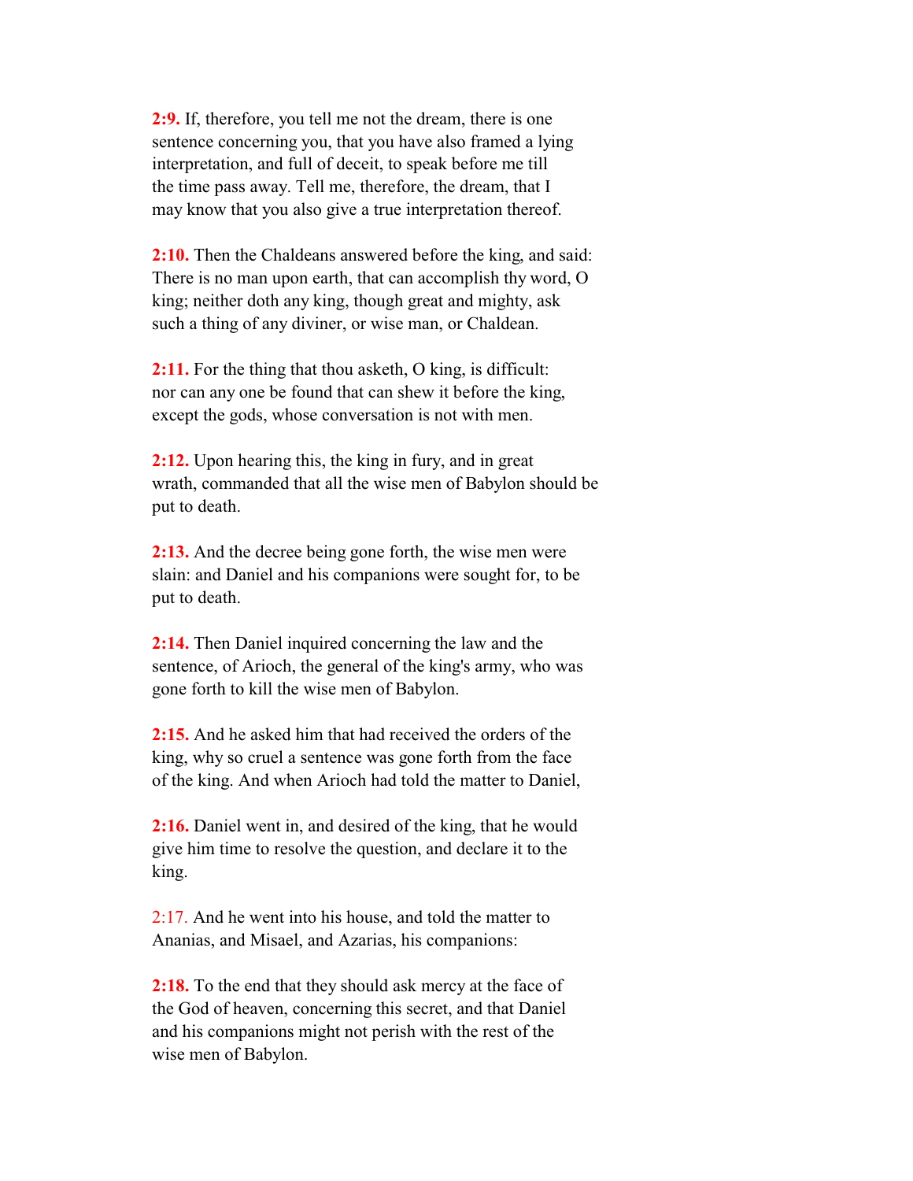**2:9.** If, therefore, you tell me not the dream, there is one sentence concerning you, that you have also framed a lying interpretation, and full of deceit, to speak before me till the time pass away. Tell me, therefore, the dream, that I may know that you also give a true interpretation thereof.

**2:10.** Then the Chaldeans answered before the king, and said: There is no man upon earth, that can accomplish thy word, O king; neither doth any king, though great and mighty, ask such a thing of any diviner, or wise man, or Chaldean.

**2:11.** For the thing that thou asketh, O king, is difficult: nor can any one be found that can shew it before the king, except the gods, whose conversation is not with men.

**2:12.** Upon hearing this, the king in fury, and in great wrath, commanded that all the wise men of Babylon should be put to death.

**2:13.** And the decree being gone forth, the wise men were slain: and Daniel and his companions were sought for, to be put to death.

**2:14.** Then Daniel inquired concerning the law and the sentence, of Arioch, the general of the king's army, who was gone forth to kill the wise men of Babylon.

**2:15.** And he asked him that had received the orders of the king, why so cruel a sentence was gone forth from the face of the king. And when Arioch had told the matter to Daniel,

**2:16.** Daniel went in, and desired of the king, that he would give him time to resolve the question, and declare it to the king.

2:17. And he went into his house, and told the matter to Ananias, and Misael, and Azarias, his companions:

**2:18.** To the end that they should ask mercy at the face of the God of heaven, concerning this secret, and that Daniel and his companions might not perish with the rest of the wise men of Babylon.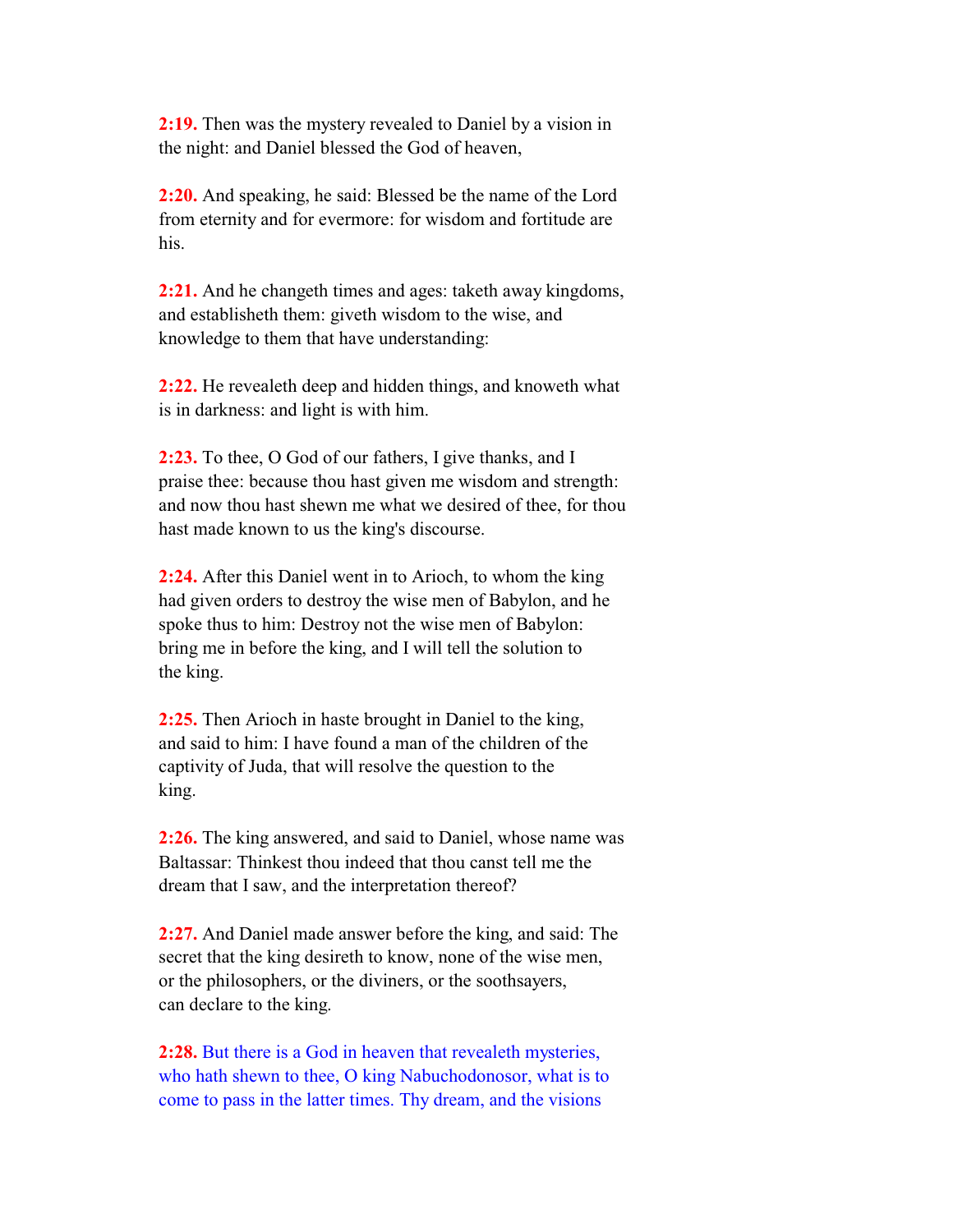**2:19.** Then was the mystery revealed to Daniel by a vision in the night: and Daniel blessed the God of heaven,

**2:20.** And speaking, he said: Blessed be the name of the Lord from eternity and for evermore: for wisdom and fortitude are his.

**2:21.** And he changeth times and ages: taketh away kingdoms, and establisheth them: giveth wisdom to the wise, and knowledge to them that have understanding:

**2:22.** He revealeth deep and hidden things, and knoweth what is in darkness: and light is with him.

**2:23.** To thee, O God of our fathers, I give thanks, and I praise thee: because thou hast given me wisdom and strength: and now thou hast shewn me what we desired of thee, for thou hast made known to us the king's discourse.

**2:24.** After this Daniel went in to Arioch, to whom the king had given orders to destroy the wise men of Babylon, and he spoke thus to him: Destroy not the wise men of Babylon: bring me in before the king, and I will tell the solution to the king.

**2:25.** Then Arioch in haste brought in Daniel to the king, and said to him: I have found a man of the children of the captivity of Juda, that will resolve the question to the king.

**2:26.** The king answered, and said to Daniel, whose name was Baltassar: Thinkest thou indeed that thou canst tell me the dream that I saw, and the interpretation thereof?

**2:27.** And Daniel made answer before the king, and said: The secret that the king desireth to know, none of the wise men, or the philosophers, or the diviners, or the soothsayers, can declare to the king.

**2:28.** But there is a God in heaven that revealeth mysteries, who hath shewn to thee, O king Nabuchodonosor, what is to come to pass in the latter times. Thy dream, and the visions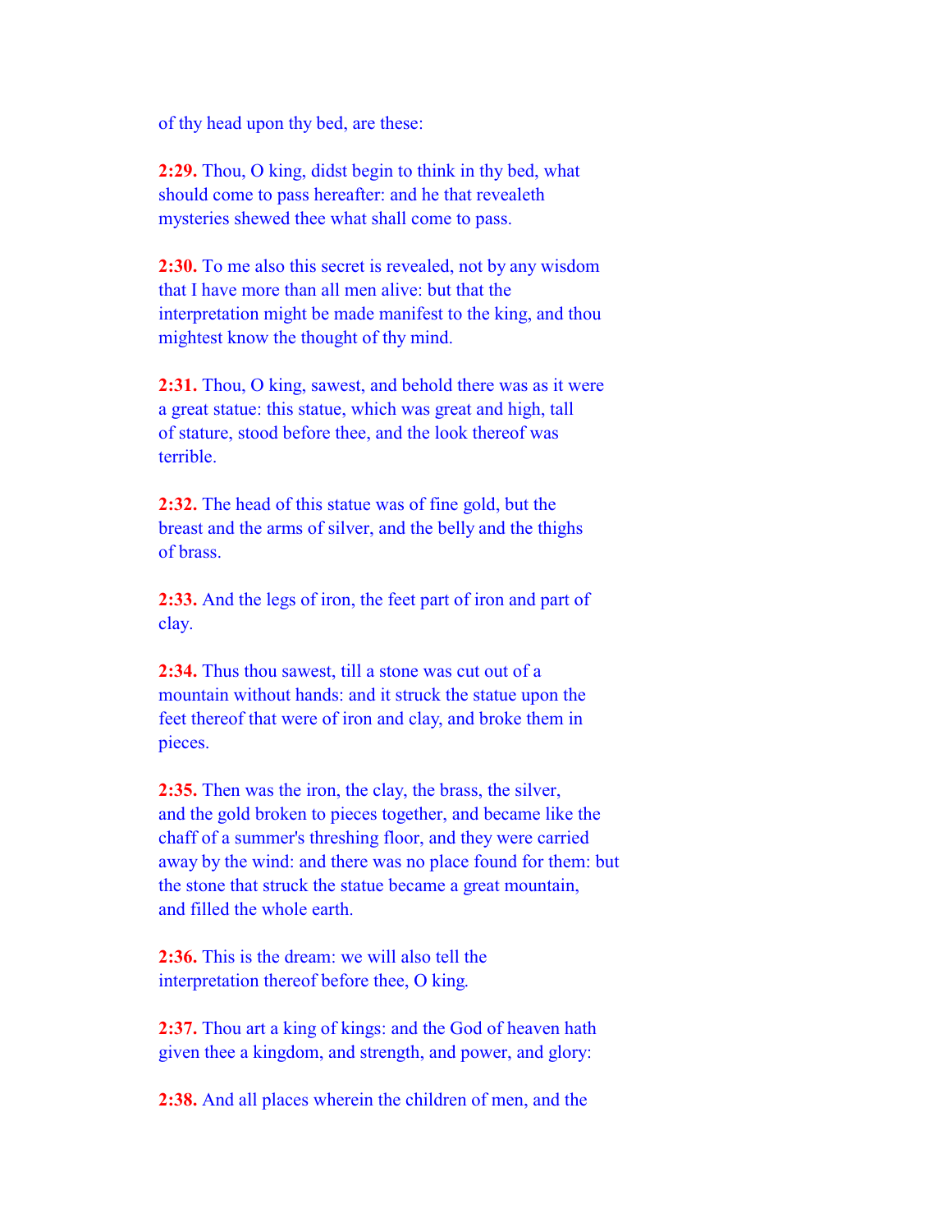of thy head upon thy bed, are these:

**2:29.** Thou, O king, didst begin to think in thy bed, what should come to pass hereafter: and he that revealeth mysteries shewed thee what shall come to pass.

**2:30.** To me also this secret is revealed, not by any wisdom that I have more than all men alive: but that the interpretation might be made manifest to the king, and thou mightest know the thought of thy mind.

**2:31.** Thou, O king, sawest, and behold there was as it were a great statue: this statue, which was great and high, tall of stature, stood before thee, and the look thereof was terrible.

**2:32.** The head of this statue was of fine gold, but the breast and the arms of silver, and the belly and the thighs of brass.

**2:33.** And the legs of iron, the feet part of iron and part of clay.

**2:34.** Thus thou sawest, till a stone was cut out of a mountain without hands: and it struck the statue upon the feet thereof that were of iron and clay, and broke them in pieces.

**2:35.** Then was the iron, the clay, the brass, the silver, and the gold broken to pieces together, and became like the chaff of a summer's threshing floor, and they were carried away by the wind: and there was no place found for them: but the stone that struck the statue became a great mountain, and filled the whole earth.

**2:36.** This is the dream: we will also tell the interpretation thereof before thee, O king.

**2:37.** Thou art a king of kings: and the God of heaven hath given thee a kingdom, and strength, and power, and glory:

**2:38.** And all places wherein the children of men, and the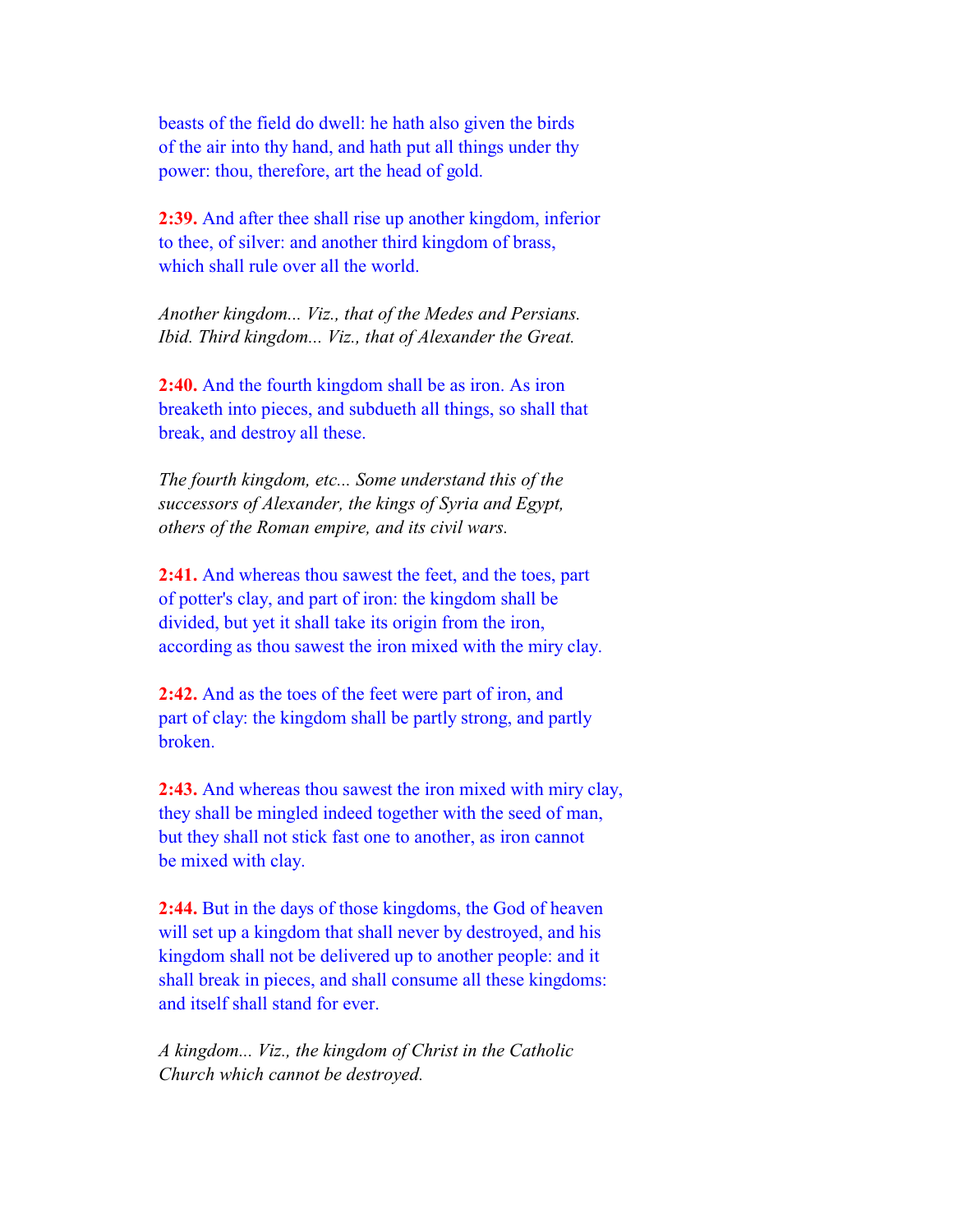beasts of the field do dwell: he hath also given the birds of the air into thy hand, and hath put all things under thy power: thou, therefore, art the head of gold.

**2:39.** And after thee shall rise up another kingdom, inferior to thee, of silver: and another third kingdom of brass, which shall rule over all the world.

*Another kingdom... Viz., that of the Medes and Persians. Ibid. Third kingdom... Viz., that of Alexander the Great.*

**2:40.** And the fourth kingdom shall be as iron. As iron breaketh into pieces, and subdueth all things, so shall that break, and destroy all these.

*The fourth kingdom, etc... Some understand this of the successors of Alexander, the kings of Syria and Egypt, others of the Roman empire, and its civil wars.*

**2:41.** And whereas thou sawest the feet, and the toes, part of potter's clay, and part of iron: the kingdom shall be divided, but yet it shall take its origin from the iron, according as thou sawest the iron mixed with the miry clay.

**2:42.** And as the toes of the feet were part of iron, and part of clay: the kingdom shall be partly strong, and partly broken.

**2:43.** And whereas thou sawest the iron mixed with miry clay, they shall be mingled indeed together with the seed of man, but they shall not stick fast one to another, as iron cannot be mixed with clay.

**2:44.** But in the days of those kingdoms, the God of heaven will set up a kingdom that shall never by destroyed, and his kingdom shall not be delivered up to another people: and it shall break in pieces, and shall consume all these kingdoms: and itself shall stand for ever.

*A kingdom... Viz., the kingdom of Christ in the Catholic Church which cannot be destroyed.*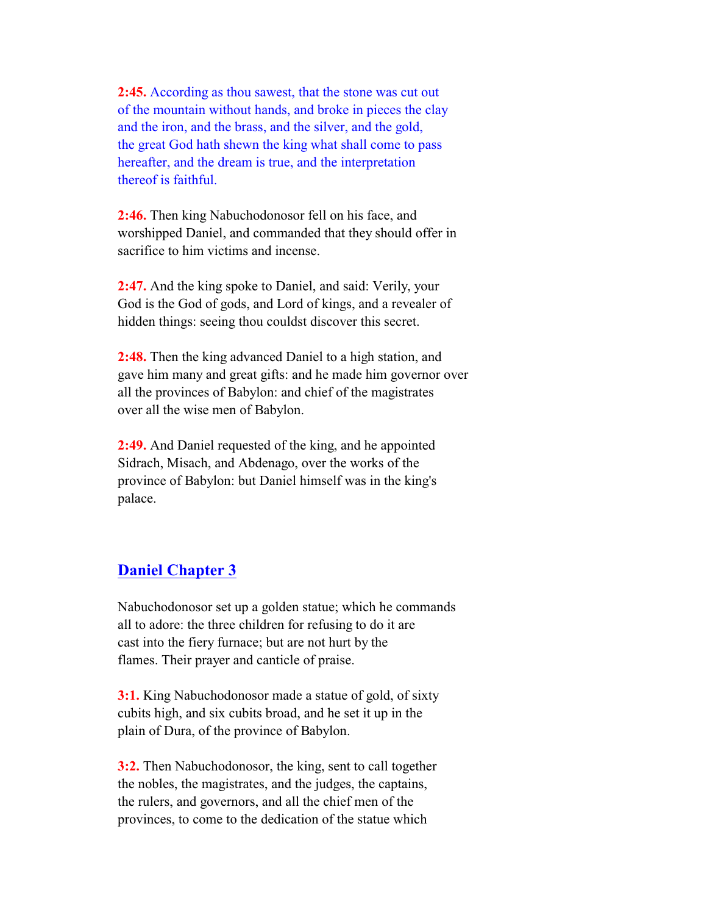**2:45.** According as thou sawest, that the stone was cut out of the mountain without hands, and broke in pieces the clay and the iron, and the brass, and the silver, and the gold, the great God hath shewn the king what shall come to pass hereafter, and the dream is true, and the interpretation thereof is faithful.

**2:46.** Then king Nabuchodonosor fell on his face, and worshipped Daniel, and commanded that they should offer in sacrifice to him victims and incense.

**2:47.** And the king spoke to Daniel, and said: Verily, your God is the God of gods, and Lord of kings, and a revealer of hidden things: seeing thou couldst discover this secret.

**2:48.** Then the king advanced Daniel to a high station, and gave him many and great gifts: and he made him governor over all the provinces of Babylon: and chief of the magistrates over all the wise men of Babylon.

**2:49.** And Daniel requested of the king, and he appointed Sidrach, Misach, and Abdenago, over the works of the province of Babylon: but Daniel himself was in the king's palace.

## Daniel Chapter 3

Nabuchodonosor set up a golden statue; which he commands all to adore: the three children for refusing to do it are cast into the fiery furnace; but are not hurt by the flames. Their prayer and canticle of praise.

**3:1.** King Nabuchodonosor made a statue of gold, of sixty cubits high, and six cubits broad, and he set it up in the plain of Dura, of the province of Babylon.

**3:2.** Then Nabuchodonosor, the king, sent to call together the nobles, the magistrates, and the judges, the captains, the rulers, and governors, and all the chief men of the provinces, to come to the dedication of the statue which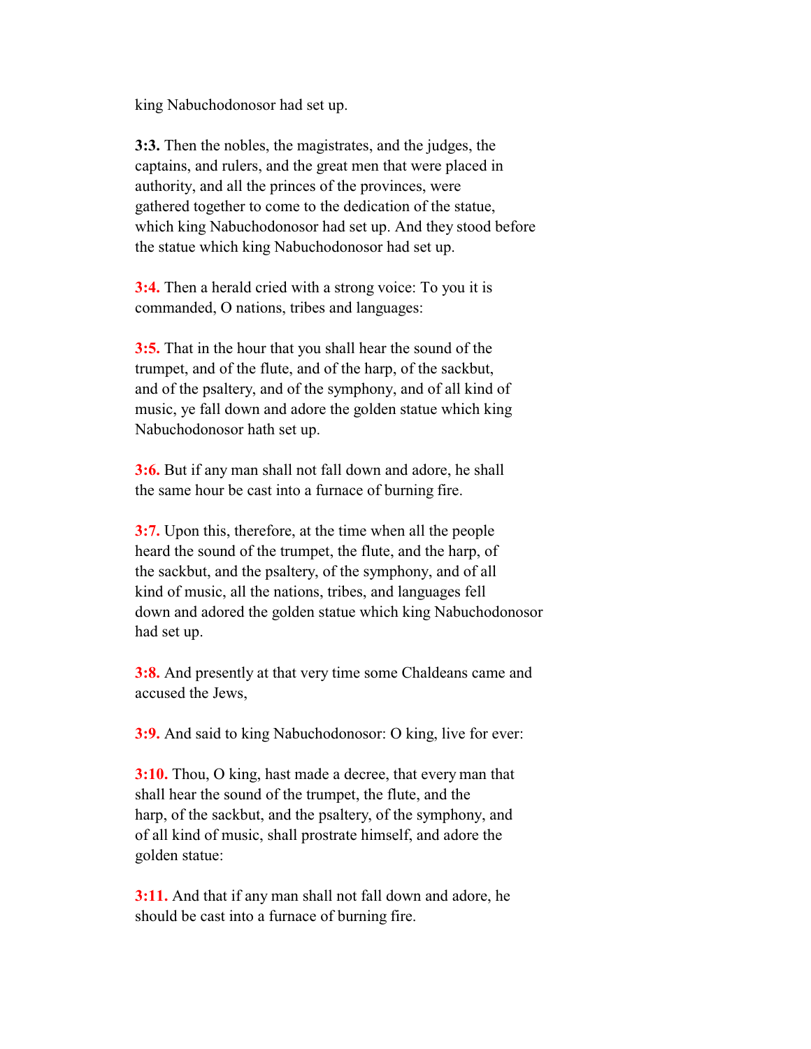king Nabuchodonosor had set up.

**3:3.** Then the nobles, the magistrates, and the judges, the captains, and rulers, and the great men that were placed in authority, and all the princes of the provinces, were gathered together to come to the dedication of the statue, which king Nabuchodonosor had set up. And they stood before the statue which king Nabuchodonosor had set up.

**3:4.** Then a herald cried with a strong voice: To you it is commanded, O nations, tribes and languages:

**3:5.** That in the hour that you shall hear the sound of the trumpet, and of the flute, and of the harp, of the sackbut, and of the psaltery, and of the symphony, and of all kind of music, ye fall down and adore the golden statue which king Nabuchodonosor hath set up.

**3:6.** But if any man shall not fall down and adore, he shall the same hour be cast into a furnace of burning fire.

**3:7.** Upon this, therefore, at the time when all the people heard the sound of the trumpet, the flute, and the harp, of the sackbut, and the psaltery, of the symphony, and of all kind of music, all the nations, tribes, and languages fell down and adored the golden statue which king Nabuchodonosor had set up.

**3:8.** And presently at that very time some Chaldeans came and accused the Jews,

**3:9.** And said to king Nabuchodonosor: O king, live for ever:

**3:10.** Thou, O king, hast made a decree, that every man that shall hear the sound of the trumpet, the flute, and the harp, of the sackbut, and the psaltery, of the symphony, and of all kind of music, shall prostrate himself, and adore the golden statue:

**3:11.** And that if any man shall not fall down and adore, he should be cast into a furnace of burning fire.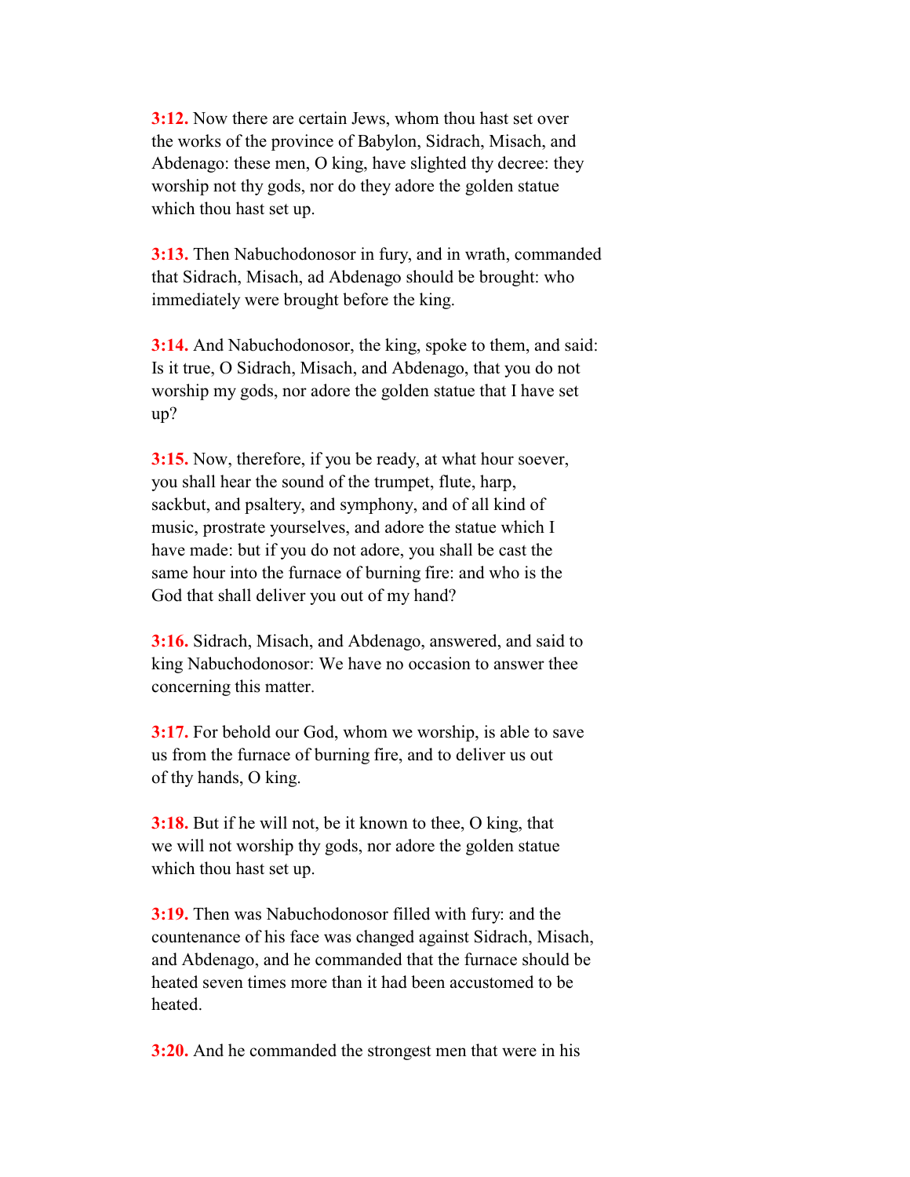**3:12.** Now there are certain Jews, whom thou hast set over the works of the province of Babylon, Sidrach, Misach, and Abdenago: these men, O king, have slighted thy decree: they worship not thy gods, nor do they adore the golden statue which thou hast set up.

**3:13.** Then Nabuchodonosor in fury, and in wrath, commanded that Sidrach, Misach, ad Abdenago should be brought: who immediately were brought before the king.

**3:14.** And Nabuchodonosor, the king, spoke to them, and said: Is it true, O Sidrach, Misach, and Abdenago, that you do not worship my gods, nor adore the golden statue that I have set up?

**3:15.** Now, therefore, if you be ready, at what hour soever, you shall hear the sound of the trumpet, flute, harp, sackbut, and psaltery, and symphony, and of all kind of music, prostrate yourselves, and adore the statue which I have made: but if you do not adore, you shall be cast the same hour into the furnace of burning fire: and who is the God that shall deliver you out of my hand?

**3:16.** Sidrach, Misach, and Abdenago, answered, and said to king Nabuchodonosor: We have no occasion to answer thee concerning this matter.

**3:17.** For behold our God, whom we worship, is able to save us from the furnace of burning fire, and to deliver us out of thy hands, O king.

**3:18.** But if he will not, be it known to thee, O king, that we will not worship thy gods, nor adore the golden statue which thou hast set up.

**3:19.** Then was Nabuchodonosor filled with fury: and the countenance of his face was changed against Sidrach, Misach, and Abdenago, and he commanded that the furnace should be heated seven times more than it had been accustomed to be heated.

**3:20.** And he commanded the strongest men that were in his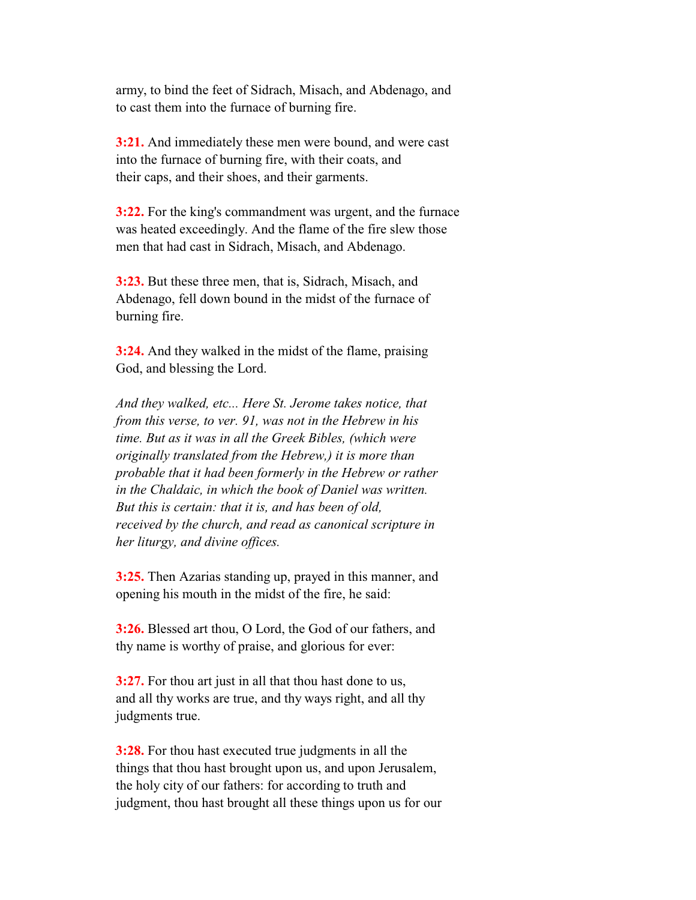army, to bind the feet of Sidrach, Misach, and Abdenago, and to cast them into the furnace of burning fire.

**3:21.** And immediately these men were bound, and were cast into the furnace of burning fire, with their coats, and their caps, and their shoes, and their garments.

**3:22.** For the king's commandment was urgent, and the furnace was heated exceedingly. And the flame of the fire slew those men that had cast in Sidrach, Misach, and Abdenago.

**3:23.** But these three men, that is, Sidrach, Misach, and Abdenago, fell down bound in the midst of the furnace of burning fire.

**3:24.** And they walked in the midst of the flame, praising God, and blessing the Lord.

*And they walked, etc... Here St. Jerome takes notice, that from this verse, to ver. 91, was not in the Hebrew in his time. But as it was in all the Greek Bibles, (which were originally translated from the Hebrew,) it is more than probable that it had been formerly in the Hebrew or rather in the Chaldaic, in which the book of Daniel was written. But this is certain: that it is, and has been of old, received by the church, and read as canonical scripture in her liturgy, and divine offices.*

**3:25.** Then Azarias standing up, prayed in this manner, and opening his mouth in the midst of the fire, he said:

**3:26.** Blessed art thou, O Lord, the God of our fathers, and thy name is worthy of praise, and glorious for ever:

**3:27.** For thou art just in all that thou hast done to us, and all thy works are true, and thy ways right, and all thy judgments true.

**3:28.** For thou hast executed true judgments in all the things that thou hast brought upon us, and upon Jerusalem, the holy city of our fathers: for according to truth and judgment, thou hast brought all these things upon us for our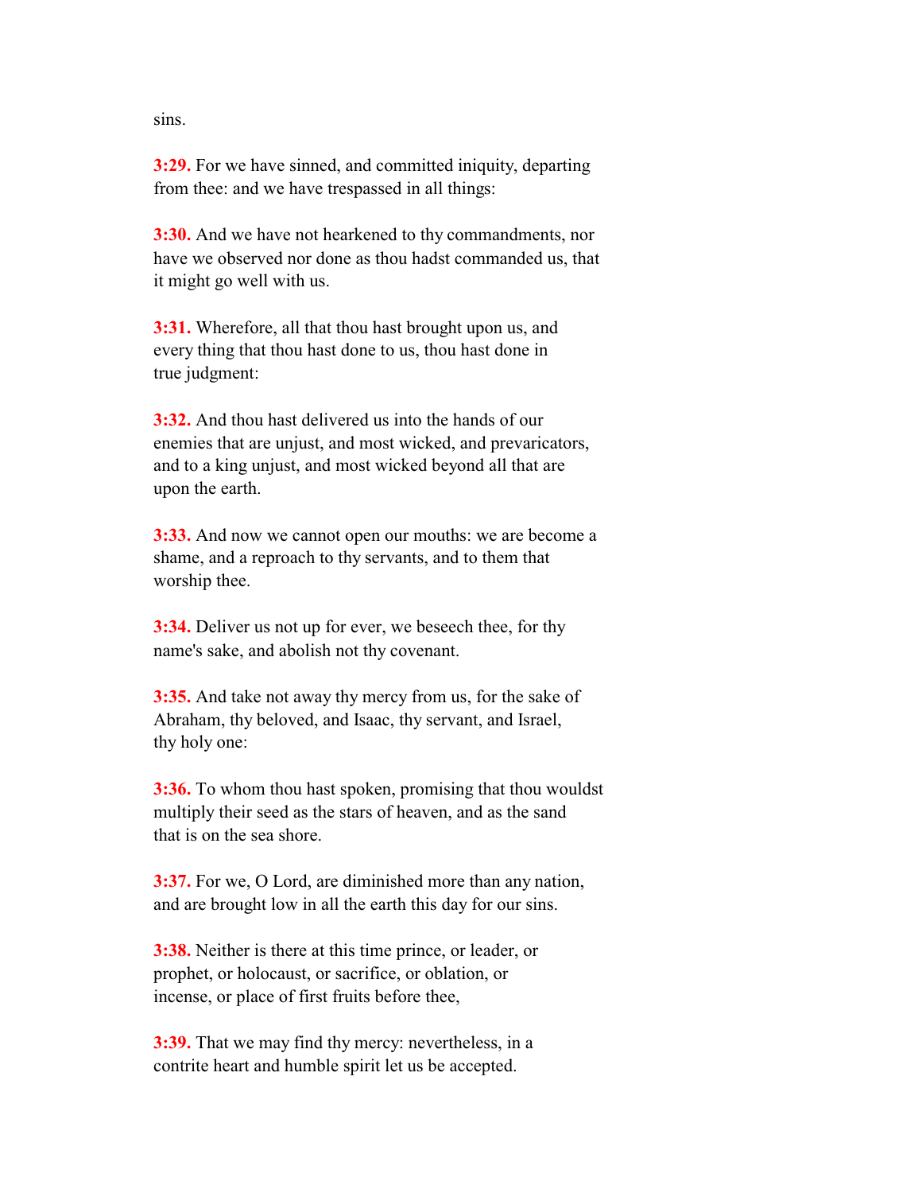sins.

**3:29.** For we have sinned, and committed iniquity, departing from thee: and we have trespassed in all things:

**3:30.** And we have not hearkened to thy commandments, nor have we observed nor done as thou hadst commanded us, that it might go well with us.

**3:31.** Wherefore, all that thou hast brought upon us, and every thing that thou hast done to us, thou hast done in true judgment:

**3:32.** And thou hast delivered us into the hands of our enemies that are unjust, and most wicked, and prevaricators, and to a king unjust, and most wicked beyond all that are upon the earth.

**3:33.** And now we cannot open our mouths: we are become a shame, and a reproach to thy servants, and to them that worship thee.

**3:34.** Deliver us not up for ever, we beseech thee, for thy name's sake, and abolish not thy covenant.

**3:35.** And take not away thy mercy from us, for the sake of Abraham, thy beloved, and Isaac, thy servant, and Israel, thy holy one:

**3:36.** To whom thou hast spoken, promising that thou wouldst multiply their seed as the stars of heaven, and as the sand that is on the sea shore.

**3:37.** For we, O Lord, are diminished more than any nation, and are brought low in all the earth this day for our sins.

**3:38.** Neither is there at this time prince, or leader, or prophet, or holocaust, or sacrifice, or oblation, or incense, or place of first fruits before thee,

**3:39.** That we may find thy mercy: nevertheless, in a contrite heart and humble spirit let us be accepted.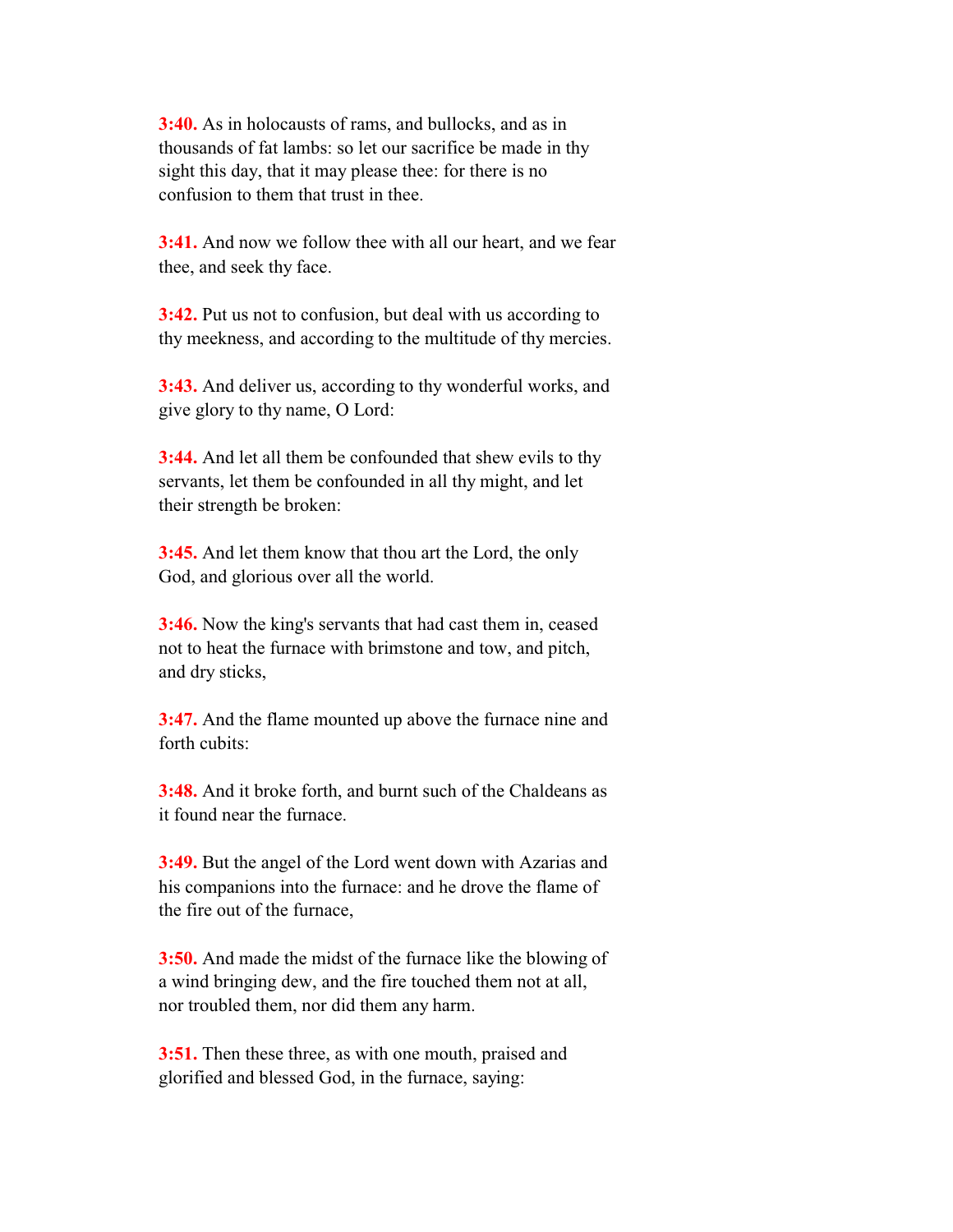**3:40.** As in holocausts of rams, and bullocks, and as in thousands of fat lambs: so let our sacrifice be made in thy sight this day, that it may please thee: for there is no confusion to them that trust in thee.

**3:41.** And now we follow thee with all our heart, and we fear thee, and seek thy face.

**3:42.** Put us not to confusion, but deal with us according to thy meekness, and according to the multitude of thy mercies.

**3:43.** And deliver us, according to thy wonderful works, and give glory to thy name, O Lord:

**3:44.** And let all them be confounded that shew evils to thy servants, let them be confounded in all thy might, and let their strength be broken:

**3:45.** And let them know that thou art the Lord, the only God, and glorious over all the world.

**3:46.** Now the king's servants that had cast them in, ceased not to heat the furnace with brimstone and tow, and pitch, and dry sticks,

**3:47.** And the flame mounted up above the furnace nine and forth cubits:

**3:48.** And it broke forth, and burnt such of the Chaldeans as it found near the furnace.

**3:49.** But the angel of the Lord went down with Azarias and his companions into the furnace: and he drove the flame of the fire out of the furnace,

**3:50.** And made the midst of the furnace like the blowing of a wind bringing dew, and the fire touched them not at all, nor troubled them, nor did them any harm.

**3:51.** Then these three, as with one mouth, praised and glorified and blessed God, in the furnace, saying: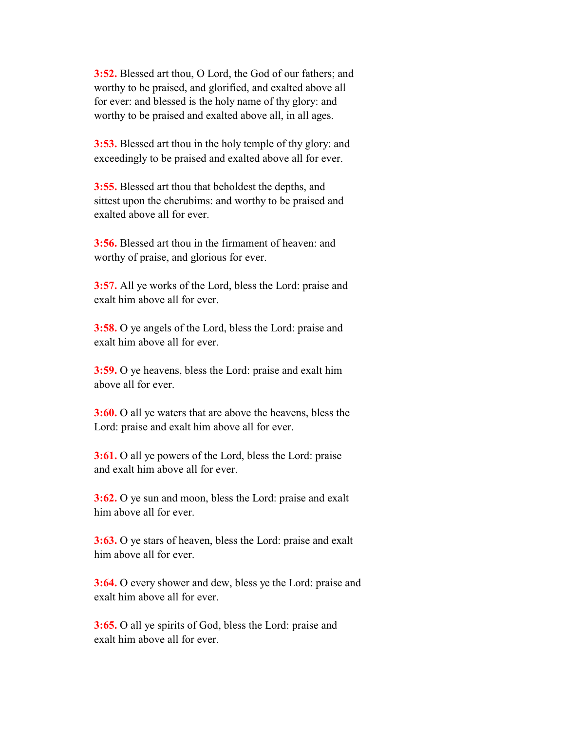**3:52.** Blessed art thou, O Lord, the God of our fathers; and worthy to be praised, and glorified, and exalted above all for ever: and blessed is the holy name of thy glory: and worthy to be praised and exalted above all, in all ages.

**3:53.** Blessed art thou in the holy temple of thy glory: and exceedingly to be praised and exalted above all for ever.

**3:55.** Blessed art thou that beholdest the depths, and sittest upon the cherubims: and worthy to be praised and exalted above all for ever.

**3:56.** Blessed art thou in the firmament of heaven: and worthy of praise, and glorious for ever.

**3:57.** All ye works of the Lord, bless the Lord: praise and exalt him above all for ever.

**3:58.** O ye angels of the Lord, bless the Lord: praise and exalt him above all for ever.

**3:59.** O ye heavens, bless the Lord: praise and exalt him above all for ever.

**3:60.** O all ye waters that are above the heavens, bless the Lord: praise and exalt him above all for ever.

**3:61.** O all ye powers of the Lord, bless the Lord: praise and exalt him above all for ever.

**3:62.** O ye sun and moon, bless the Lord: praise and exalt him above all for ever.

**3:63.** O ye stars of heaven, bless the Lord: praise and exalt him above all for ever.

**3:64.** O every shower and dew, bless ye the Lord: praise and exalt him above all for ever.

**3:65.** O all ye spirits of God, bless the Lord: praise and exalt him above all for ever.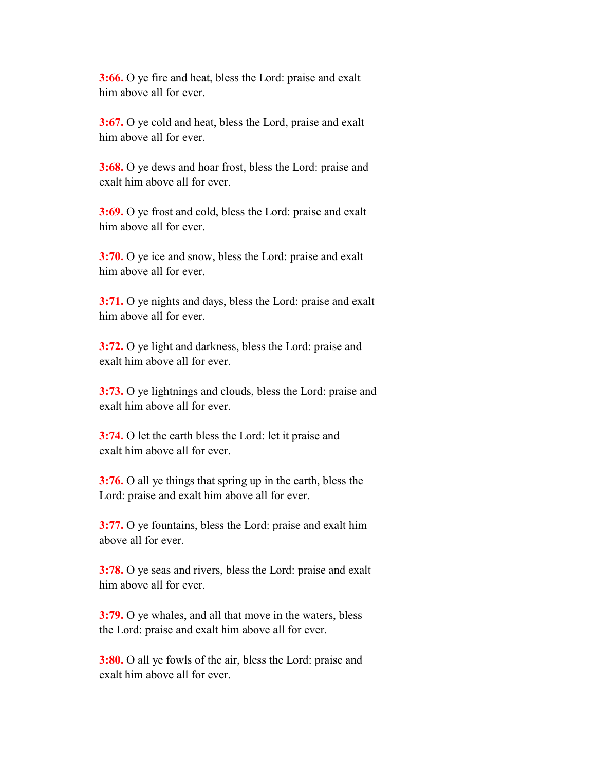**3:66.** O ye fire and heat, bless the Lord: praise and exalt him above all for ever.

**3:67.** O ye cold and heat, bless the Lord, praise and exalt him above all for ever.

**3:68.** O ye dews and hoar frost, bless the Lord: praise and exalt him above all for ever.

**3:69.** O ye frost and cold, bless the Lord: praise and exalt him above all for ever.

**3:70.** O ye ice and snow, bless the Lord: praise and exalt him above all for ever.

**3:71.** O ye nights and days, bless the Lord: praise and exalt him above all for ever.

**3:72.** O ye light and darkness, bless the Lord: praise and exalt him above all for ever.

**3:73.** O ye lightnings and clouds, bless the Lord: praise and exalt him above all for ever.

**3:74.** O let the earth bless the Lord: let it praise and exalt him above all for ever.

**3:76.** O all ye things that spring up in the earth, bless the Lord: praise and exalt him above all for ever.

**3:77.** O ye fountains, bless the Lord: praise and exalt him above all for ever.

**3:78.** O ye seas and rivers, bless the Lord: praise and exalt him above all for ever.

**3:79.** O ye whales, and all that move in the waters, bless the Lord: praise and exalt him above all for ever.

**3:80.** O all ye fowls of the air, bless the Lord: praise and exalt him above all for ever.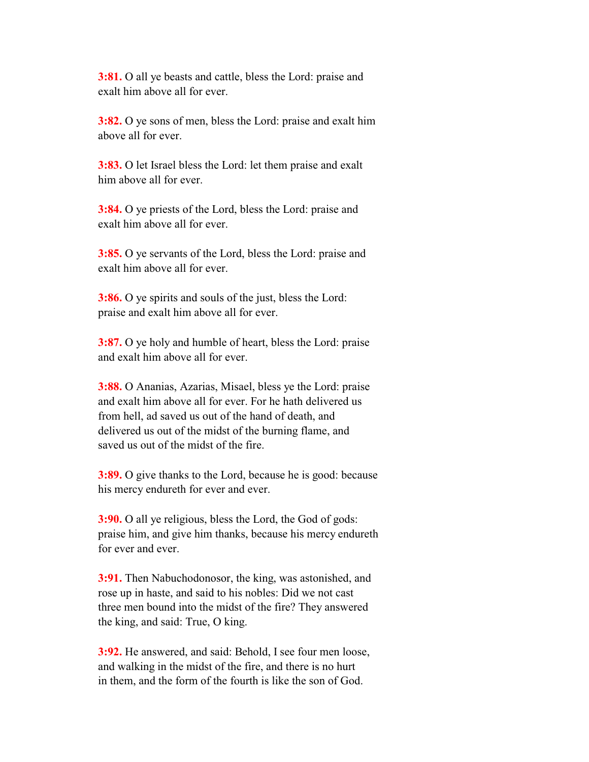**3:81.** O all ye beasts and cattle, bless the Lord: praise and exalt him above all for ever.

**3:82.** O ye sons of men, bless the Lord: praise and exalt him above all for ever.

**3:83.** O let Israel bless the Lord: let them praise and exalt him above all for ever.

**3:84.** O ye priests of the Lord, bless the Lord: praise and exalt him above all for ever.

**3:85.** O ye servants of the Lord, bless the Lord: praise and exalt him above all for ever.

**3:86.** O ye spirits and souls of the just, bless the Lord: praise and exalt him above all for ever.

**3:87.** O ye holy and humble of heart, bless the Lord: praise and exalt him above all for ever.

**3:88.** O Ananias, Azarias, Misael, bless ye the Lord: praise and exalt him above all for ever. For he hath delivered us from hell, ad saved us out of the hand of death, and delivered us out of the midst of the burning flame, and saved us out of the midst of the fire.

**3:89.** O give thanks to the Lord, because he is good: because his mercy endureth for ever and ever.

**3:90.** O all ye religious, bless the Lord, the God of gods: praise him, and give him thanks, because his mercy endureth for ever and ever.

**3:91.** Then Nabuchodonosor, the king, was astonished, and rose up in haste, and said to his nobles: Did we not cast three men bound into the midst of the fire? They answered the king, and said: True, O king.

**3:92.** He answered, and said: Behold, I see four men loose, and walking in the midst of the fire, and there is no hurt in them, and the form of the fourth is like the son of God.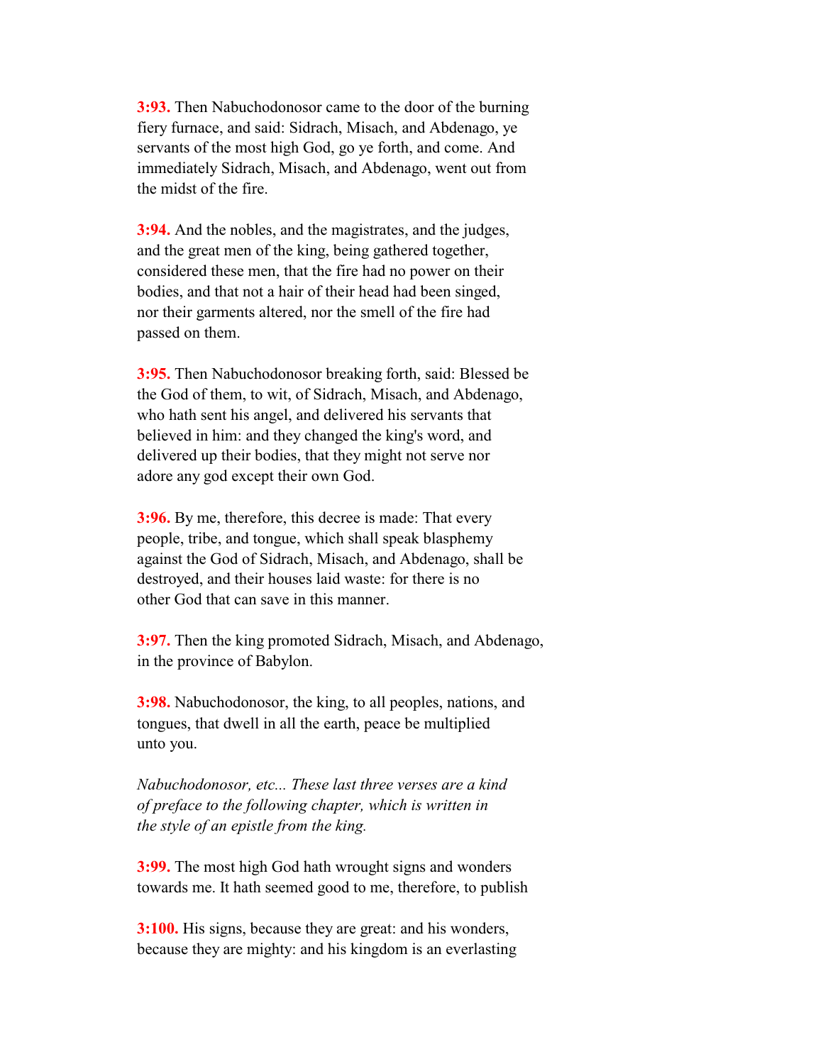**3:93.** Then Nabuchodonosor came to the door of the burning fiery furnace, and said: Sidrach, Misach, and Abdenago, ye servants of the most high God, go ye forth, and come. And immediately Sidrach, Misach, and Abdenago, went out from the midst of the fire.

**3:94.** And the nobles, and the magistrates, and the judges, and the great men of the king, being gathered together, considered these men, that the fire had no power on their bodies, and that not a hair of their head had been singed, nor their garments altered, nor the smell of the fire had passed on them.

**3:95.** Then Nabuchodonosor breaking forth, said: Blessed be the God of them, to wit, of Sidrach, Misach, and Abdenago, who hath sent his angel, and delivered his servants that believed in him: and they changed the king's word, and delivered up their bodies, that they might not serve nor adore any god except their own God.

**3:96.** By me, therefore, this decree is made: That every people, tribe, and tongue, which shall speak blasphemy against the God of Sidrach, Misach, and Abdenago, shall be destroyed, and their houses laid waste: for there is no other God that can save in this manner.

**3:97.** Then the king promoted Sidrach, Misach, and Abdenago, in the province of Babylon.

**3:98.** Nabuchodonosor, the king, to all peoples, nations, and tongues, that dwell in all the earth, peace be multiplied unto you.

*Nabuchodonosor, etc... These last three verses are a kind of preface to the following chapter, which is written in the style of an epistle from the king.*

**3:99.** The most high God hath wrought signs and wonders towards me. It hath seemed good to me, therefore, to publish

**3:100.** His signs, because they are great: and his wonders, because they are mighty: and his kingdom is an everlasting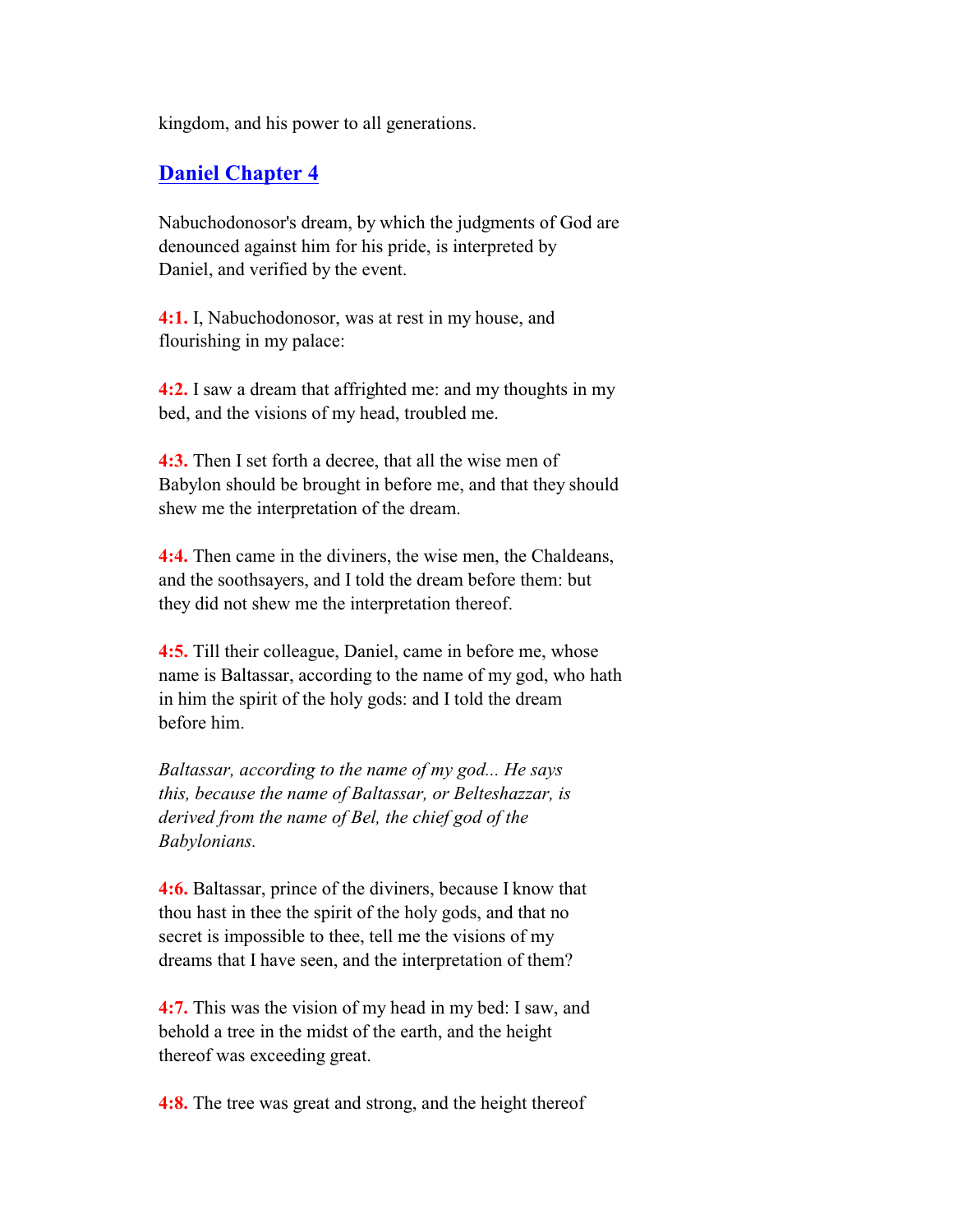kingdom, and his power to all generations.

## Daniel Chapter 4

Nabuchodonosor's dream, by which the judgments of God are denounced against him for his pride, is interpreted by Daniel, and verified by the event.

**4:1.** I, Nabuchodonosor, was at rest in my house, and flourishing in my palace:

**4:2.** I saw a dream that affrighted me: and my thoughts in my bed, and the visions of my head, troubled me.

**4:3.** Then I set forth a decree, that all the wise men of Babylon should be brought in before me, and that they should shew me the interpretation of the dream.

**4:4.** Then came in the diviners, the wise men, the Chaldeans, and the soothsayers, and I told the dream before them: but they did not shew me the interpretation thereof.

**4:5.** Till their colleague, Daniel, came in before me, whose name is Baltassar, according to the name of my god, who hath in him the spirit of the holy gods: and I told the dream before him.

*Baltassar, according to the name of my god... He says this, because the name of Baltassar, or Belteshazzar, is derived from the name of Bel, the chief god of the Babylonians.*

**4:6.** Baltassar, prince of the diviners, because I know that thou hast in thee the spirit of the holy gods, and that no secret is impossible to thee, tell me the visions of my dreams that I have seen, and the interpretation of them?

**4:7.** This was the vision of my head in my bed: I saw, and behold a tree in the midst of the earth, and the height thereof was exceeding great.

**4:8.** The tree was great and strong, and the height thereof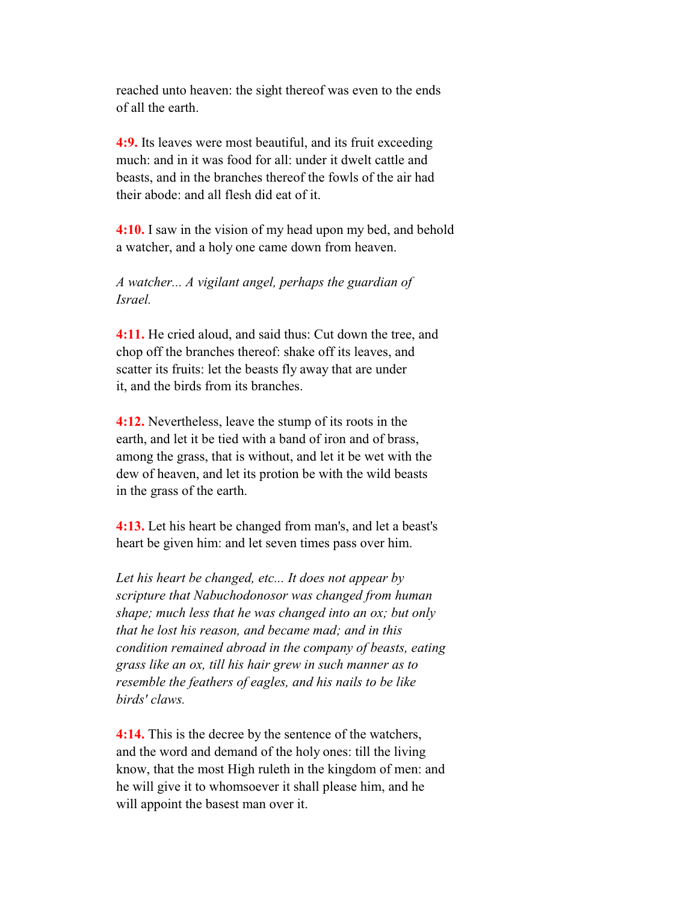reached unto heaven: the sight thereof was even to the ends of all the earth.

**4:9.** Its leaves were most beautiful, and its fruit exceeding much: and in it was food for all: under it dwelt cattle and beasts, and in the branches thereof the fowls of the air had their abode: and all flesh did eat of it.

**4:10.** I saw in the vision of my head upon my bed, and behold a watcher, and a holy one came down from heaven.

*A watcher... A vigilant angel, perhaps the guardian of Israel.*

**4:11.** He cried aloud, and said thus: Cut down the tree, and chop off the branches thereof: shake off its leaves, and scatter its fruits: let the beasts fly away that are under it, and the birds from its branches.

**4:12.** Nevertheless, leave the stump of its roots in the earth, and let it be tied with a band of iron and of brass, among the grass, that is without, and let it be wet with the dew of heaven, and let its protion be with the wild beasts in the grass of the earth.

**4:13.** Let his heart be changed from man's, and let a beast's heart be given him: and let seven times pass over him.

*Let his heart be changed, etc... It does not appear by scripture that Nabuchodonosor was changed from human shape; much less that he was changed into an ox; but only that he lost his reason, and became mad; and in this condition remained abroad in the company of beasts, eating grass like an ox, till his hair grew in such manner as to resemble the feathers of eagles, and his nails to be like birds' claws.*

**4:14.** This is the decree by the sentence of the watchers, and the word and demand of the holy ones: till the living know, that the most High ruleth in the kingdom of men: and he will give it to whomsoever it shall please him, and he will appoint the basest man over it.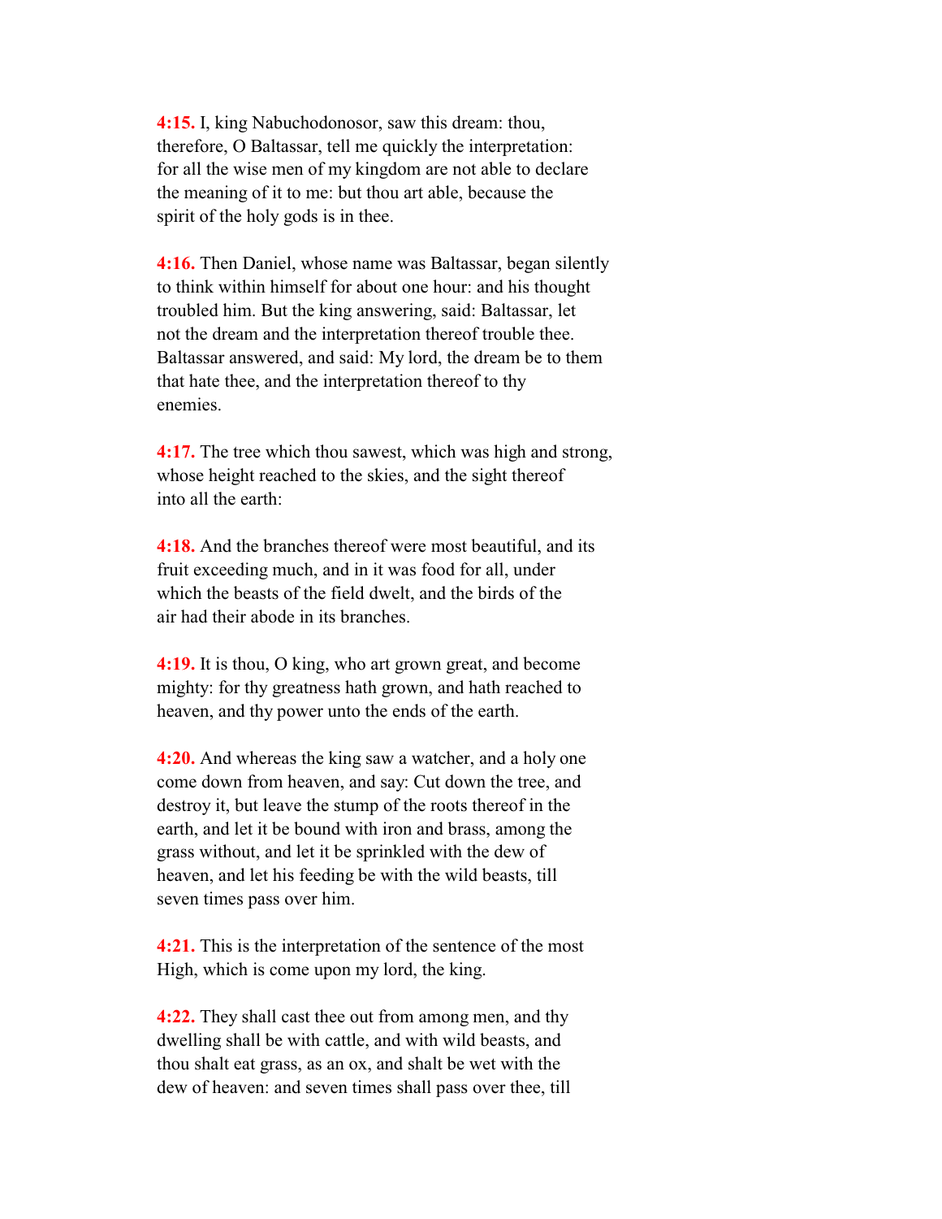**4:15.** I, king Nabuchodonosor, saw this dream: thou, therefore, O Baltassar, tell me quickly the interpretation: for all the wise men of my kingdom are not able to declare the meaning of it to me: but thou art able, because the spirit of the holy gods is in thee.

**4:16.** Then Daniel, whose name was Baltassar, began silently to think within himself for about one hour: and his thought troubled him. But the king answering, said: Baltassar, let not the dream and the interpretation thereof trouble thee. Baltassar answered, and said: My lord, the dream be to them that hate thee, and the interpretation thereof to thy enemies.

**4:17.** The tree which thou sawest, which was high and strong, whose height reached to the skies, and the sight thereof into all the earth:

**4:18.** And the branches thereof were most beautiful, and its fruit exceeding much, and in it was food for all, under which the beasts of the field dwelt, and the birds of the air had their abode in its branches.

**4:19.** It is thou, O king, who art grown great, and become mighty: for thy greatness hath grown, and hath reached to heaven, and thy power unto the ends of the earth.

**4:20.** And whereas the king saw a watcher, and a holy one come down from heaven, and say: Cut down the tree, and destroy it, but leave the stump of the roots thereof in the earth, and let it be bound with iron and brass, among the grass without, and let it be sprinkled with the dew of heaven, and let his feeding be with the wild beasts, till seven times pass over him.

**4:21.** This is the interpretation of the sentence of the most High, which is come upon my lord, the king.

**4:22.** They shall cast thee out from among men, and thy dwelling shall be with cattle, and with wild beasts, and thou shalt eat grass, as an ox, and shalt be wet with the dew of heaven: and seven times shall pass over thee, till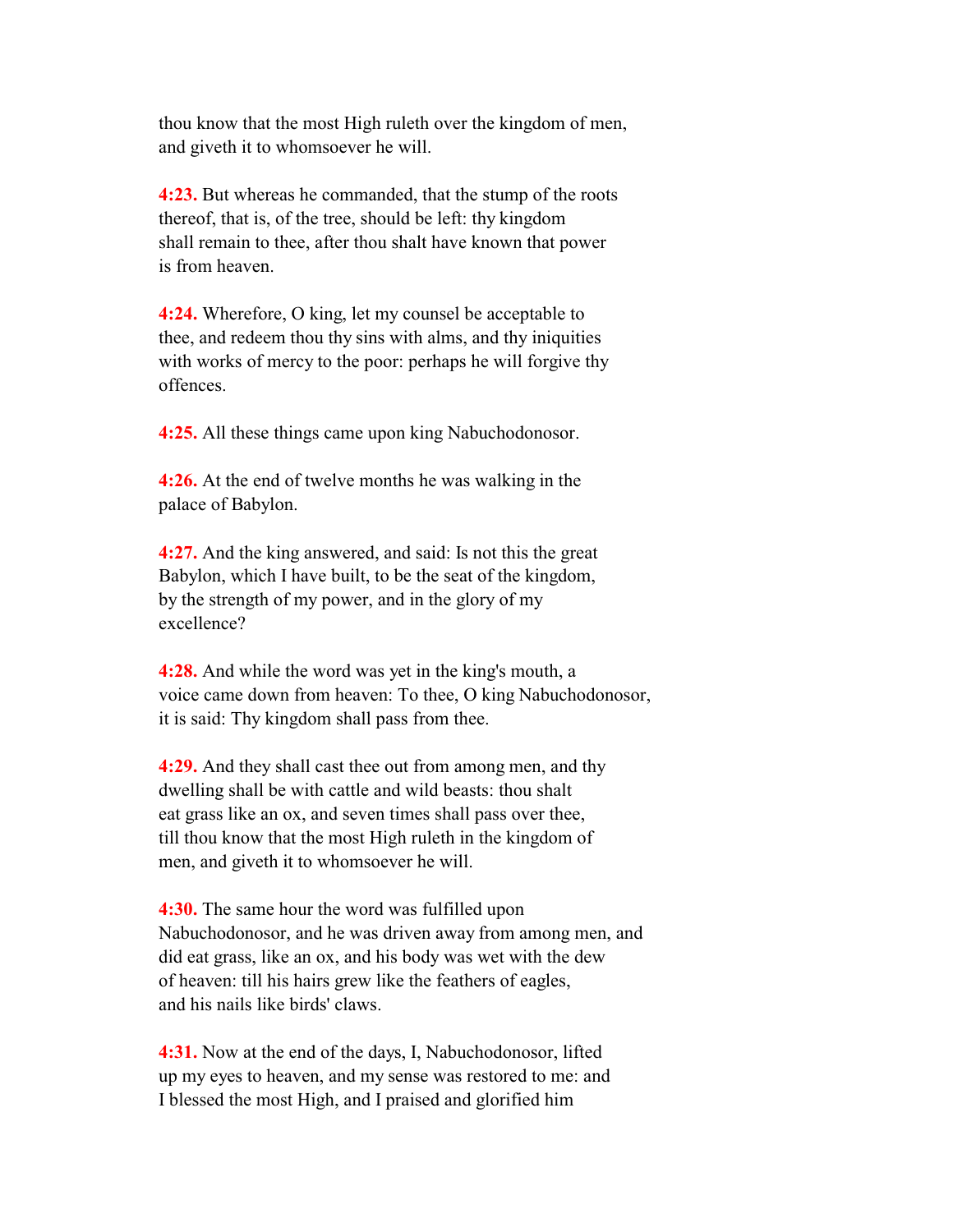thou know that the most High ruleth over the kingdom of men, and giveth it to whomsoever he will.

**4:23.** But whereas he commanded, that the stump of the roots thereof, that is, of the tree, should be left: thy kingdom shall remain to thee, after thou shalt have known that power is from heaven.

**4:24.** Wherefore, O king, let my counsel be acceptable to thee, and redeem thou thy sins with alms, and thy iniquities with works of mercy to the poor: perhaps he will forgive thy offences.

**4:25.** All these things came upon king Nabuchodonosor.

**4:26.** At the end of twelve months he was walking in the palace of Babylon.

**4:27.** And the king answered, and said: Is not this the great Babylon, which I have built, to be the seat of the kingdom, by the strength of my power, and in the glory of my excellence?

**4:28.** And while the word was yet in the king's mouth, a voice came down from heaven: To thee, O king Nabuchodonosor, it is said: Thy kingdom shall pass from thee.

**4:29.** And they shall cast thee out from among men, and thy dwelling shall be with cattle and wild beasts: thou shalt eat grass like an ox, and seven times shall pass over thee, till thou know that the most High ruleth in the kingdom of men, and giveth it to whomsoever he will.

**4:30.** The same hour the word was fulfilled upon Nabuchodonosor, and he was driven away from among men, and did eat grass, like an ox, and his body was wet with the dew of heaven: till his hairs grew like the feathers of eagles, and his nails like birds' claws.

**4:31.** Now at the end of the days, I, Nabuchodonosor, lifted up my eyes to heaven, and my sense was restored to me: and I blessed the most High, and I praised and glorified him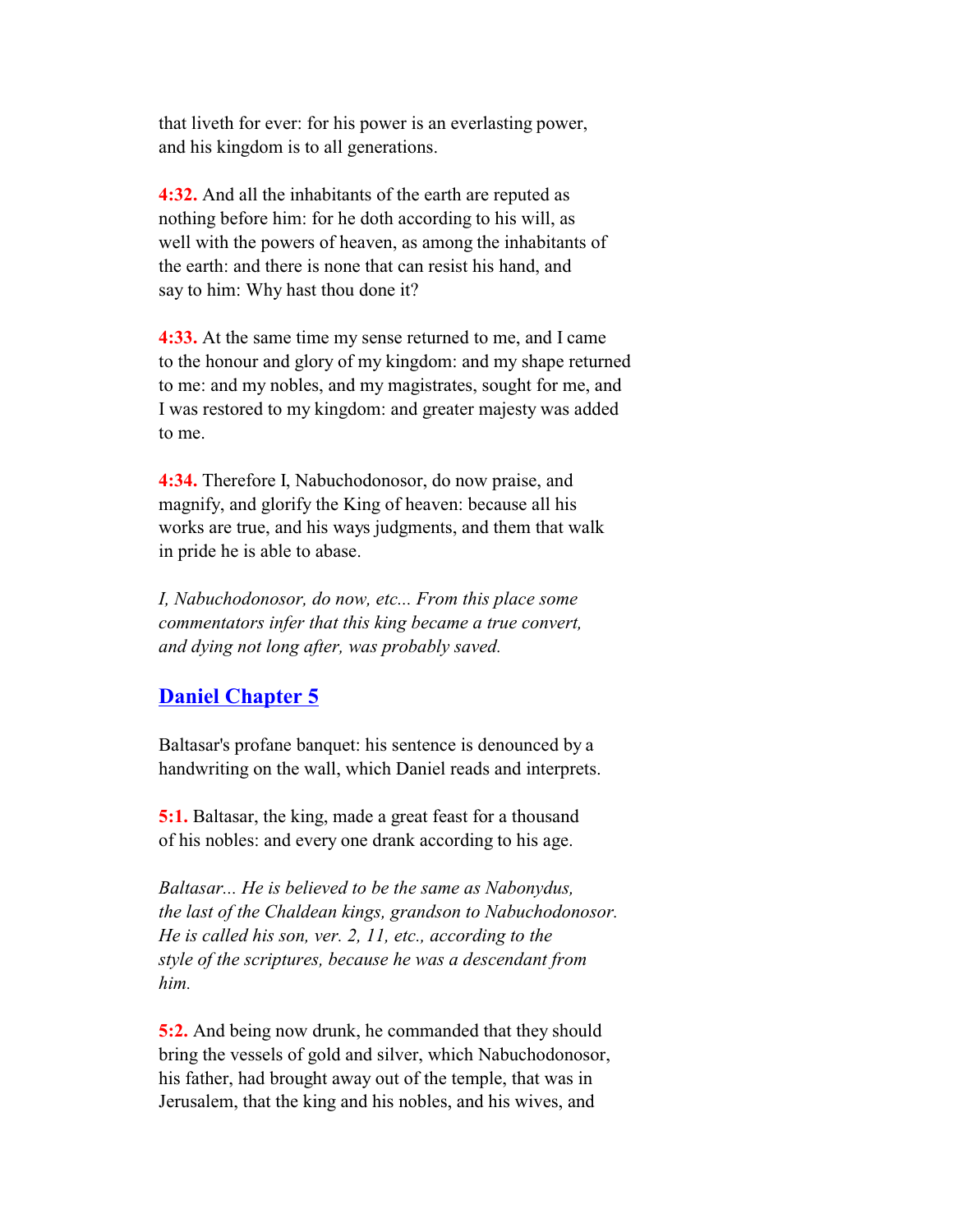that liveth for ever: for his power is an everlasting power, and his kingdom is to all generations.

**4:32.** And all the inhabitants of the earth are reputed as nothing before him: for he doth according to his will, as well with the powers of heaven, as among the inhabitants of the earth: and there is none that can resist his hand, and say to him: Why hast thou done it?

**4:33.** At the same time my sense returned to me, and I came to the honour and glory of my kingdom: and my shape returned to me: and my nobles, and my magistrates, sought for me, and I was restored to my kingdom: and greater majesty was added to me.

**4:34.** Therefore I, Nabuchodonosor, do now praise, and magnify, and glorify the King of heaven: because all his works are true, and his ways judgments, and them that walk in pride he is able to abase.

*I, Nabuchodonosor, do now, etc... From this place some commentators infer that this king became a true convert, and dying not long after, was probably saved.*

## Daniel Chapter 5

Baltasar's profane banquet: his sentence is denounced by a handwriting on the wall, which Daniel reads and interprets.

**5:1.** Baltasar, the king, made a great feast for a thousand of his nobles: and every one drank according to his age.

*Baltasar... He is believed to be the same as Nabonydus, the last of the Chaldean kings, grandson to Nabuchodonosor. He is called his son, ver. 2, 11, etc., according to the style of the scriptures, because he was a descendant from him.*

**5:2.** And being now drunk, he commanded that they should bring the vessels of gold and silver, which Nabuchodonosor, his father, had brought away out of the temple, that was in Jerusalem, that the king and his nobles, and his wives, and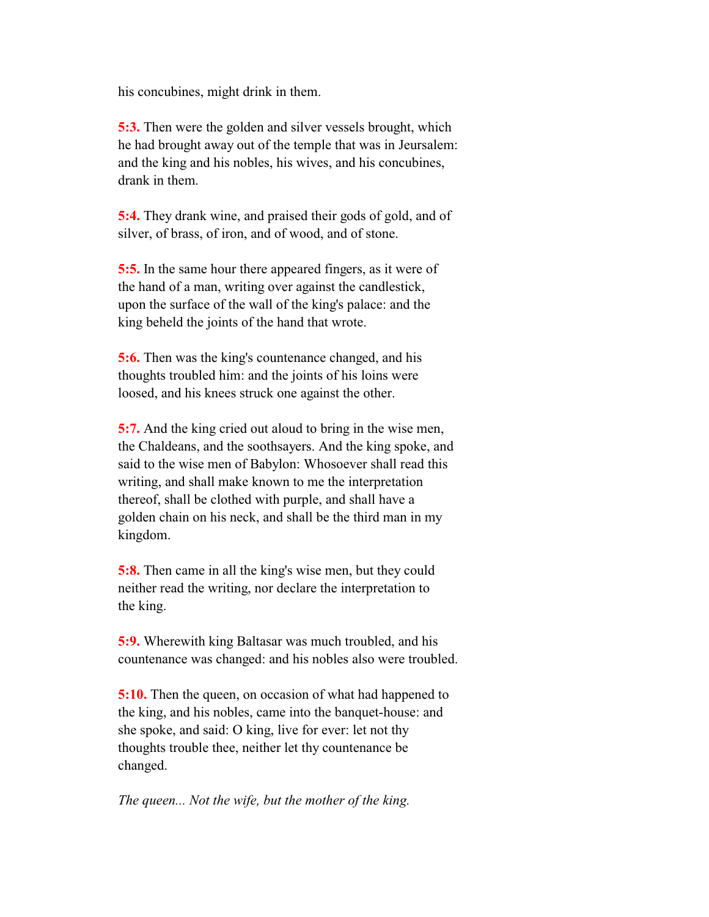his concubines, might drink in them.

**5:3.** Then were the golden and silver vessels brought, which he had brought away out of the temple that was in Jeursalem: and the king and his nobles, his wives, and his concubines, drank in them.

**5:4.** They drank wine, and praised their gods of gold, and of silver, of brass, of iron, and of wood, and of stone.

**5:5.** In the same hour there appeared fingers, as it were of the hand of a man, writing over against the candlestick, upon the surface of the wall of the king's palace: and the king beheld the joints of the hand that wrote.

**5:6.** Then was the king's countenance changed, and his thoughts troubled him: and the joints of his loins were loosed, and his knees struck one against the other.

**5:7.** And the king cried out aloud to bring in the wise men, the Chaldeans, and the soothsayers. And the king spoke, and said to the wise men of Babylon: Whosoever shall read this writing, and shall make known to me the interpretation thereof, shall be clothed with purple, and shall have a golden chain on his neck, and shall be the third man in my kingdom.

**5:8.** Then came in all the king's wise men, but they could neither read the writing, nor declare the interpretation to the king.

**5:9.** Wherewith king Baltasar was much troubled, and his countenance was changed: and his nobles also were troubled.

**5:10.** Then the queen, on occasion of what had happened to the king, and his nobles, came into the banquet-house: and she spoke, and said: O king, live for ever: let not thy thoughts trouble thee, neither let thy countenance be changed.

*The queen... Not the wife, but the mother of the king.*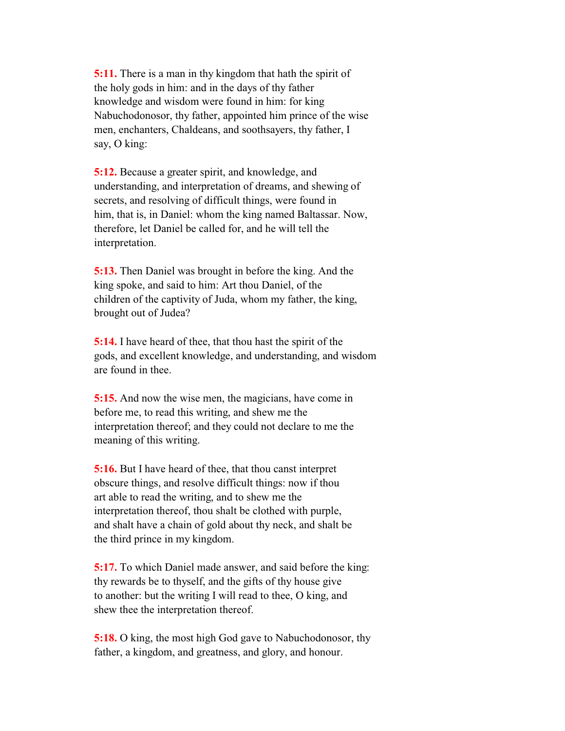**5:11.** There is a man in thy kingdom that hath the spirit of the holy gods in him: and in the days of thy father knowledge and wisdom were found in him: for king Nabuchodonosor, thy father, appointed him prince of the wise men, enchanters, Chaldeans, and soothsayers, thy father, I say, O king:

**5:12.** Because a greater spirit, and knowledge, and understanding, and interpretation of dreams, and shewing of secrets, and resolving of difficult things, were found in him, that is, in Daniel: whom the king named Baltassar. Now, therefore, let Daniel be called for, and he will tell the interpretation.

**5:13.** Then Daniel was brought in before the king. And the king spoke, and said to him: Art thou Daniel, of the children of the captivity of Juda, whom my father, the king, brought out of Judea?

**5:14.** I have heard of thee, that thou hast the spirit of the gods, and excellent knowledge, and understanding, and wisdom are found in thee.

**5:15.** And now the wise men, the magicians, have come in before me, to read this writing, and shew me the interpretation thereof; and they could not declare to me the meaning of this writing.

**5:16.** But I have heard of thee, that thou canst interpret obscure things, and resolve difficult things: now if thou art able to read the writing, and to shew me the interpretation thereof, thou shalt be clothed with purple, and shalt have a chain of gold about thy neck, and shalt be the third prince in my kingdom.

**5:17.** To which Daniel made answer, and said before the king: thy rewards be to thyself, and the gifts of thy house give to another: but the writing I will read to thee, O king, and shew thee the interpretation thereof.

**5:18.** O king, the most high God gave to Nabuchodonosor, thy father, a kingdom, and greatness, and glory, and honour.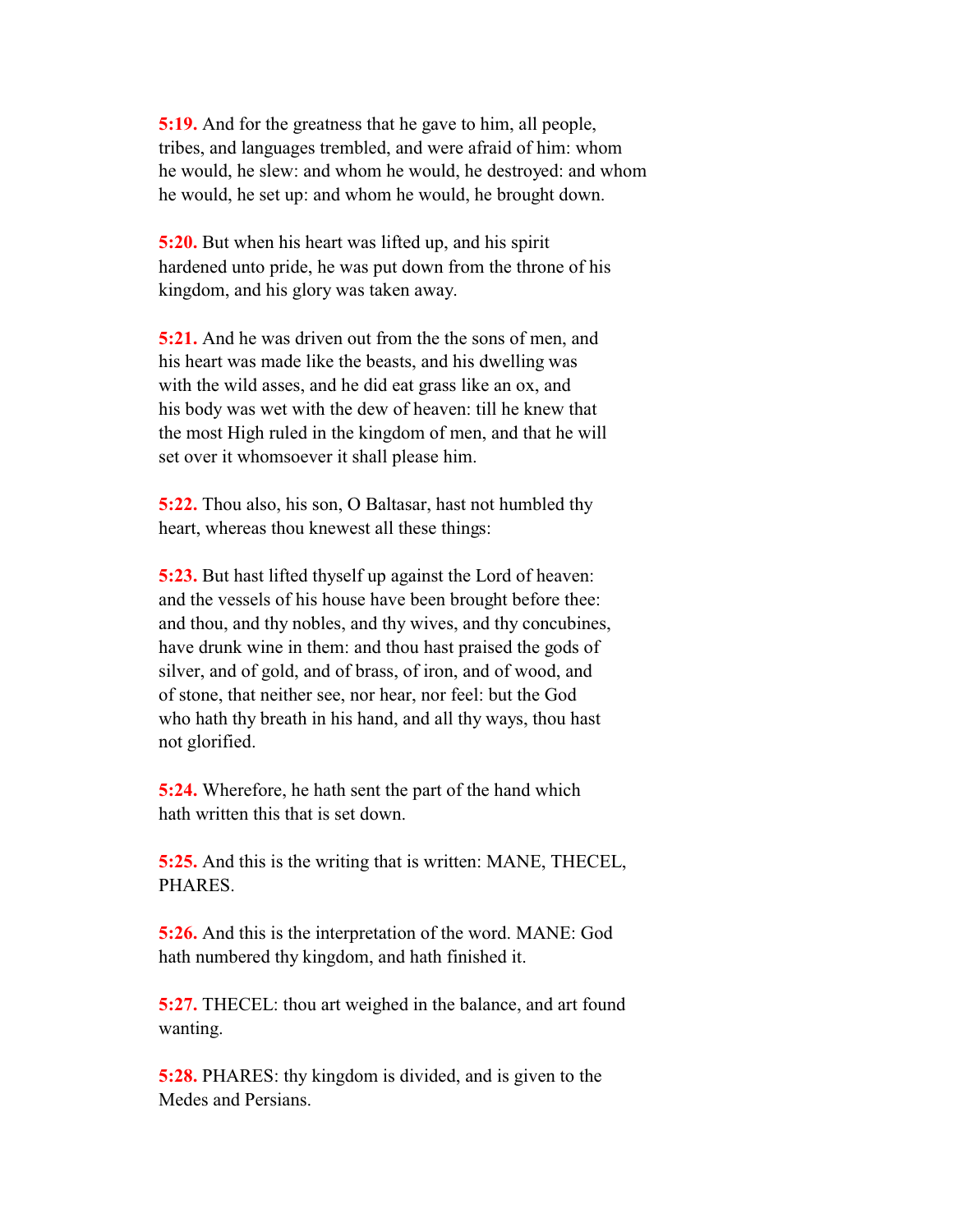**5:19.** And for the greatness that he gave to him, all people, tribes, and languages trembled, and were afraid of him: whom he would, he slew: and whom he would, he destroyed: and whom he would, he set up: and whom he would, he brought down.

**5:20.** But when his heart was lifted up, and his spirit hardened unto pride, he was put down from the throne of his kingdom, and his glory was taken away.

**5:21.** And he was driven out from the the sons of men, and his heart was made like the beasts, and his dwelling was with the wild asses, and he did eat grass like an ox, and his body was wet with the dew of heaven: till he knew that the most High ruled in the kingdom of men, and that he will set over it whomsoever it shall please him.

**5:22.** Thou also, his son, O Baltasar, hast not humbled thy heart, whereas thou knewest all these things:

**5:23.** But hast lifted thyself up against the Lord of heaven: and the vessels of his house have been brought before thee: and thou, and thy nobles, and thy wives, and thy concubines, have drunk wine in them: and thou hast praised the gods of silver, and of gold, and of brass, of iron, and of wood, and of stone, that neither see, nor hear, nor feel: but the God who hath thy breath in his hand, and all thy ways, thou hast not glorified.

**5:24.** Wherefore, he hath sent the part of the hand which hath written this that is set down.

**5:25.** And this is the writing that is written: MANE, THECEL, PHARES.

**5:26.** And this is the interpretation of the word. MANE: God hath numbered thy kingdom, and hath finished it.

**5:27.** THECEL: thou art weighed in the balance, and art found wanting.

**5:28.** PHARES: thy kingdom is divided, and is given to the Medes and Persians.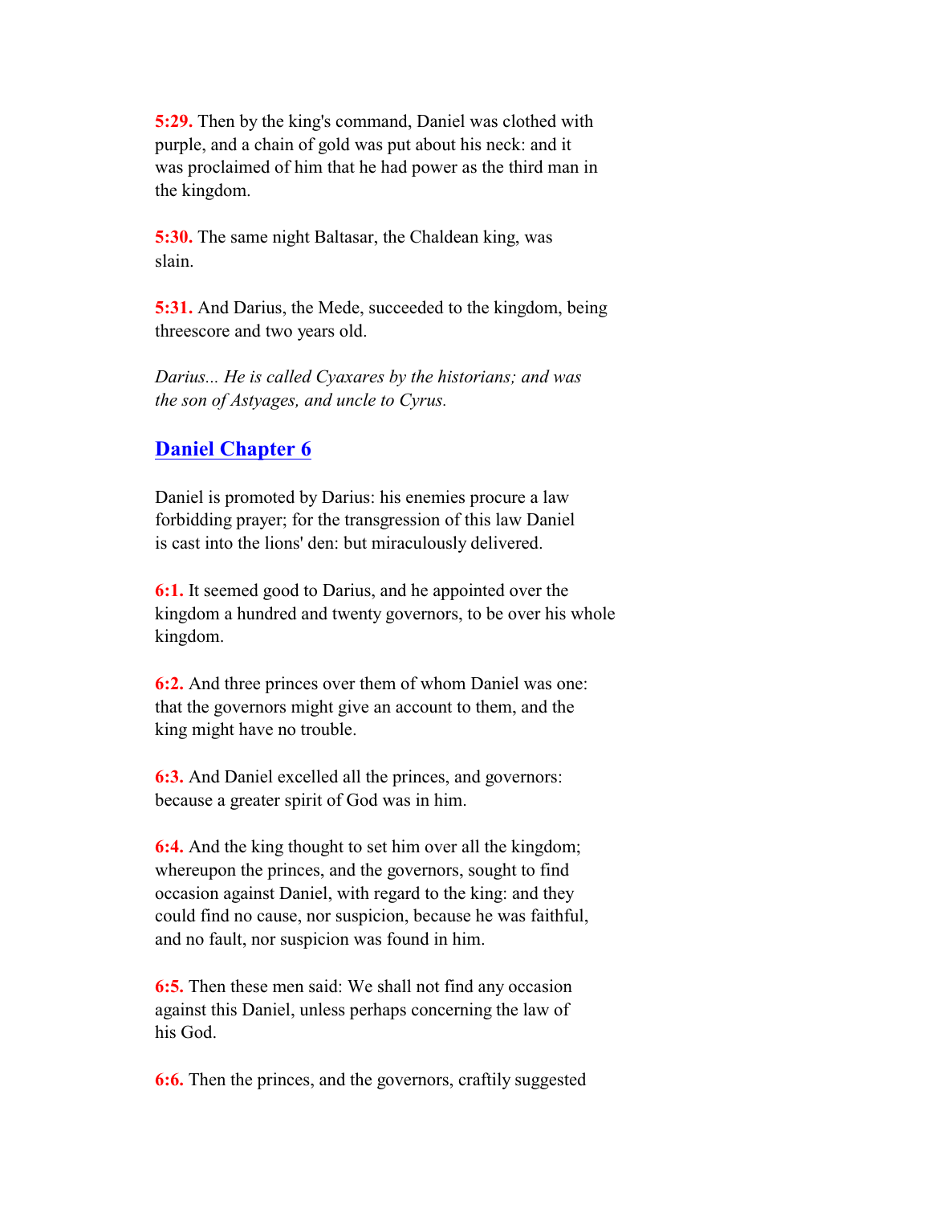**5:29.** Then by the king's command, Daniel was clothed with purple, and a chain of gold was put about his neck: and it was proclaimed of him that he had power as the third man in the kingdom.

**5:30.** The same night Baltasar, the Chaldean king, was slain.

**5:31.** And Darius, the Mede, succeeded to the kingdom, being threescore and two years old.

*Darius... He is called Cyaxares by the historians; and was the son of Astyages, and uncle to Cyrus.*

## Daniel Chapter 6

Daniel is promoted by Darius: his enemies procure a law forbidding prayer; for the transgression of this law Daniel is cast into the lions' den: but miraculously delivered.

**6:1.** It seemed good to Darius, and he appointed over the kingdom a hundred and twenty governors, to be over his whole kingdom.

**6:2.** And three princes over them of whom Daniel was one: that the governors might give an account to them, and the king might have no trouble.

**6:3.** And Daniel excelled all the princes, and governors: because a greater spirit of God was in him.

**6:4.** And the king thought to set him over all the kingdom; whereupon the princes, and the governors, sought to find occasion against Daniel, with regard to the king: and they could find no cause, nor suspicion, because he was faithful, and no fault, nor suspicion was found in him.

**6:5.** Then these men said: We shall not find any occasion against this Daniel, unless perhaps concerning the law of his God.

**6:6.** Then the princes, and the governors, craftily suggested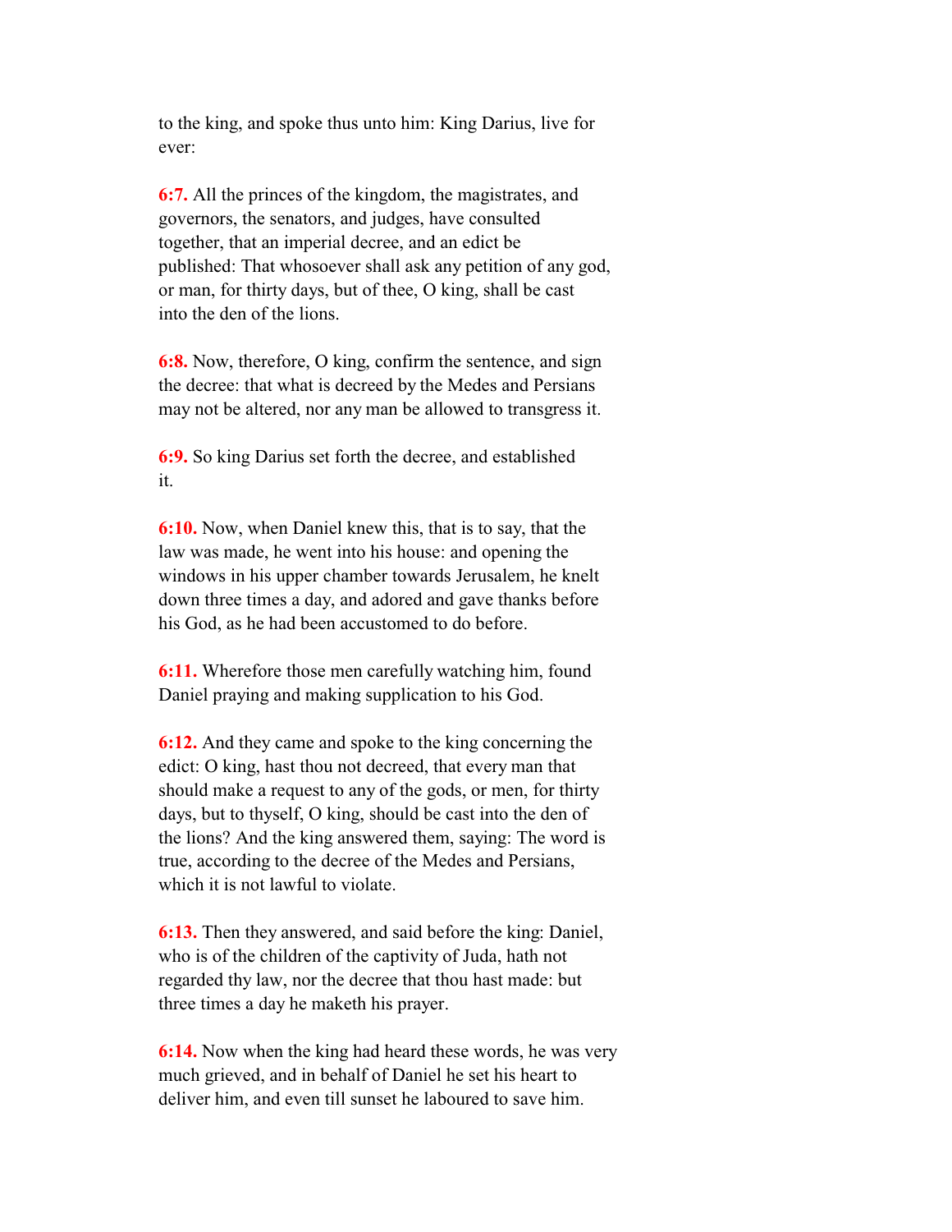to the king, and spoke thus unto him: King Darius, live for ever:

**6:7.** All the princes of the kingdom, the magistrates, and governors, the senators, and judges, have consulted together, that an imperial decree, and an edict be published: That whosoever shall ask any petition of any god, or man, for thirty days, but of thee, O king, shall be cast into the den of the lions.

**6:8.** Now, therefore, O king, confirm the sentence, and sign the decree: that what is decreed by the Medes and Persians may not be altered, nor any man be allowed to transgress it.

**6:9.** So king Darius set forth the decree, and established it.

**6:10.** Now, when Daniel knew this, that is to say, that the law was made, he went into his house: and opening the windows in his upper chamber towards Jerusalem, he knelt down three times a day, and adored and gave thanks before his God, as he had been accustomed to do before.

**6:11.** Wherefore those men carefully watching him, found Daniel praying and making supplication to his God.

**6:12.** And they came and spoke to the king concerning the edict: O king, hast thou not decreed, that every man that should make a request to any of the gods, or men, for thirty days, but to thyself, O king, should be cast into the den of the lions? And the king answered them, saying: The word is true, according to the decree of the Medes and Persians, which it is not lawful to violate.

**6:13.** Then they answered, and said before the king: Daniel, who is of the children of the captivity of Juda, hath not regarded thy law, nor the decree that thou hast made: but three times a day he maketh his prayer.

**6:14.** Now when the king had heard these words, he was very much grieved, and in behalf of Daniel he set his heart to deliver him, and even till sunset he laboured to save him.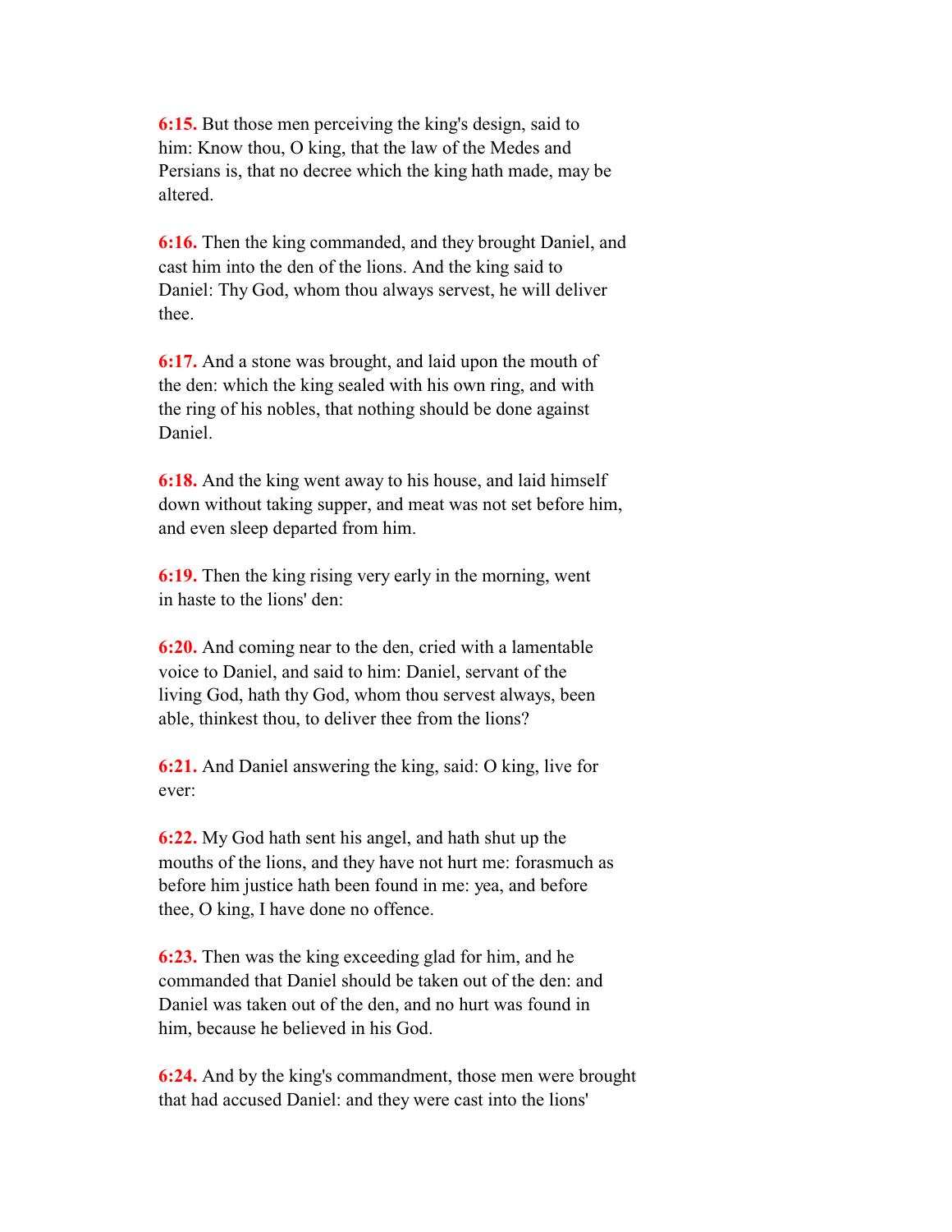**6:15.** But those men perceiving the king's design, said to him: Know thou, O king, that the law of the Medes and Persians is, that no decree which the king hath made, may be altered.

**6:16.** Then the king commanded, and they brought Daniel, and cast him into the den of the lions. And the king said to Daniel: Thy God, whom thou always servest, he will deliver thee.

**6:17.** And a stone was brought, and laid upon the mouth of the den: which the king sealed with his own ring, and with the ring of his nobles, that nothing should be done against Daniel.

**6:18.** And the king went away to his house, and laid himself down without taking supper, and meat was not set before him, and even sleep departed from him.

**6:19.** Then the king rising very early in the morning, went in haste to the lions' den:

**6:20.** And coming near to the den, cried with a lamentable voice to Daniel, and said to him: Daniel, servant of the living God, hath thy God, whom thou servest always, been able, thinkest thou, to deliver thee from the lions?

**6:21.** And Daniel answering the king, said: O king, live for ever:

**6:22.** My God hath sent his angel, and hath shut up the mouths of the lions, and they have not hurt me: forasmuch as before him justice hath been found in me: yea, and before thee, O king, I have done no offence.

**6:23.** Then was the king exceeding glad for him, and he commanded that Daniel should be taken out of the den: and Daniel was taken out of the den, and no hurt was found in him, because he believed in his God.

**6:24.** And by the king's commandment, those men were brought that had accused Daniel: and they were cast into the lions'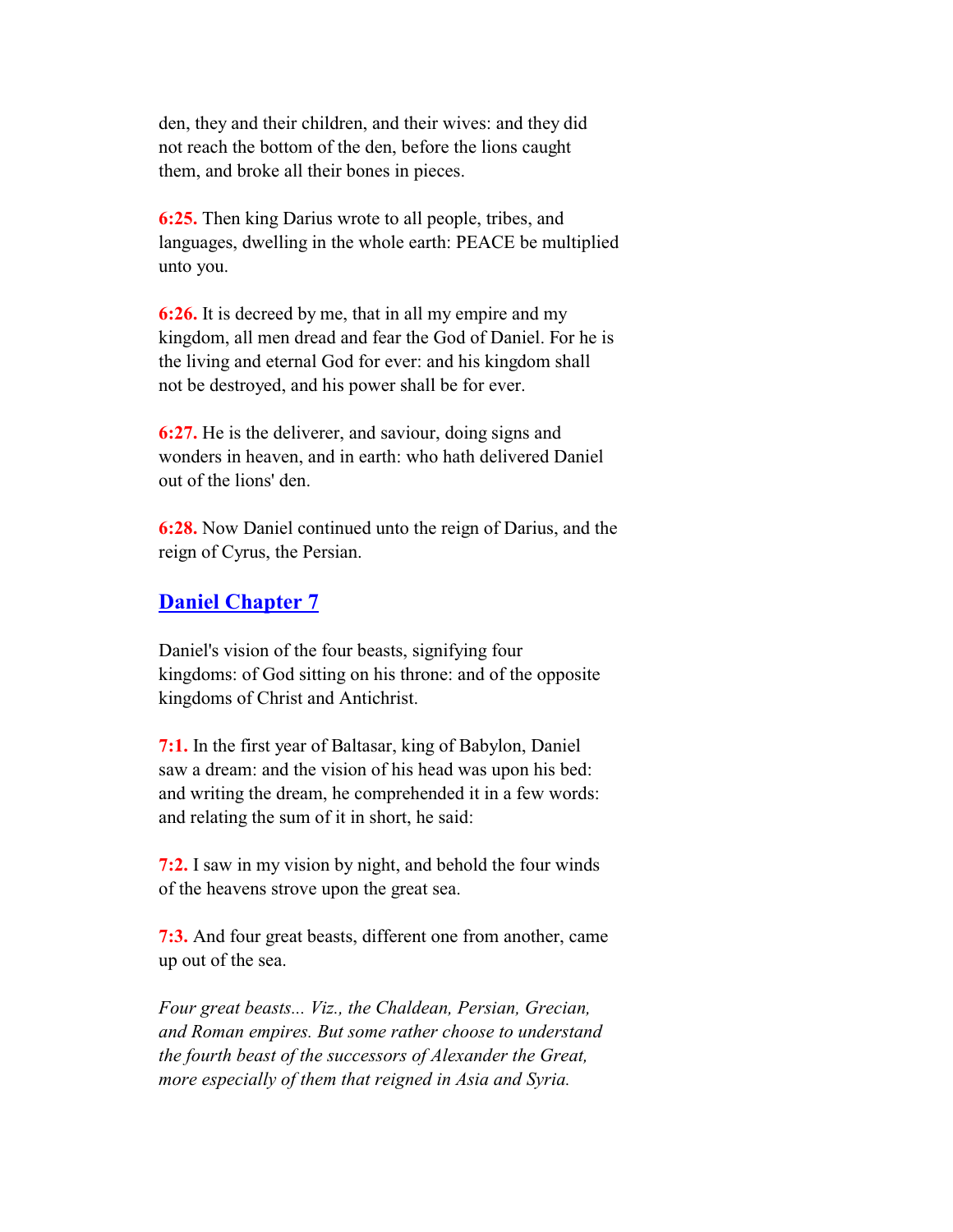den, they and their children, and their wives: and they did not reach the bottom of the den, before the lions caught them, and broke all their bones in pieces.

**6:25.** Then king Darius wrote to all people, tribes, and languages, dwelling in the whole earth: PEACE be multiplied unto you.

**6:26.** It is decreed by me, that in all my empire and my kingdom, all men dread and fear the God of Daniel. For he is the living and eternal God for ever: and his kingdom shall not be destroyed, and his power shall be for ever.

**6:27.** He is the deliverer, and saviour, doing signs and wonders in heaven, and in earth: who hath delivered Daniel out of the lions' den.

**6:28.** Now Daniel continued unto the reign of Darius, and the reign of Cyrus, the Persian.

## Daniel Chapter 7

Daniel's vision of the four beasts, signifying four kingdoms: of God sitting on his throne: and of the opposite kingdoms of Christ and Antichrist.

**7:1.** In the first year of Baltasar, king of Babylon, Daniel saw a dream: and the vision of his head was upon his bed: and writing the dream, he comprehended it in a few words: and relating the sum of it in short, he said:

**7:2.** I saw in my vision by night, and behold the four winds of the heavens strove upon the great sea.

**7:3.** And four great beasts, different one from another, came up out of the sea.

*Four great beasts... Viz., the Chaldean, Persian, Grecian, and Roman empires. But some rather choose to understand the fourth beast of the successors of Alexander the Great, more especially of them that reigned in Asia and Syria.*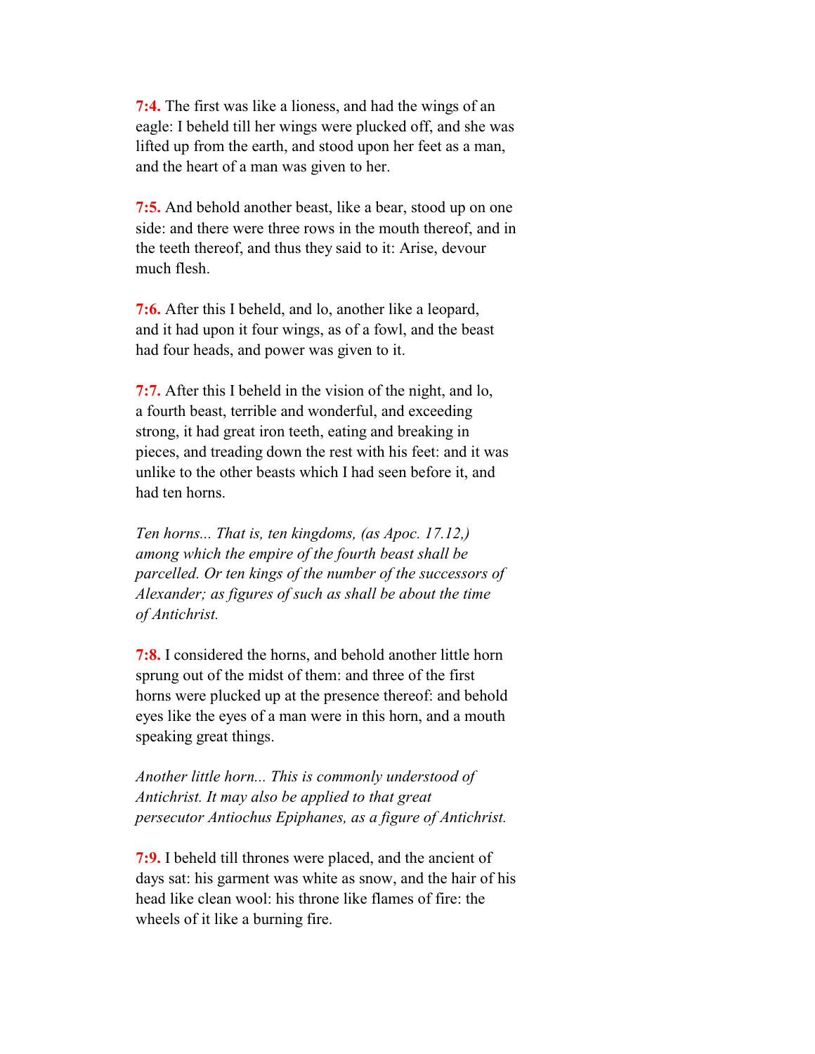**7:4.** The first was like a lioness, and had the wings of an eagle: I beheld till her wings were plucked off, and she was lifted up from the earth, and stood upon her feet as a man, and the heart of a man was given to her.

**7:5.** And behold another beast, like a bear, stood up on one side: and there were three rows in the mouth thereof, and in the teeth thereof, and thus they said to it: Arise, devour much flesh.

**7:6.** After this I beheld, and lo, another like a leopard, and it had upon it four wings, as of a fowl, and the beast had four heads, and power was given to it.

**7:7.** After this I beheld in the vision of the night, and lo, a fourth beast, terrible and wonderful, and exceeding strong, it had great iron teeth, eating and breaking in pieces, and treading down the rest with his feet: and it was unlike to the other beasts which I had seen before it, and had ten horns.

*Ten horns... That is, ten kingdoms, (as Apoc. 17.12,) among which the empire of the fourth beast shall be parcelled. Or ten kings of the number of the successors of Alexander; as figures of such as shall be about the time of Antichrist.*

**7:8.** I considered the horns, and behold another little horn sprung out of the midst of them: and three of the first horns were plucked up at the presence thereof: and behold eyes like the eyes of a man were in this horn, and a mouth speaking great things.

*Another little horn... This is commonly understood of Antichrist. It may also be applied to that great persecutor Antiochus Epiphanes, as a figure of Antichrist.*

**7:9.** I beheld till thrones were placed, and the ancient of days sat: his garment was white as snow, and the hair of his head like clean wool: his throne like flames of fire: the wheels of it like a burning fire.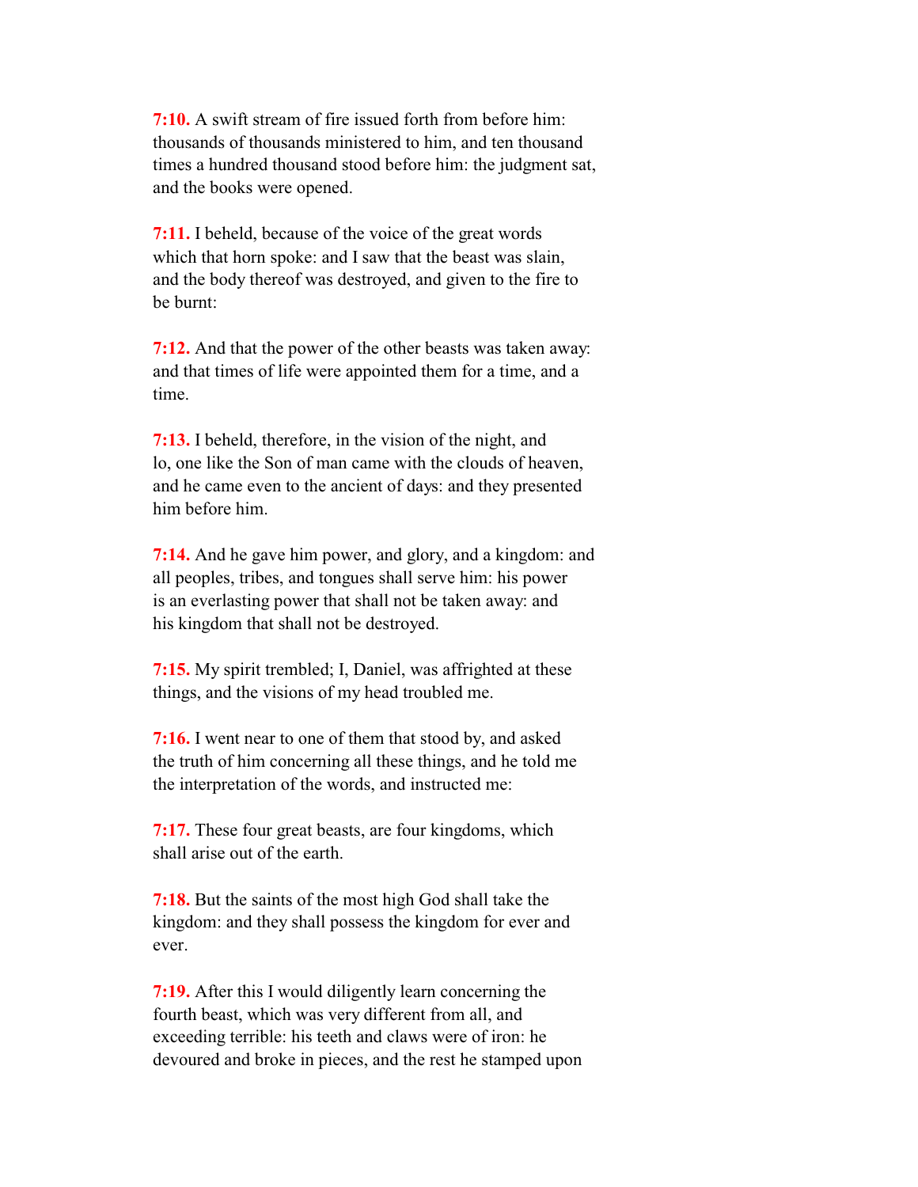**7:10.** A swift stream of fire issued forth from before him: thousands of thousands ministered to him, and ten thousand times a hundred thousand stood before him: the judgment sat, and the books were opened.

**7:11.** I beheld, because of the voice of the great words which that horn spoke: and I saw that the beast was slain, and the body thereof was destroyed, and given to the fire to be burnt:

**7:12.** And that the power of the other beasts was taken away: and that times of life were appointed them for a time, and a time.

**7:13.** I beheld, therefore, in the vision of the night, and lo, one like the Son of man came with the clouds of heaven, and he came even to the ancient of days: and they presented him before him.

**7:14.** And he gave him power, and glory, and a kingdom: and all peoples, tribes, and tongues shall serve him: his power is an everlasting power that shall not be taken away: and his kingdom that shall not be destroyed.

**7:15.** My spirit trembled; I, Daniel, was affrighted at these things, and the visions of my head troubled me.

**7:16.** I went near to one of them that stood by, and asked the truth of him concerning all these things, and he told me the interpretation of the words, and instructed me:

**7:17.** These four great beasts, are four kingdoms, which shall arise out of the earth.

**7:18.** But the saints of the most high God shall take the kingdom: and they shall possess the kingdom for ever and ever.

**7:19.** After this I would diligently learn concerning the fourth beast, which was very different from all, and exceeding terrible: his teeth and claws were of iron: he devoured and broke in pieces, and the rest he stamped upon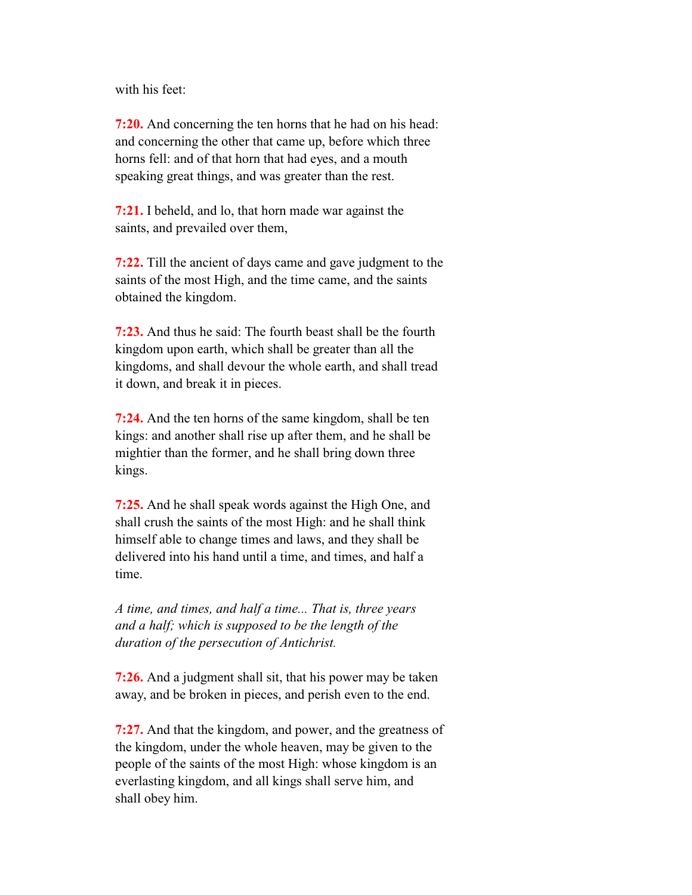with his feet:

**7:20.** And concerning the ten horns that he had on his head: and concerning the other that came up, before which three horns fell: and of that horn that had eyes, and a mouth speaking great things, and was greater than the rest.

**7:21.** I beheld, and lo, that horn made war against the saints, and prevailed over them,

**7:22.** Till the ancient of days came and gave judgment to the saints of the most High, and the time came, and the saints obtained the kingdom.

**7:23.** And thus he said: The fourth beast shall be the fourth kingdom upon earth, which shall be greater than all the kingdoms, and shall devour the whole earth, and shall tread it down, and break it in pieces.

**7:24.** And the ten horns of the same kingdom, shall be ten kings: and another shall rise up after them, and he shall be mightier than the former, and he shall bring down three kings.

**7:25.** And he shall speak words against the High One, and shall crush the saints of the most High: and he shall think himself able to change times and laws, and they shall be delivered into his hand until a time, and times, and half a time.

*A time, and times, and half a time... That is, three years and a half; which is supposed to be the length of the duration of the persecution of Antichrist.*

**7:26.** And a judgment shall sit, that his power may be taken away, and be broken in pieces, and perish even to the end.

**7:27.** And that the kingdom, and power, and the greatness of the kingdom, under the whole heaven, may be given to the people of the saints of the most High: whose kingdom is an everlasting kingdom, and all kings shall serve him, and shall obey him.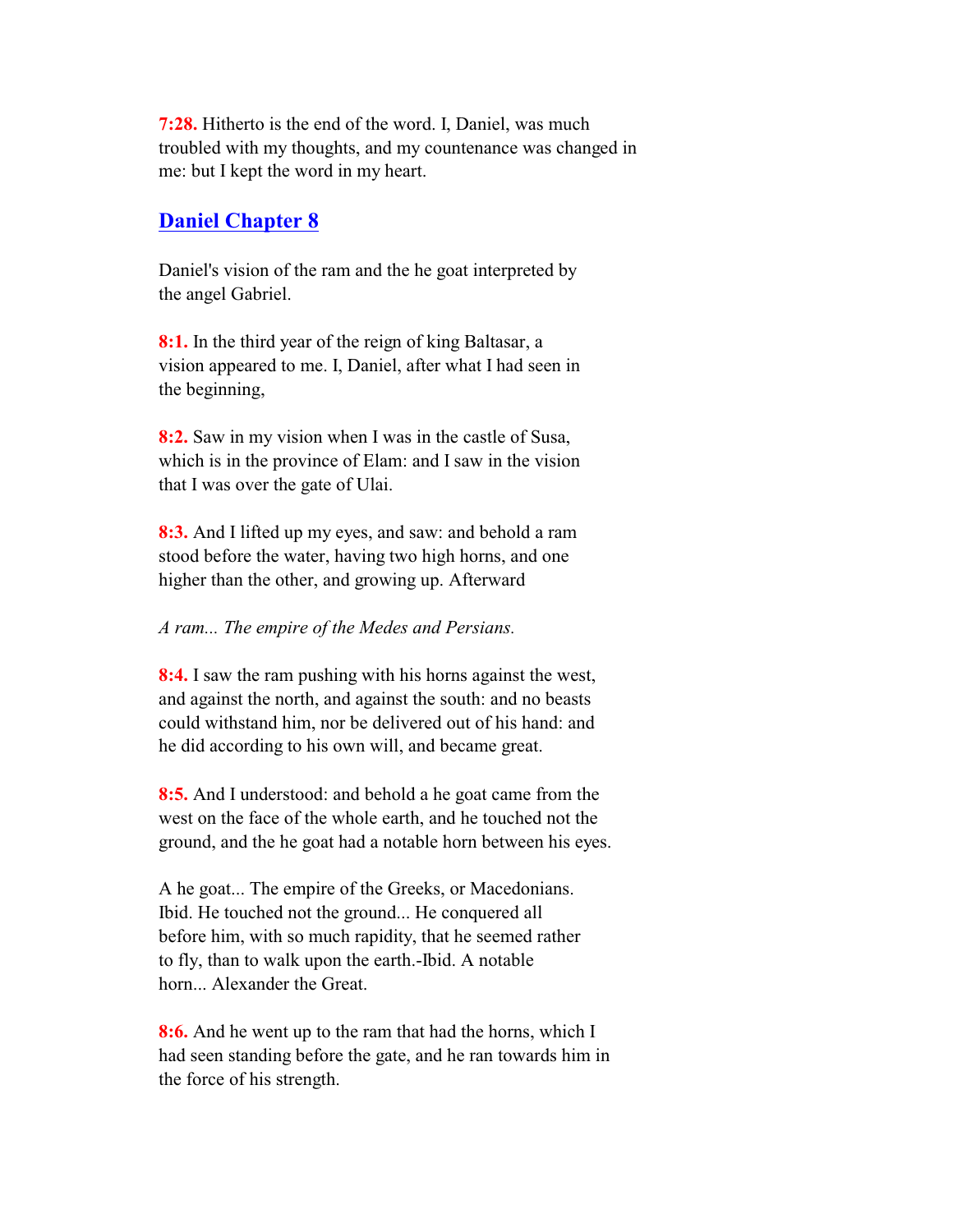**7:28.** Hitherto is the end of the word. I, Daniel, was much troubled with my thoughts, and my countenance was changed in me: but I kept the word in my heart.

## Daniel Chapter 8

Daniel's vision of the ram and the he goat interpreted by the angel Gabriel.

**8:1.** In the third year of the reign of king Baltasar, a vision appeared to me. I, Daniel, after what I had seen in the beginning,

**8:2.** Saw in my vision when I was in the castle of Susa, which is in the province of Elam: and I saw in the vision that I was over the gate of Ulai.

**8:3.** And I lifted up my eyes, and saw: and behold a ram stood before the water, having two high horns, and one higher than the other, and growing up. Afterward

*A ram... The empire of the Medes and Persians.*

**8:4.** I saw the ram pushing with his horns against the west, and against the north, and against the south: and no beasts could withstand him, nor be delivered out of his hand: and he did according to his own will, and became great.

**8:5.** And I understood: and behold a he goat came from the west on the face of the whole earth, and he touched not the ground, and the he goat had a notable horn between his eyes.

A he goat... The empire of the Greeks, or Macedonians. Ibid. He touched not the ground... He conquered all before him, with so much rapidity, that he seemed rather to fly, than to walk upon the earth.-Ibid. A notable horn... Alexander the Great.

**8:6.** And he went up to the ram that had the horns, which I had seen standing before the gate, and he ran towards him in the force of his strength.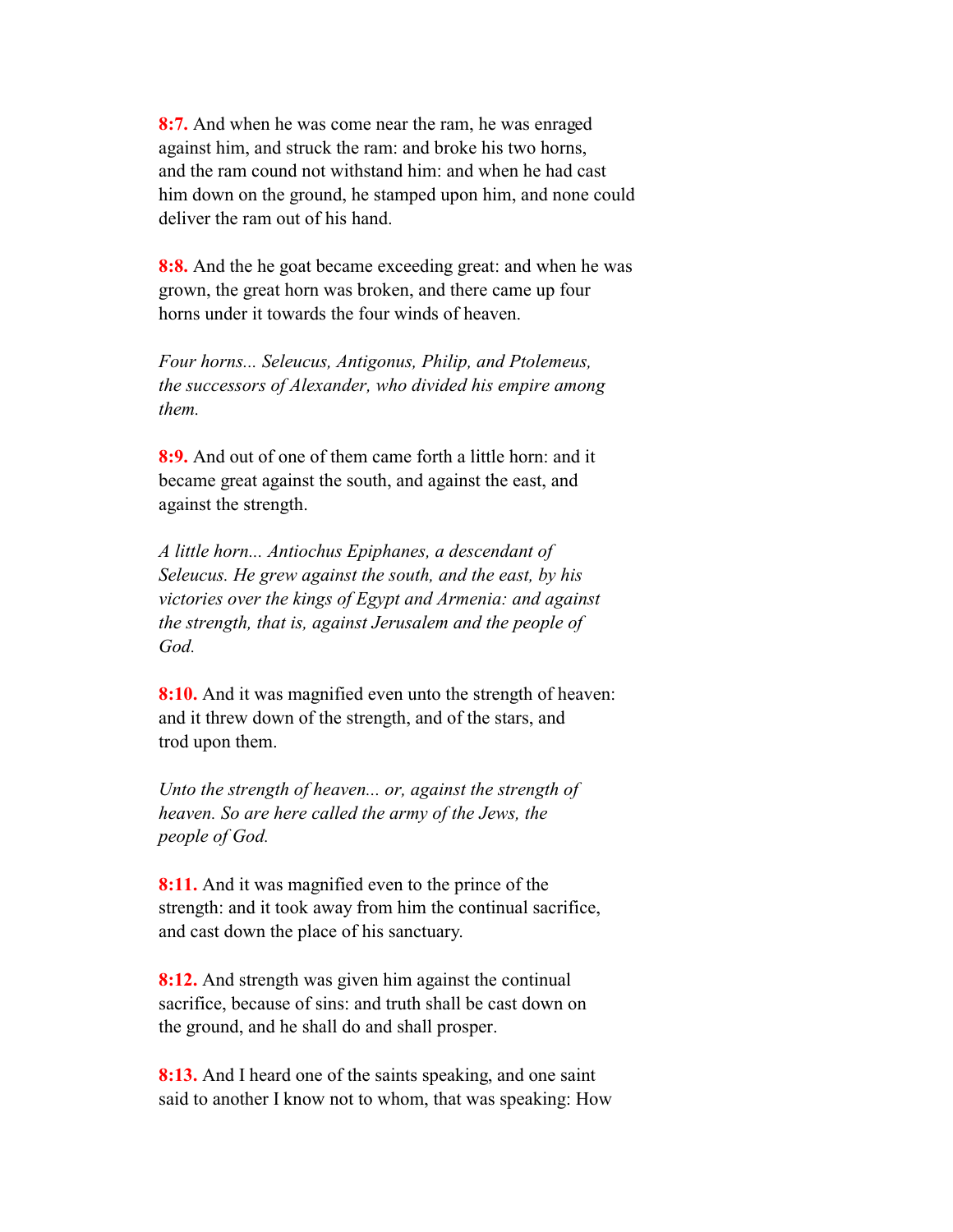**8:7.** And when he was come near the ram, he was enraged against him, and struck the ram: and broke his two horns, and the ram cound not withstand him: and when he had cast him down on the ground, he stamped upon him, and none could deliver the ram out of his hand.

**8:8.** And the he goat became exceeding great: and when he was grown, the great horn was broken, and there came up four horns under it towards the four winds of heaven.

*Four horns... Seleucus, Antigonus, Philip, and Ptolemeus, the successors of Alexander, who divided his empire among them.*

**8:9.** And out of one of them came forth a little horn: and it became great against the south, and against the east, and against the strength.

*A little horn... Antiochus Epiphanes, a descendant of Seleucus. He grew against the south, and the east, by his victories over the kings of Egypt and Armenia: and against the strength, that is, against Jerusalem and the people of God.*

**8:10.** And it was magnified even unto the strength of heaven: and it threw down of the strength, and of the stars, and trod upon them.

*Unto the strength of heaven... or, against the strength of heaven. So are here called the army of the Jews, the people of God.*

**8:11.** And it was magnified even to the prince of the strength: and it took away from him the continual sacrifice, and cast down the place of his sanctuary.

**8:12.** And strength was given him against the continual sacrifice, because of sins: and truth shall be cast down on the ground, and he shall do and shall prosper.

**8:13.** And I heard one of the saints speaking, and one saint said to another I know not to whom, that was speaking: How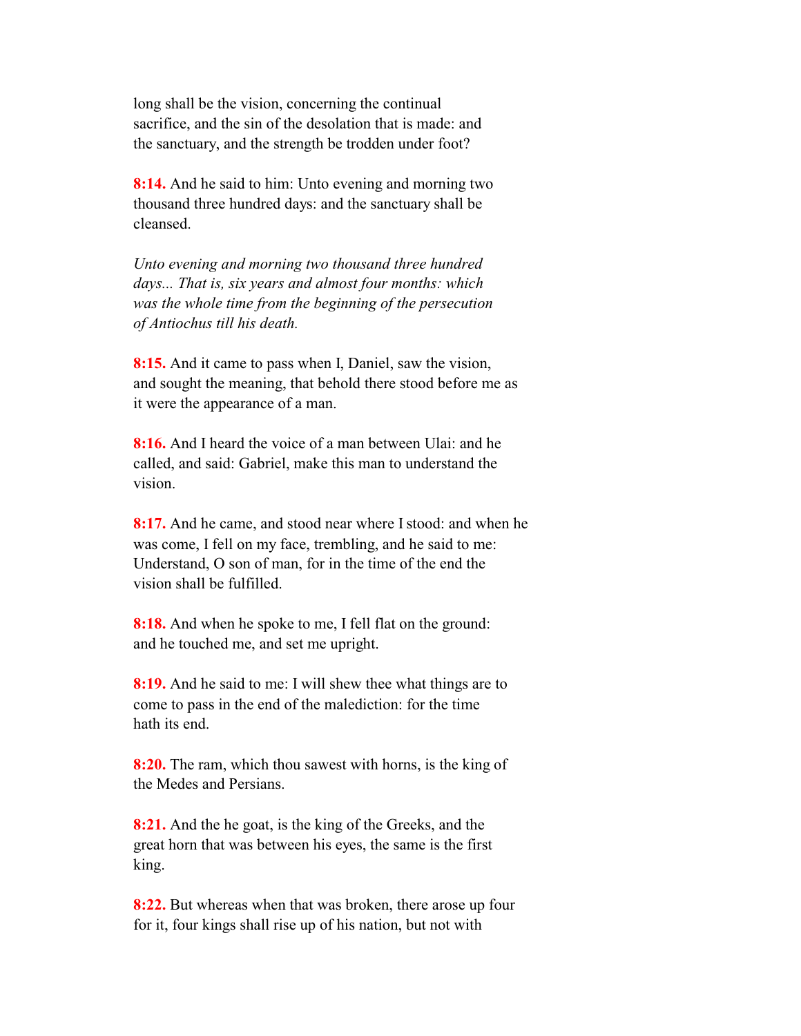long shall be the vision, concerning the continual sacrifice, and the sin of the desolation that is made: and the sanctuary, and the strength be trodden under foot?

**8:14.** And he said to him: Unto evening and morning two thousand three hundred days: and the sanctuary shall be cleansed.

*Unto evening and morning two thousand three hundred days... That is, six years and almost four months: which was the whole time from the beginning of the persecution of Antiochus till his death.*

**8:15.** And it came to pass when I, Daniel, saw the vision, and sought the meaning, that behold there stood before me as it were the appearance of a man.

**8:16.** And I heard the voice of a man between Ulai: and he called, and said: Gabriel, make this man to understand the vision.

**8:17.** And he came, and stood near where I stood: and when he was come, I fell on my face, trembling, and he said to me: Understand, O son of man, for in the time of the end the vision shall be fulfilled.

**8:18.** And when he spoke to me, I fell flat on the ground: and he touched me, and set me upright.

**8:19.** And he said to me: I will shew thee what things are to come to pass in the end of the malediction: for the time hath its end.

**8:20.** The ram, which thou sawest with horns, is the king of the Medes and Persians.

**8:21.** And the he goat, is the king of the Greeks, and the great horn that was between his eyes, the same is the first king.

**8:22.** But whereas when that was broken, there arose up four for it, four kings shall rise up of his nation, but not with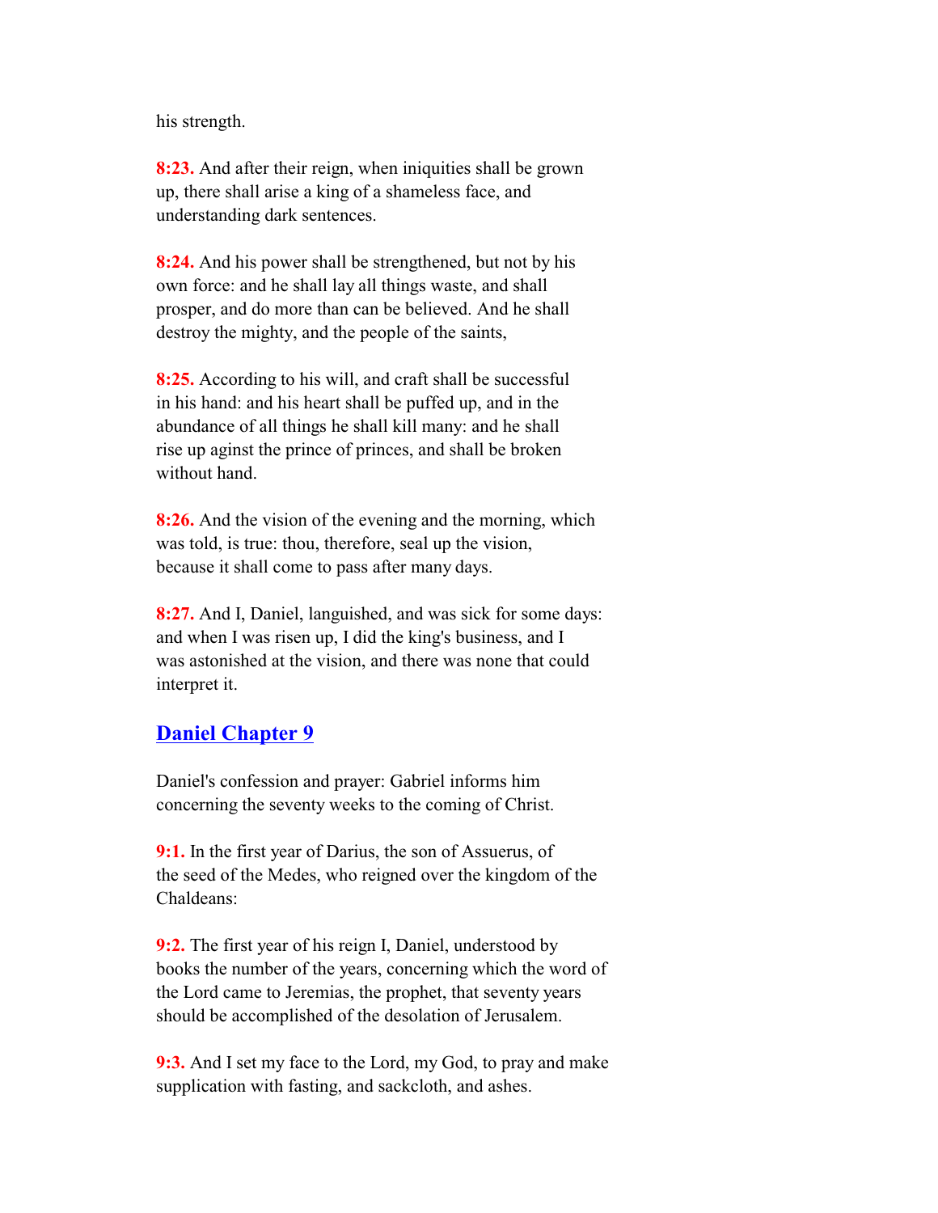his strength.

**8:23.** And after their reign, when iniquities shall be grown up, there shall arise a king of a shameless face, and understanding dark sentences.

**8:24.** And his power shall be strengthened, but not by his own force: and he shall lay all things waste, and shall prosper, and do more than can be believed. And he shall destroy the mighty, and the people of the saints,

**8:25.** According to his will, and craft shall be successful in his hand: and his heart shall be puffed up, and in the abundance of all things he shall kill many: and he shall rise up aginst the prince of princes, and shall be broken without hand.

**8:26.** And the vision of the evening and the morning, which was told, is true: thou, therefore, seal up the vision, because it shall come to pass after many days.

**8:27.** And I, Daniel, languished, and was sick for some days: and when I was risen up, I did the king's business, and I was astonished at the vision, and there was none that could interpret it.

## Daniel Chapter 9

Daniel's confession and prayer: Gabriel informs him concerning the seventy weeks to the coming of Christ.

**9:1.** In the first year of Darius, the son of Assuerus, of the seed of the Medes, who reigned over the kingdom of the Chaldeans:

**9:2.** The first year of his reign I, Daniel, understood by books the number of the years, concerning which the word of the Lord came to Jeremias, the prophet, that seventy years should be accomplished of the desolation of Jerusalem.

**9:3.** And I set my face to the Lord, my God, to pray and make supplication with fasting, and sackcloth, and ashes.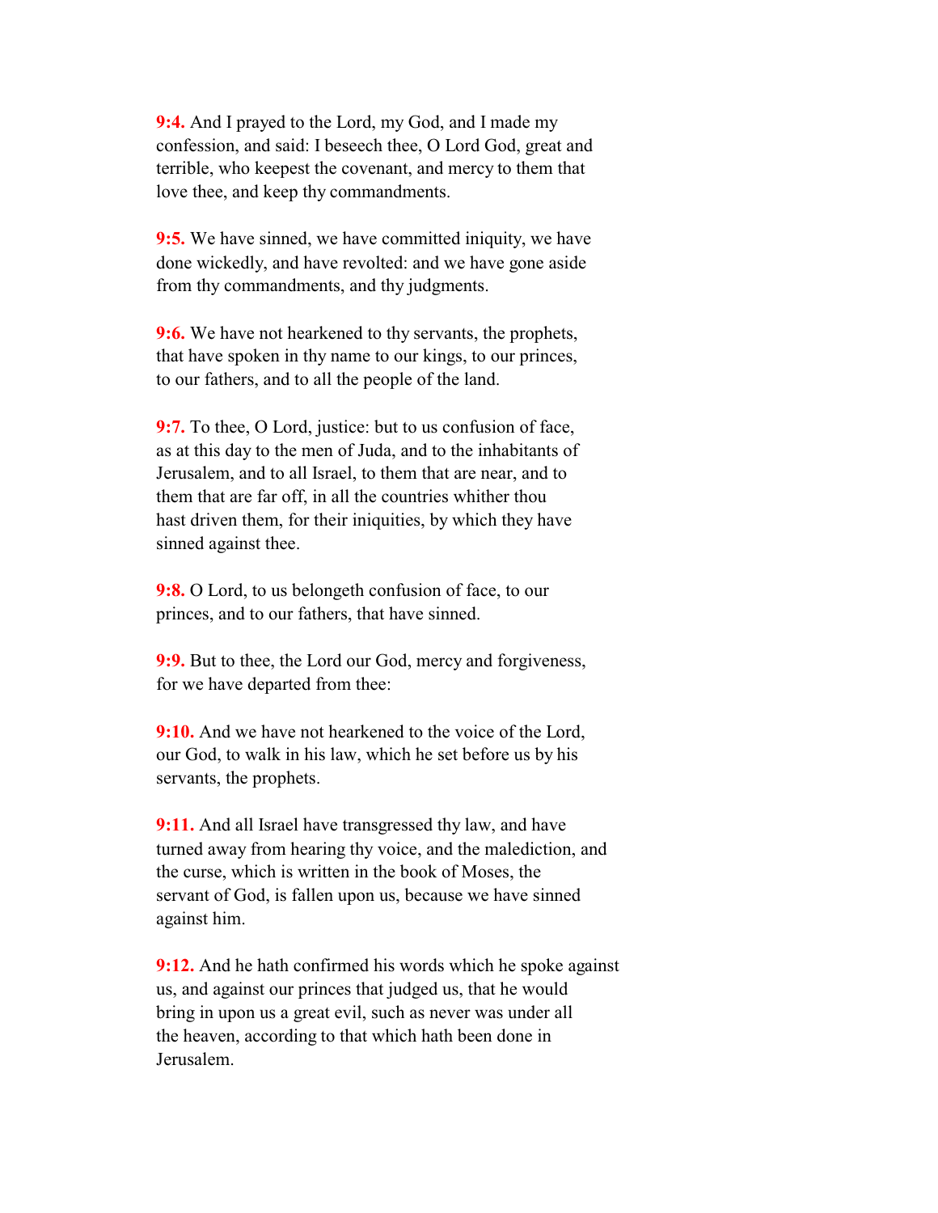**9:4.** And I prayed to the Lord, my God, and I made my confession, and said: I beseech thee, O Lord God, great and terrible, who keepest the covenant, and mercy to them that love thee, and keep thy commandments.

**9:5.** We have sinned, we have committed iniquity, we have done wickedly, and have revolted: and we have gone aside from thy commandments, and thy judgments.

**9:6.** We have not hearkened to thy servants, the prophets, that have spoken in thy name to our kings, to our princes, to our fathers, and to all the people of the land.

**9:7.** To thee, O Lord, justice: but to us confusion of face, as at this day to the men of Juda, and to the inhabitants of Jerusalem, and to all Israel, to them that are near, and to them that are far off, in all the countries whither thou hast driven them, for their iniquities, by which they have sinned against thee.

**9:8.** O Lord, to us belongeth confusion of face, to our princes, and to our fathers, that have sinned.

**9:9.** But to thee, the Lord our God, mercy and forgiveness, for we have departed from thee:

**9:10.** And we have not hearkened to the voice of the Lord, our God, to walk in his law, which he set before us by his servants, the prophets.

**9:11.** And all Israel have transgressed thy law, and have turned away from hearing thy voice, and the malediction, and the curse, which is written in the book of Moses, the servant of God, is fallen upon us, because we have sinned against him.

**9:12.** And he hath confirmed his words which he spoke against us, and against our princes that judged us, that he would bring in upon us a great evil, such as never was under all the heaven, according to that which hath been done in Jerusalem.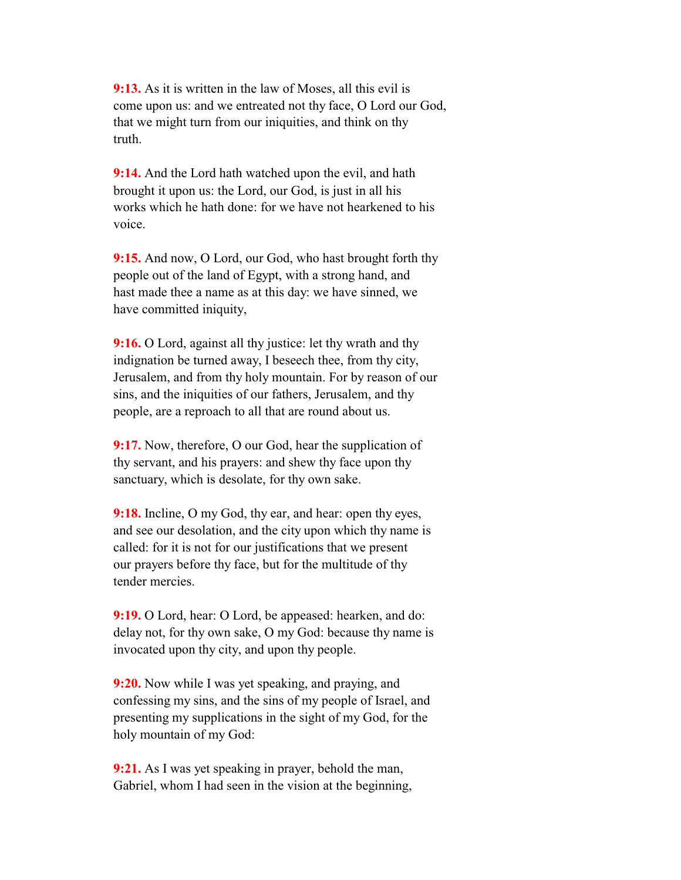**9:13.** As it is written in the law of Moses, all this evil is come upon us: and we entreated not thy face, O Lord our God, that we might turn from our iniquities, and think on thy truth.

**9:14.** And the Lord hath watched upon the evil, and hath brought it upon us: the Lord, our God, is just in all his works which he hath done: for we have not hearkened to his voice.

**9:15.** And now, O Lord, our God, who hast brought forth thy people out of the land of Egypt, with a strong hand, and hast made thee a name as at this day: we have sinned, we have committed iniquity,

**9:16.** O Lord, against all thy justice: let thy wrath and thy indignation be turned away, I beseech thee, from thy city, Jerusalem, and from thy holy mountain. For by reason of our sins, and the iniquities of our fathers, Jerusalem, and thy people, are a reproach to all that are round about us.

**9:17.** Now, therefore, O our God, hear the supplication of thy servant, and his prayers: and shew thy face upon thy sanctuary, which is desolate, for thy own sake.

**9:18.** Incline, O my God, thy ear, and hear: open thy eyes, and see our desolation, and the city upon which thy name is called: for it is not for our justifications that we present our prayers before thy face, but for the multitude of thy tender mercies.

**9:19.** O Lord, hear: O Lord, be appeased: hearken, and do: delay not, for thy own sake, O my God: because thy name is invocated upon thy city, and upon thy people.

**9:20.** Now while I was yet speaking, and praying, and confessing my sins, and the sins of my people of Israel, and presenting my supplications in the sight of my God, for the holy mountain of my God:

**9:21.** As I was yet speaking in prayer, behold the man, Gabriel, whom I had seen in the vision at the beginning,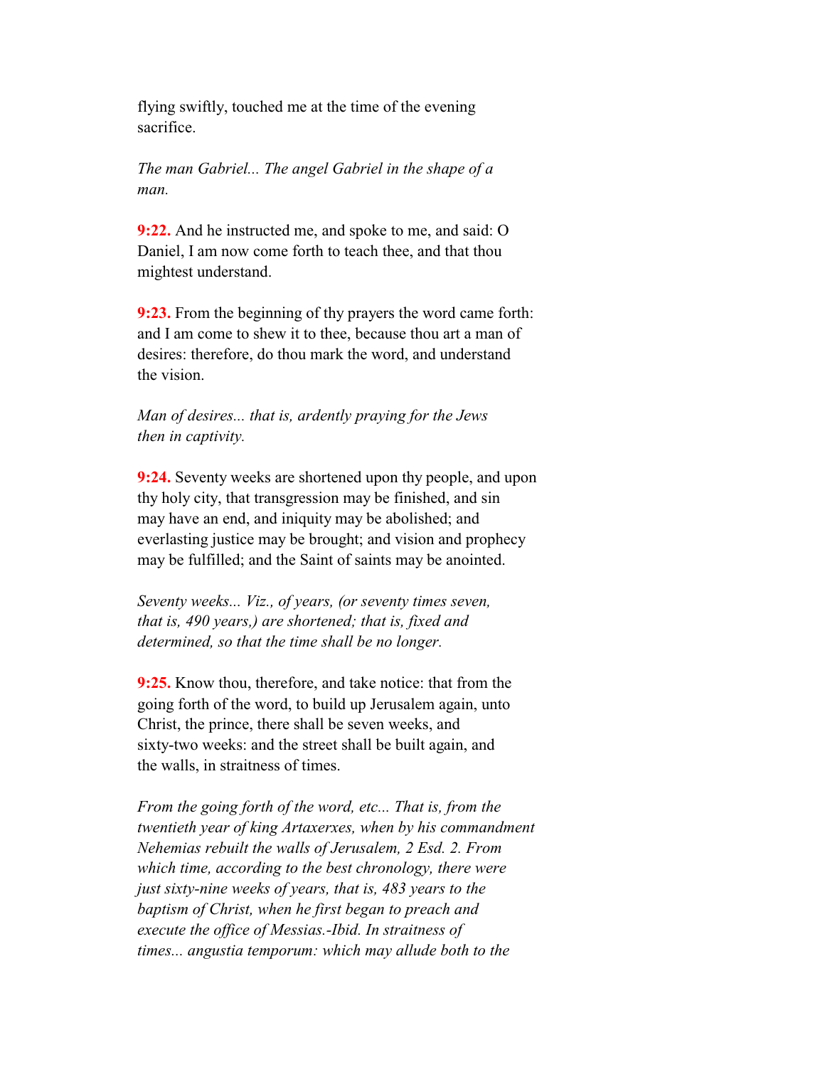flying swiftly, touched me at the time of the evening sacrifice.

*The man Gabriel... The angel Gabriel in the shape of a man.*

**9:22.** And he instructed me, and spoke to me, and said: O Daniel, I am now come forth to teach thee, and that thou mightest understand.

**9:23.** From the beginning of thy prayers the word came forth: and I am come to shew it to thee, because thou art a man of desires: therefore, do thou mark the word, and understand the vision.

*Man of desires... that is, ardently praying for the Jews then in captivity.*

**9:24.** Seventy weeks are shortened upon thy people, and upon thy holy city, that transgression may be finished, and sin may have an end, and iniquity may be abolished; and everlasting justice may be brought; and vision and prophecy may be fulfilled; and the Saint of saints may be anointed.

*Seventy weeks... Viz., of years, (or seventy times seven, that is, 490 years,) are shortened; that is, fixed and determined, so that the time shall be no longer.*

**9:25.** Know thou, therefore, and take notice: that from the going forth of the word, to build up Jerusalem again, unto Christ, the prince, there shall be seven weeks, and sixty-two weeks: and the street shall be built again, and the walls, in straitness of times.

*From the going forth of the word, etc... That is, from the twentieth year of king Artaxerxes, when by his commandment Nehemias rebuilt the walls of Jerusalem, 2 Esd. 2. From which time, according to the best chronology, there were just sixty-nine weeks of years, that is, 483 years to the baptism of Christ, when he first began to preach and execute the office of Messias.-Ibid. In straitness of times... angustia temporum: which may allude both to the*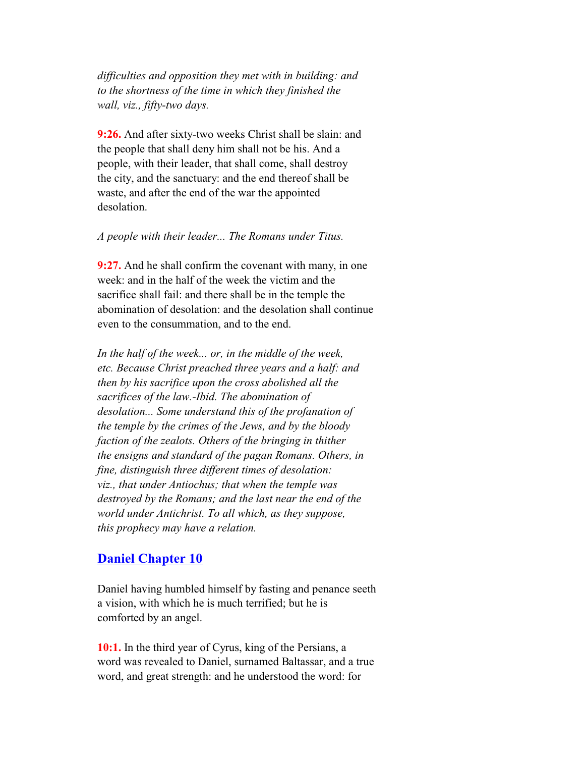*difficulties and opposition they met with in building: and to the shortness of the time in which they finished the wall, viz., fifty-two days.*

**9:26.** And after sixty-two weeks Christ shall be slain: and the people that shall deny him shall not be his. And a people, with their leader, that shall come, shall destroy the city, and the sanctuary: and the end thereof shall be waste, and after the end of the war the appointed desolation.

*A people with their leader... The Romans under Titus.*

**9:27.** And he shall confirm the covenant with many, in one week: and in the half of the week the victim and the sacrifice shall fail: and there shall be in the temple the abomination of desolation: and the desolation shall continue even to the consummation, and to the end.

*In the half of the week... or, in the middle of the week, etc. Because Christ preached three years and a half: and then by his sacrifice upon the cross abolished all the sacrifices of the law.-Ibid. The abomination of desolation... Some understand this of the profanation of the temple by the crimes of the Jews, and by the bloody faction of the zealots. Others of the bringing in thither the ensigns and standard of the pagan Romans. Others, in fine, distinguish three different times of desolation: viz., that under Antiochus; that when the temple was destroyed by the Romans; and the last near the end of the world under Antichrist. To all which, as they suppose, this prophecy may have a relation.*

## Daniel Chapter 10

Daniel having humbled himself by fasting and penance seeth a vision, with which he is much terrified; but he is comforted by an angel.

**10:1.** In the third year of Cyrus, king of the Persians, a word was revealed to Daniel, surnamed Baltassar, and a true word, and great strength: and he understood the word: for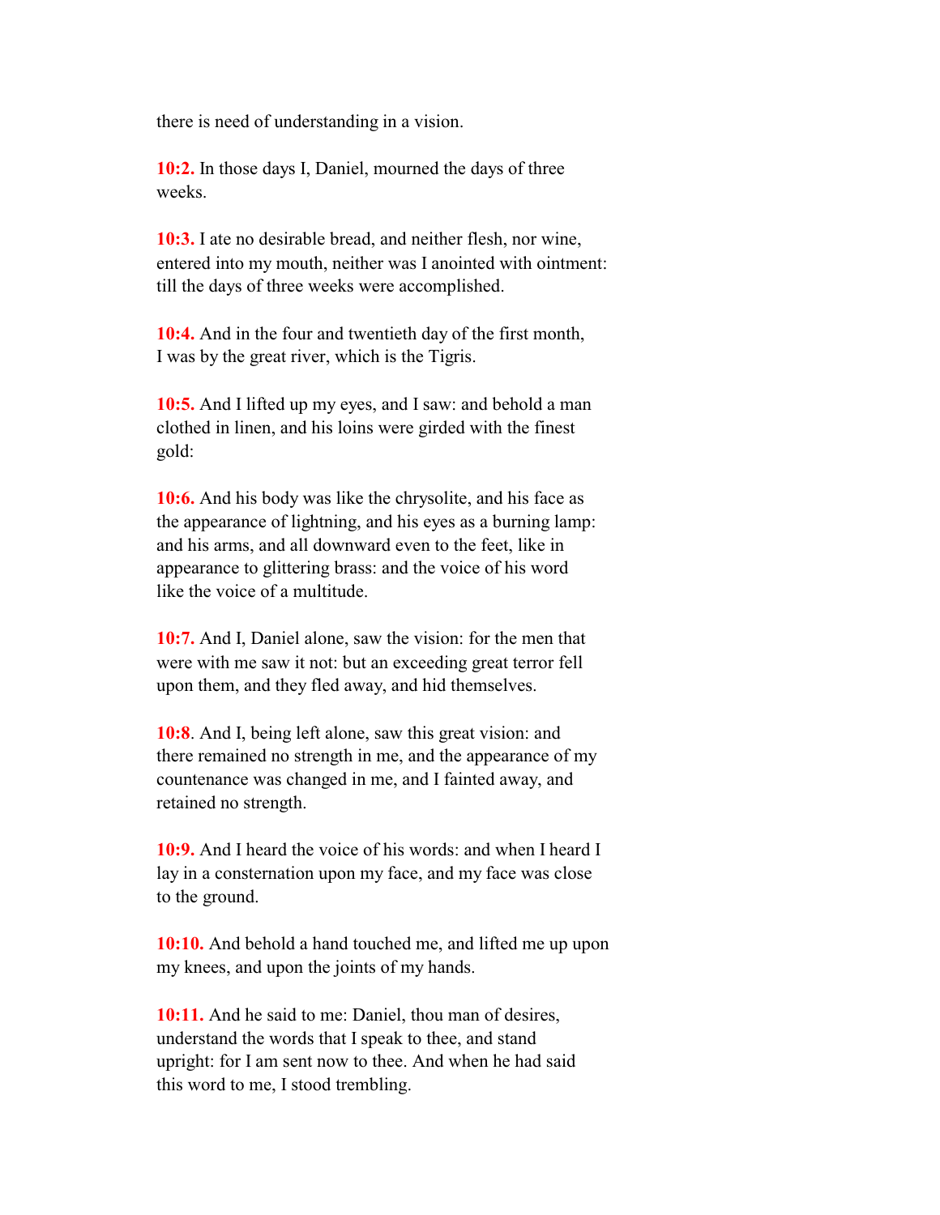there is need of understanding in a vision.

**10:2.** In those days I, Daniel, mourned the days of three weeks.

**10:3.** I ate no desirable bread, and neither flesh, nor wine, entered into my mouth, neither was I anointed with ointment: till the days of three weeks were accomplished.

**10:4.** And in the four and twentieth day of the first month, I was by the great river, which is the Tigris.

**10:5.** And I lifted up my eyes, and I saw: and behold a man clothed in linen, and his loins were girded with the finest gold:

**10:6.** And his body was like the chrysolite, and his face as the appearance of lightning, and his eyes as a burning lamp: and his arms, and all downward even to the feet, like in appearance to glittering brass: and the voice of his word like the voice of a multitude.

**10:7.** And I, Daniel alone, saw the vision: for the men that were with me saw it not: but an exceeding great terror fell upon them, and they fled away, and hid themselves.

**10:8**. And I, being left alone, saw this great vision: and there remained no strength in me, and the appearance of my countenance was changed in me, and I fainted away, and retained no strength.

**10:9.** And I heard the voice of his words: and when I heard I lay in a consternation upon my face, and my face was close to the ground.

**10:10.** And behold a hand touched me, and lifted me up upon my knees, and upon the joints of my hands.

**10:11.** And he said to me: Daniel, thou man of desires, understand the words that I speak to thee, and stand upright: for I am sent now to thee. And when he had said this word to me, I stood trembling.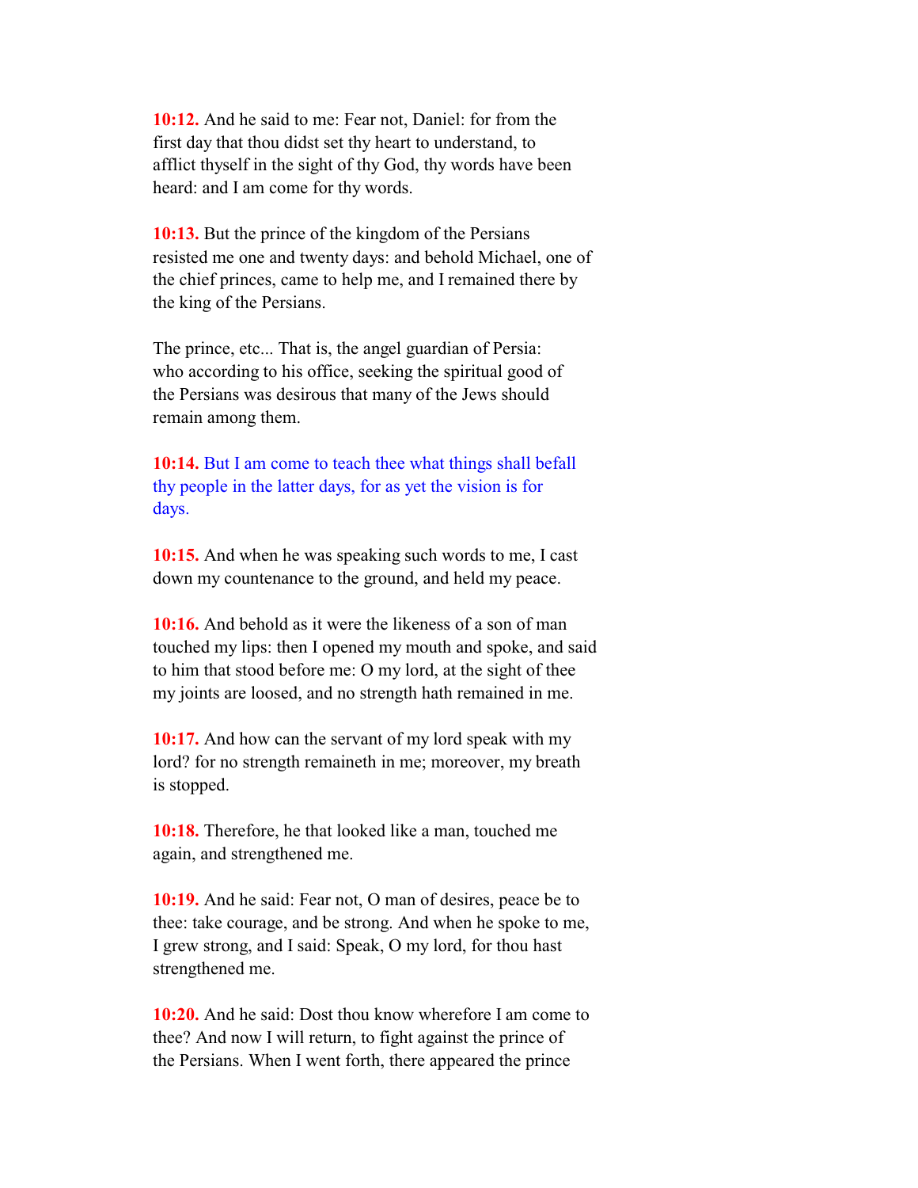**10:12.** And he said to me: Fear not, Daniel: for from the first day that thou didst set thy heart to understand, to afflict thyself in the sight of thy God, thy words have been heard: and I am come for thy words.

**10:13.** But the prince of the kingdom of the Persians resisted me one and twenty days: and behold Michael, one of the chief princes, came to help me, and I remained there by the king of the Persians.

The prince, etc... That is, the angel guardian of Persia: who according to his office, seeking the spiritual good of the Persians was desirous that many of the Jews should remain among them.

**10:14.** But I am come to teach thee what things shall befall thy people in the latter days, for as yet the vision is for days.

**10:15.** And when he was speaking such words to me, I cast down my countenance to the ground, and held my peace.

**10:16.** And behold as it were the likeness of a son of man touched my lips: then I opened my mouth and spoke, and said to him that stood before me: O my lord, at the sight of thee my joints are loosed, and no strength hath remained in me.

**10:17.** And how can the servant of my lord speak with my lord? for no strength remaineth in me; moreover, my breath is stopped.

**10:18.** Therefore, he that looked like a man, touched me again, and strengthened me.

**10:19.** And he said: Fear not, O man of desires, peace be to thee: take courage, and be strong. And when he spoke to me, I grew strong, and I said: Speak, O my lord, for thou hast strengthened me.

**10:20.** And he said: Dost thou know wherefore I am come to thee? And now I will return, to fight against the prince of the Persians. When I went forth, there appeared the prince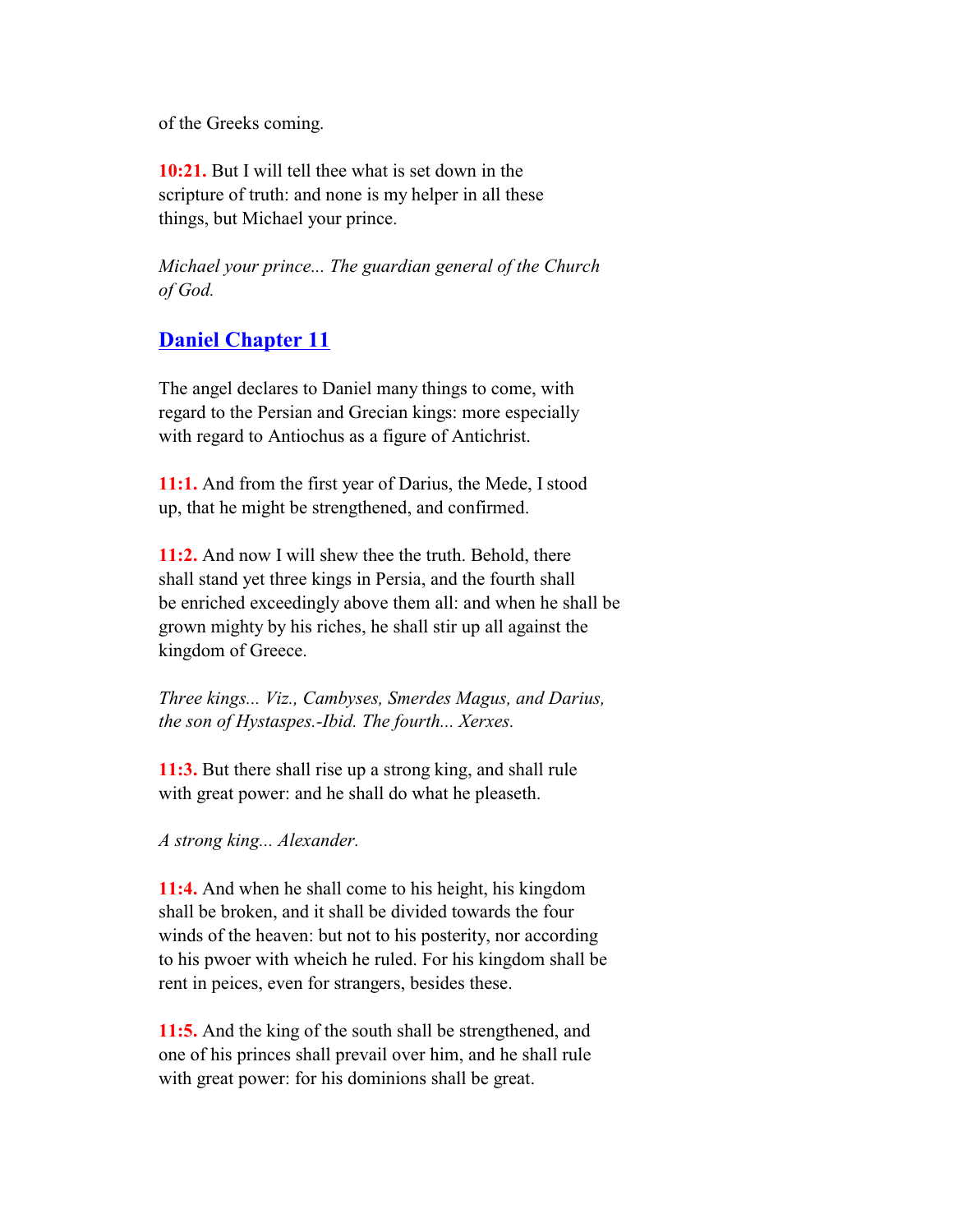of the Greeks coming.

**10:21.** But I will tell thee what is set down in the scripture of truth: and none is my helper in all these things, but Michael your prince.

*Michael your prince... The guardian general of the Church of God.*

## Daniel Chapter 11

The angel declares to Daniel many things to come, with regard to the Persian and Grecian kings: more especially with regard to Antiochus as a figure of Antichrist.

**11:1.** And from the first year of Darius, the Mede, I stood up, that he might be strengthened, and confirmed.

**11:2.** And now I will shew thee the truth. Behold, there shall stand yet three kings in Persia, and the fourth shall be enriched exceedingly above them all: and when he shall be grown mighty by his riches, he shall stir up all against the kingdom of Greece.

*Three kings... Viz., Cambyses, Smerdes Magus, and Darius, the son of Hystaspes.-Ibid. The fourth... Xerxes.*

**11:3.** But there shall rise up a strong king, and shall rule with great power: and he shall do what he pleaseth.

*A strong king... Alexander.*

**11:4.** And when he shall come to his height, his kingdom shall be broken, and it shall be divided towards the four winds of the heaven: but not to his posterity, nor according to his pwoer with wheich he ruled. For his kingdom shall be rent in peices, even for strangers, besides these.

**11:5.** And the king of the south shall be strengthened, and one of his princes shall prevail over him, and he shall rule with great power: for his dominions shall be great.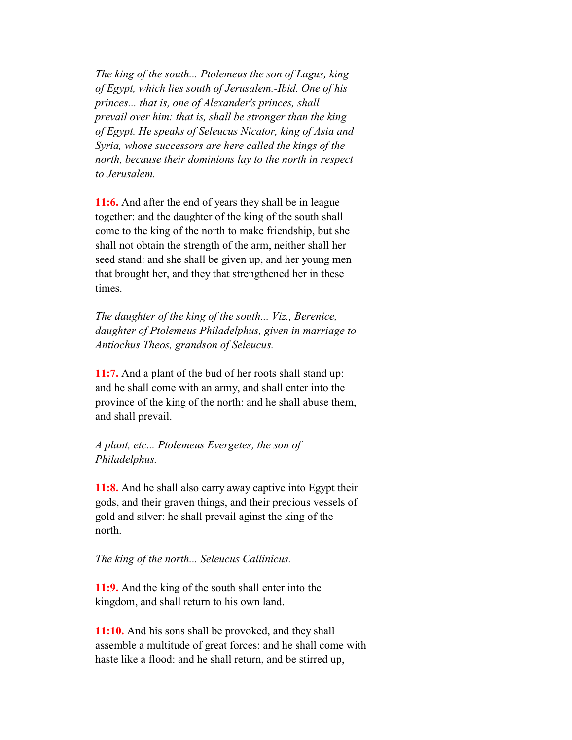*The king of the south... Ptolemeus the son of Lagus, king of Egypt, which lies south of Jerusalem.-Ibid. One of his princes... that is, one of Alexander's princes, shall prevail over him: that is, shall be stronger than the king of Egypt. He speaks of Seleucus Nicator, king of Asia and Syria, whose successors are here called the kings of the north, because their dominions lay to the north in respect to Jerusalem.*

**11:6.** And after the end of years they shall be in league together: and the daughter of the king of the south shall come to the king of the north to make friendship, but she shall not obtain the strength of the arm, neither shall her seed stand: and she shall be given up, and her young men that brought her, and they that strengthened her in these times.

*The daughter of the king of the south... Viz., Berenice, daughter of Ptolemeus Philadelphus, given in marriage to Antiochus Theos, grandson of Seleucus.*

**11:7.** And a plant of the bud of her roots shall stand up: and he shall come with an army, and shall enter into the province of the king of the north: and he shall abuse them, and shall prevail.

*A plant, etc... Ptolemeus Evergetes, the son of Philadelphus.*

**11:8.** And he shall also carry away captive into Egypt their gods, and their graven things, and their precious vessels of gold and silver: he shall prevail aginst the king of the north.

*The king of the north... Seleucus Callinicus.*

**11:9.** And the king of the south shall enter into the kingdom, and shall return to his own land.

**11:10.** And his sons shall be provoked, and they shall assemble a multitude of great forces: and he shall come with haste like a flood: and he shall return, and be stirred up,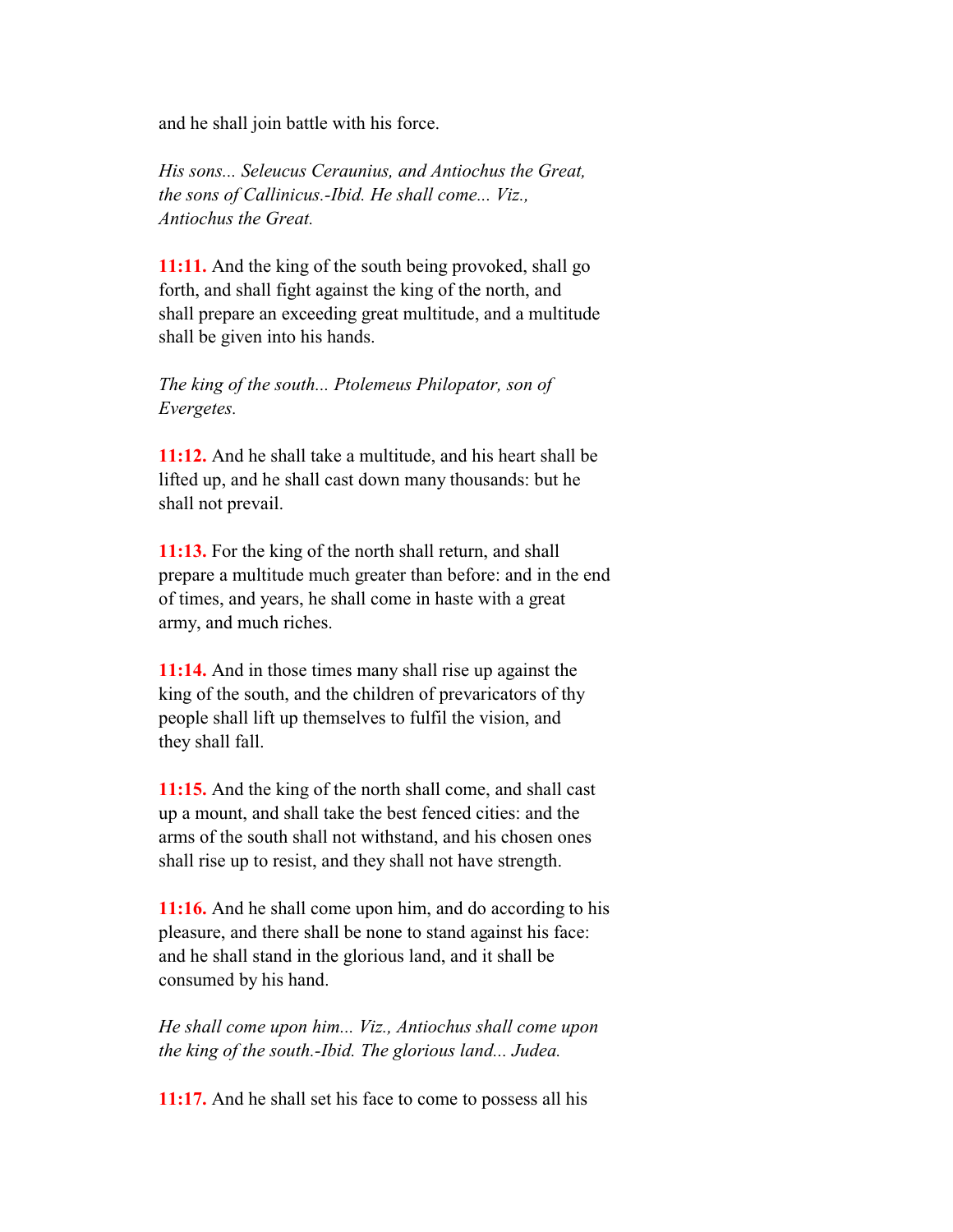and he shall join battle with his force.

*His sons... Seleucus Ceraunius, and Antiochus the Great, the sons of Callinicus.-Ibid. He shall come... Viz., Antiochus the Great.*

**11:11.** And the king of the south being provoked, shall go forth, and shall fight against the king of the north, and shall prepare an exceeding great multitude, and a multitude shall be given into his hands.

*The king of the south... Ptolemeus Philopator, son of Evergetes.*

**11:12.** And he shall take a multitude, and his heart shall be lifted up, and he shall cast down many thousands: but he shall not prevail.

**11:13.** For the king of the north shall return, and shall prepare a multitude much greater than before: and in the end of times, and years, he shall come in haste with a great army, and much riches.

**11:14.** And in those times many shall rise up against the king of the south, and the children of prevaricators of thy people shall lift up themselves to fulfil the vision, and they shall fall.

**11:15.** And the king of the north shall come, and shall cast up a mount, and shall take the best fenced cities: and the arms of the south shall not withstand, and his chosen ones shall rise up to resist, and they shall not have strength.

**11:16.** And he shall come upon him, and do according to his pleasure, and there shall be none to stand against his face: and he shall stand in the glorious land, and it shall be consumed by his hand.

*He shall come upon him... Viz., Antiochus shall come upon the king of the south.-Ibid. The glorious land... Judea.*

**11:17.** And he shall set his face to come to possess all his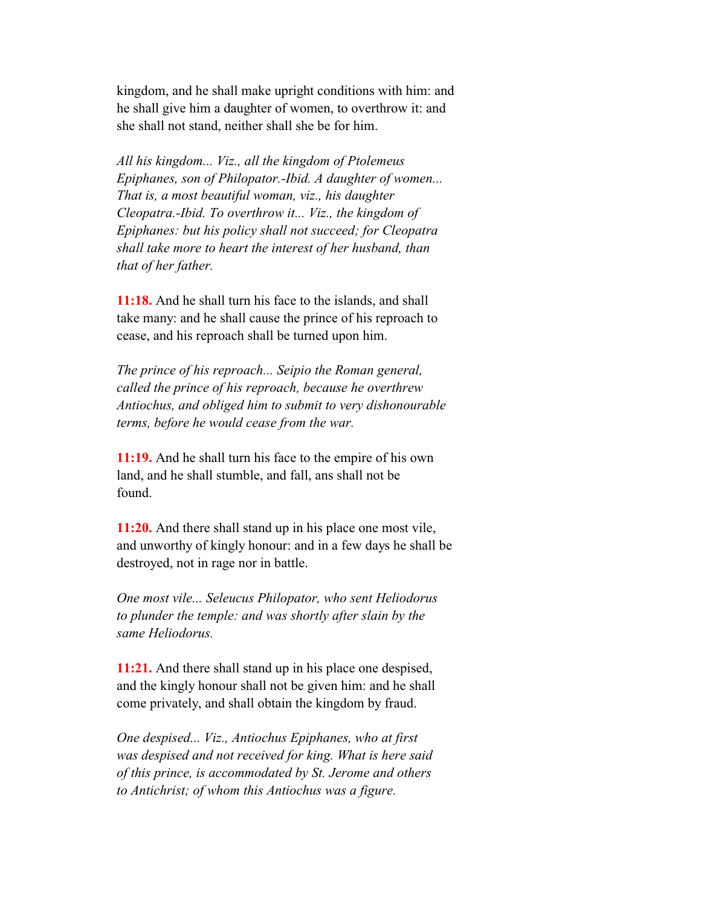kingdom, and he shall make upright conditions with him: and he shall give him a daughter of women, to overthrow it: and she shall not stand, neither shall she be for him.

*All his kingdom... Viz., all the kingdom of Ptolemeus Epiphanes, son of Philopator.-Ibid. A daughter of women... That is, a most beautiful woman, viz., his daughter Cleopatra.-Ibid. To overthrow it... Viz., the kingdom of Epiphanes: but his policy shall not succeed; for Cleopatra shall take more to heart the interest of her husband, than that of her father.*

**11:18.** And he shall turn his face to the islands, and shall take many: and he shall cause the prince of his reproach to cease, and his reproach shall be turned upon him.

*The prince of his reproach... Seipio the Roman general, called the prince of his reproach, because he overthrew Antiochus, and obliged him to submit to very dishonourable terms, before he would cease from the war.*

**11:19.** And he shall turn his face to the empire of his own land, and he shall stumble, and fall, ans shall not be found.

**11:20.** And there shall stand up in his place one most vile, and unworthy of kingly honour: and in a few days he shall be destroyed, not in rage nor in battle.

*One most vile... Seleucus Philopator, who sent Heliodorus to plunder the temple: and was shortly after slain by the same Heliodorus.*

**11:21.** And there shall stand up in his place one despised, and the kingly honour shall not be given him: and he shall come privately, and shall obtain the kingdom by fraud.

*One despised... Viz., Antiochus Epiphanes, who at first was despised and not received for king. What is here said of this prince, is accommodated by St. Jerome and others to Antichrist; of whom this Antiochus was a figure.*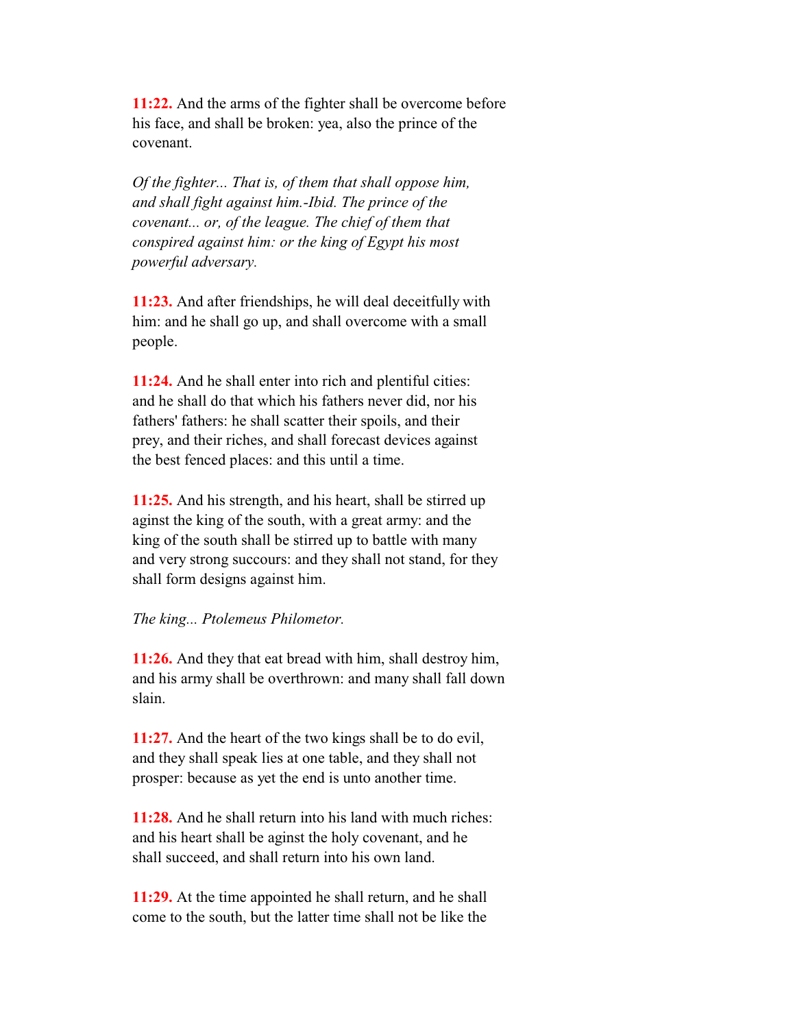**11:22.** And the arms of the fighter shall be overcome before his face, and shall be broken: yea, also the prince of the covenant.

*Of the fighter... That is, of them that shall oppose him, and shall fight against him.-Ibid. The prince of the covenant... or, of the league. The chief of them that conspired against him: or the king of Egypt his most powerful adversary.*

**11:23.** And after friendships, he will deal deceitfully with him: and he shall go up, and shall overcome with a small people.

**11:24.** And he shall enter into rich and plentiful cities: and he shall do that which his fathers never did, nor his fathers' fathers: he shall scatter their spoils, and their prey, and their riches, and shall forecast devices against the best fenced places: and this until a time.

**11:25.** And his strength, and his heart, shall be stirred up aginst the king of the south, with a great army: and the king of the south shall be stirred up to battle with many and very strong succours: and they shall not stand, for they shall form designs against him.

*The king... Ptolemeus Philometor.*

**11:26.** And they that eat bread with him, shall destroy him, and his army shall be overthrown: and many shall fall down slain.

**11:27.** And the heart of the two kings shall be to do evil, and they shall speak lies at one table, and they shall not prosper: because as yet the end is unto another time.

**11:28.** And he shall return into his land with much riches: and his heart shall be aginst the holy covenant, and he shall succeed, and shall return into his own land.

**11:29.** At the time appointed he shall return, and he shall come to the south, but the latter time shall not be like the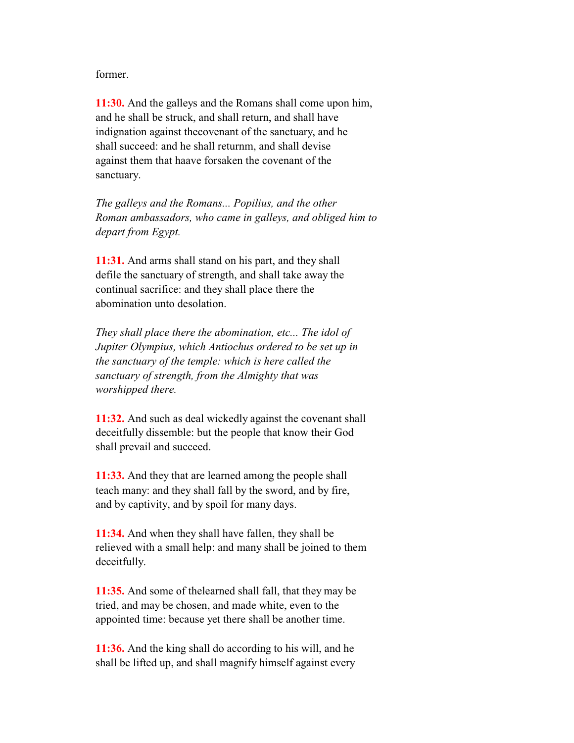former.

**11:30.** And the galleys and the Romans shall come upon him, and he shall be struck, and shall return, and shall have indignation against thecovenant of the sanctuary, and he shall succeed: and he shall returnm, and shall devise against them that haave forsaken the covenant of the sanctuary.

*The galleys and the Romans... Popilius, and the other Roman ambassadors, who came in galleys, and obliged him to depart from Egypt.*

**11:31.** And arms shall stand on his part, and they shall defile the sanctuary of strength, and shall take away the continual sacrifice: and they shall place there the abomination unto desolation.

*They shall place there the abomination, etc... The idol of Jupiter Olympius, which Antiochus ordered to be set up in the sanctuary of the temple: which is here called the sanctuary of strength, from the Almighty that was worshipped there.*

**11:32.** And such as deal wickedly against the covenant shall deceitfully dissemble: but the people that know their God shall prevail and succeed.

**11:33.** And they that are learned among the people shall teach many: and they shall fall by the sword, and by fire, and by captivity, and by spoil for many days.

**11:34.** And when they shall have fallen, they shall be relieved with a small help: and many shall be joined to them deceitfully.

**11:35.** And some of thelearned shall fall, that they may be tried, and may be chosen, and made white, even to the appointed time: because yet there shall be another time.

**11:36.** And the king shall do according to his will, and he shall be lifted up, and shall magnify himself against every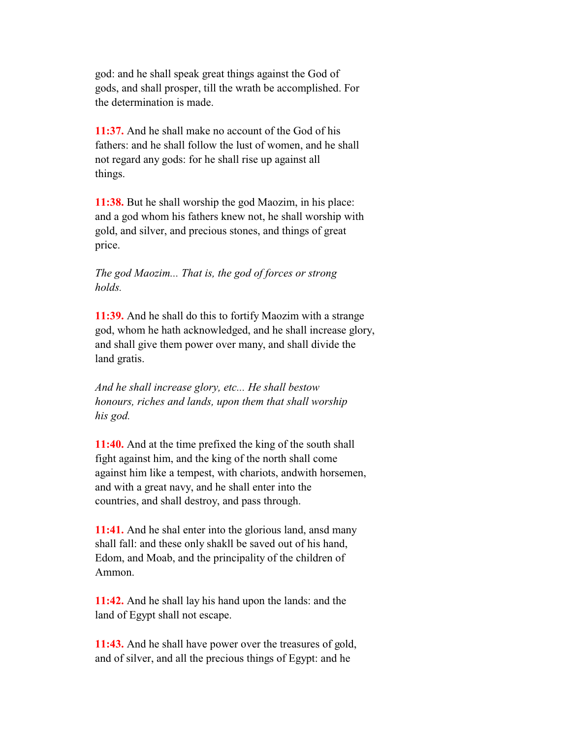god: and he shall speak great things against the God of gods, and shall prosper, till the wrath be accomplished. For the determination is made.

**11:37.** And he shall make no account of the God of his fathers: and he shall follow the lust of women, and he shall not regard any gods: for he shall rise up against all things.

**11:38.** But he shall worship the god Maozim, in his place: and a god whom his fathers knew not, he shall worship with gold, and silver, and precious stones, and things of great price.

*The god Maozim... That is, the god of forces or strong holds.*

**11:39.** And he shall do this to fortify Maozim with a strange god, whom he hath acknowledged, and he shall increase glory, and shall give them power over many, and shall divide the land gratis.

*And he shall increase glory, etc... He shall bestow honours, riches and lands, upon them that shall worship his god.*

**11:40.** And at the time prefixed the king of the south shall fight against him, and the king of the north shall come against him like a tempest, with chariots, andwith horsemen, and with a great navy, and he shall enter into the countries, and shall destroy, and pass through.

**11:41.** And he shal enter into the glorious land, ansd many shall fall: and these only shakll be saved out of his hand, Edom, and Moab, and the principality of the children of Ammon.

**11:42.** And he shall lay his hand upon the lands: and the land of Egypt shall not escape.

**11:43.** And he shall have power over the treasures of gold, and of silver, and all the precious things of Egypt: and he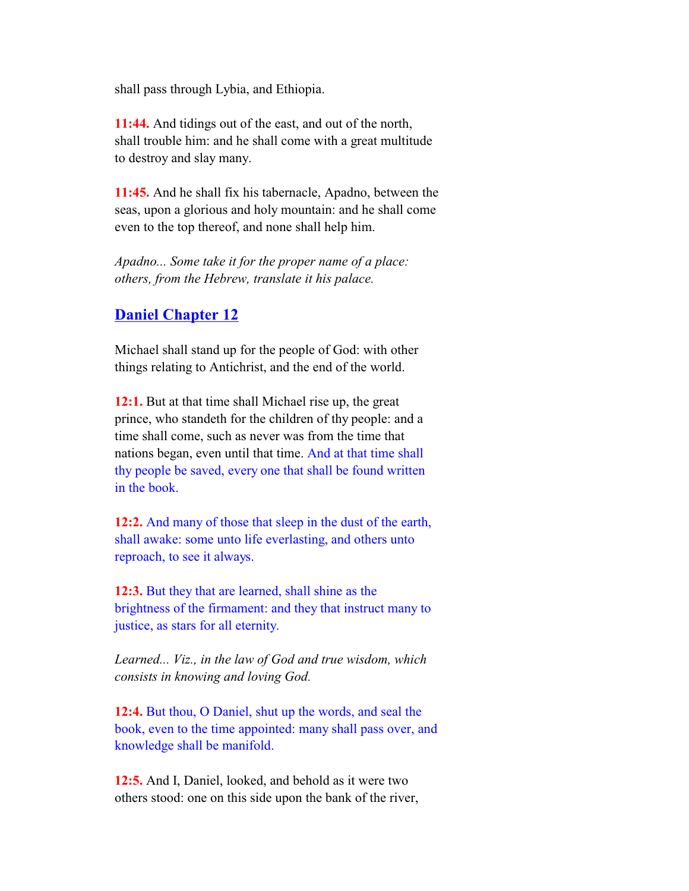shall pass through Lybia, and Ethiopia.

**11:44.** And tidings out of the east, and out of the north, shall trouble him: and he shall come with a great multitude to destroy and slay many.

**11:45.** And he shall fix his tabernacle, Apadno, between the seas, upon a glorious and holy mountain: and he shall come even to the top thereof, and none shall help him.

*Apadno... Some take it for the proper name of a place: others, from the Hebrew, translate it his palace.*

## Daniel Chapter 12

Michael shall stand up for the people of God: with other things relating to Antichrist, and the end of the world.

**12:1.** But at that time shall Michael rise up, the great prince, who standeth for the children of thy people: and a time shall come, such as never was from the time that nations began, even until that time. And at that time shall thy people be saved, every one that shall be found written in the book.

**12:2.** And many of those that sleep in the dust of the earth, shall awake: some unto life everlasting, and others unto reproach, to see it always.

**12:3.** But they that are learned, shall shine as the brightness of the firmament: and they that instruct many to justice, as stars for all eternity.

*Learned... Viz., in the law of God and true wisdom, which consists in knowing and loving God.*

**12:4.** But thou, O Daniel, shut up the words, and seal the book, even to the time appointed: many shall pass over, and knowledge shall be manifold.

**12:5.** And I, Daniel, looked, and behold as it were two others stood: one on this side upon the bank of the river,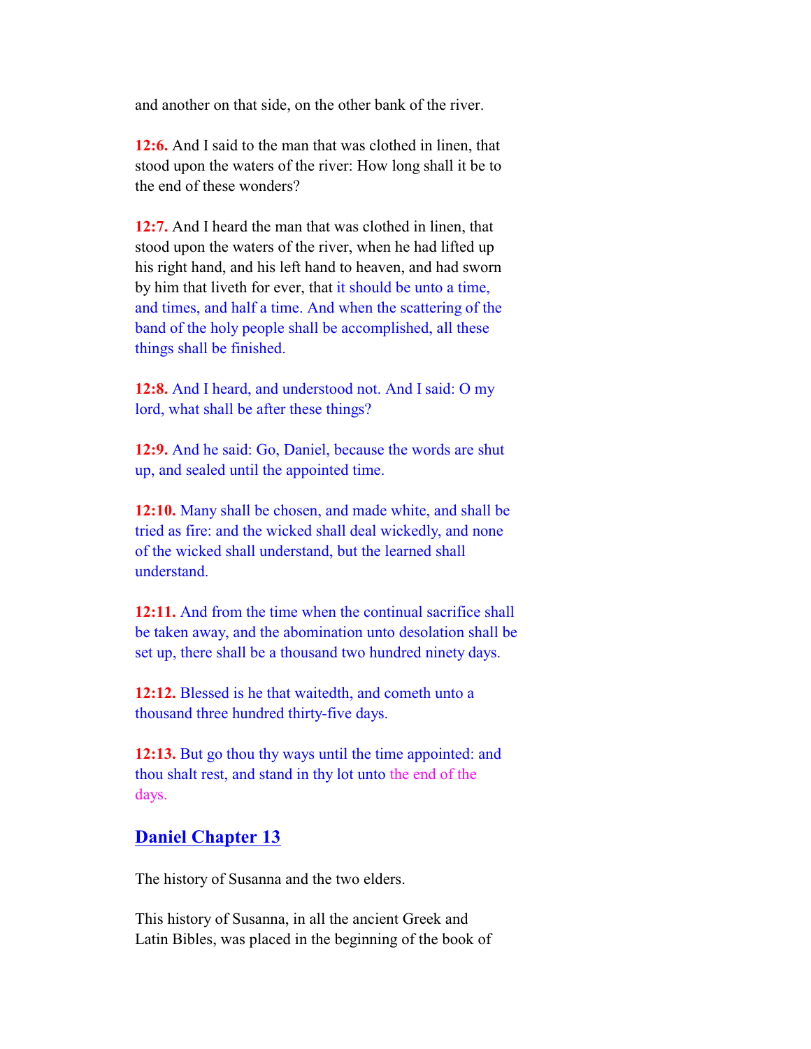and another on that side, on the other bank of the river.

**12:6.** And I said to the man that was clothed in linen, that stood upon the waters of the river: How long shall it be to the end of these wonders?

**12:7.** And I heard the man that was clothed in linen, that stood upon the waters of the river, when he had lifted up his right hand, and his left hand to heaven, and had sworn by him that liveth for ever, that it should be unto a time, and times, and half a time. And when the scattering of the band of the holy people shall be accomplished, all these things shall be finished.

**12:8.** And I heard, and understood not. And I said: O my lord, what shall be after these things?

**12:9.** And he said: Go, Daniel, because the words are shut up, and sealed until the appointed time.

**12:10.** Many shall be chosen, and made white, and shall be tried as fire: and the wicked shall deal wickedly, and none of the wicked shall understand, but the learned shall understand.

**12:11.** And from the time when the continual sacrifice shall be taken away, and the abomination unto desolation shall be set up, there shall be a thousand two hundred ninety days.

**12:12.** Blessed is he that waitedth, and cometh unto a thousand three hundred thirty-five days.

**12:13.** But go thou thy ways until the time appointed: and thou shalt rest, and stand in thy lot unto the end of the days.

## Daniel Chapter 13

The history of Susanna and the two elders.

This history of Susanna, in all the ancient Greek and Latin Bibles, was placed in the beginning of the book of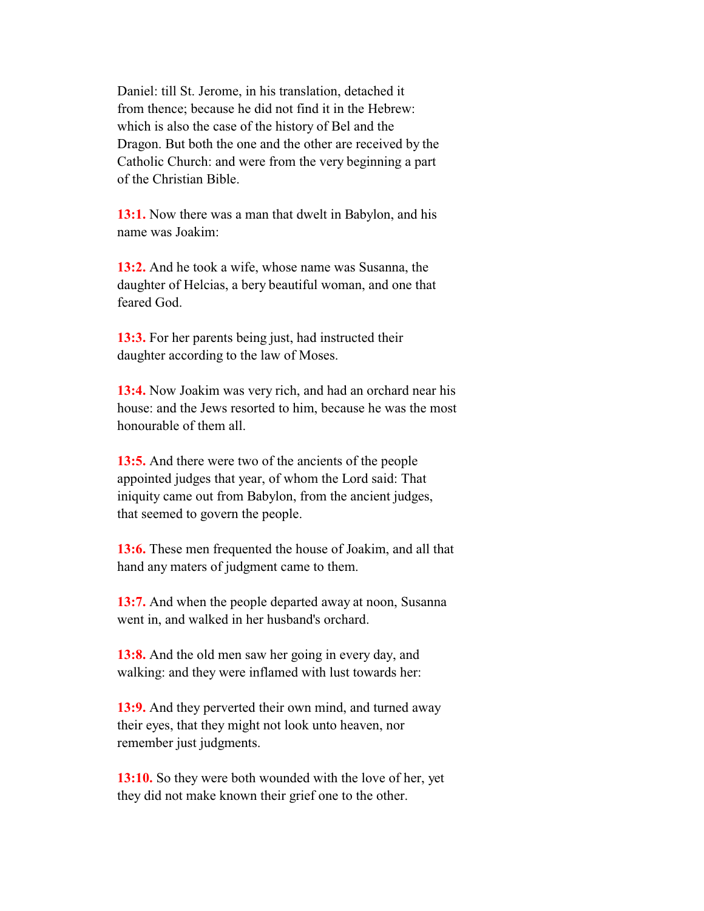Daniel: till St. Jerome, in his translation, detached it from thence; because he did not find it in the Hebrew: which is also the case of the history of Bel and the Dragon. But both the one and the other are received by the Catholic Church: and were from the very beginning a part of the Christian Bible.

**13:1.** Now there was a man that dwelt in Babylon, and his name was Joakim:

**13:2.** And he took a wife, whose name was Susanna, the daughter of Helcias, a bery beautiful woman, and one that feared God.

**13:3.** For her parents being just, had instructed their daughter according to the law of Moses.

**13:4.** Now Joakim was very rich, and had an orchard near his house: and the Jews resorted to him, because he was the most honourable of them all.

**13:5.** And there were two of the ancients of the people appointed judges that year, of whom the Lord said: That iniquity came out from Babylon, from the ancient judges, that seemed to govern the people.

**13:6.** These men frequented the house of Joakim, and all that hand any maters of judgment came to them.

**13:7.** And when the people departed away at noon, Susanna went in, and walked in her husband's orchard.

**13:8.** And the old men saw her going in every day, and walking: and they were inflamed with lust towards her:

**13:9.** And they perverted their own mind, and turned away their eyes, that they might not look unto heaven, nor remember just judgments.

**13:10.** So they were both wounded with the love of her, yet they did not make known their grief one to the other.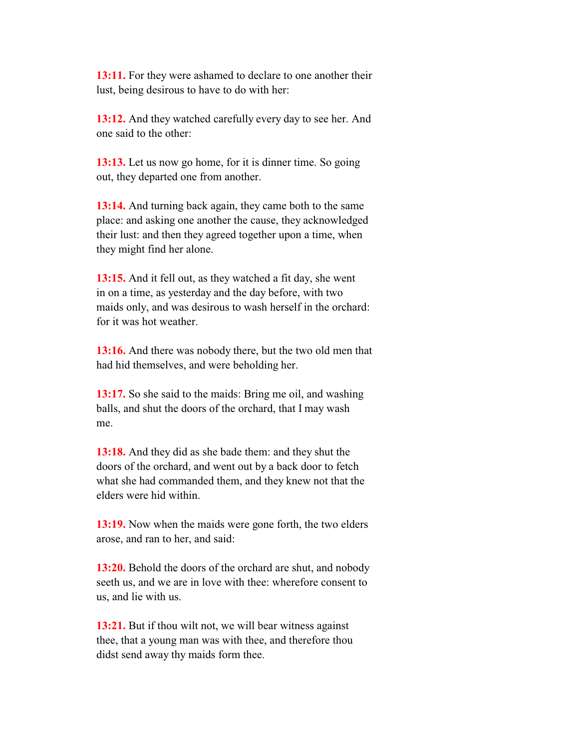**13:11.** For they were ashamed to declare to one another their lust, being desirous to have to do with her:

**13:12.** And they watched carefully every day to see her. And one said to the other:

**13:13.** Let us now go home, for it is dinner time. So going out, they departed one from another.

**13:14.** And turning back again, they came both to the same place: and asking one another the cause, they acknowledged their lust: and then they agreed together upon a time, when they might find her alone.

**13:15.** And it fell out, as they watched a fit day, she went in on a time, as yesterday and the day before, with two maids only, and was desirous to wash herself in the orchard: for it was hot weather.

**13:16.** And there was nobody there, but the two old men that had hid themselves, and were beholding her.

**13:17.** So she said to the maids: Bring me oil, and washing balls, and shut the doors of the orchard, that I may wash me.

**13:18.** And they did as she bade them: and they shut the doors of the orchard, and went out by a back door to fetch what she had commanded them, and they knew not that the elders were hid within.

**13:19.** Now when the maids were gone forth, the two elders arose, and ran to her, and said:

**13:20.** Behold the doors of the orchard are shut, and nobody seeth us, and we are in love with thee: wherefore consent to us, and lie with us.

**13:21.** But if thou wilt not, we will bear witness against thee, that a young man was with thee, and therefore thou didst send away thy maids form thee.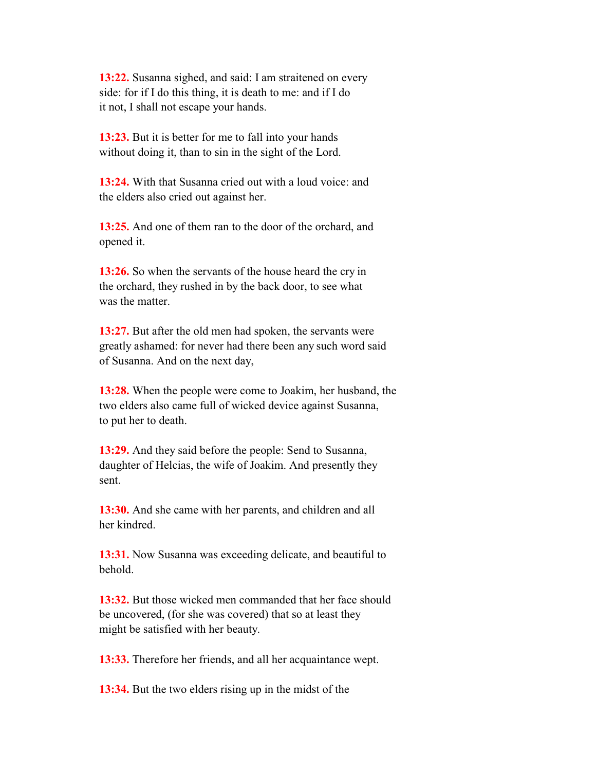**13:22.** Susanna sighed, and said: I am straitened on every side: for if I do this thing, it is death to me: and if I do it not, I shall not escape your hands.

**13:23.** But it is better for me to fall into your hands without doing it, than to sin in the sight of the Lord.

**13:24.** With that Susanna cried out with a loud voice: and the elders also cried out against her.

**13:25.** And one of them ran to the door of the orchard, and opened it.

**13:26.** So when the servants of the house heard the cry in the orchard, they rushed in by the back door, to see what was the matter.

**13:27.** But after the old men had spoken, the servants were greatly ashamed: for never had there been any such word said of Susanna. And on the next day,

**13:28.** When the people were come to Joakim, her husband, the two elders also came full of wicked device against Susanna, to put her to death.

**13:29.** And they said before the people: Send to Susanna, daughter of Helcias, the wife of Joakim. And presently they sent.

**13:30.** And she came with her parents, and children and all her kindred.

**13:31.** Now Susanna was exceeding delicate, and beautiful to behold.

**13:32.** But those wicked men commanded that her face should be uncovered, (for she was covered) that so at least they might be satisfied with her beauty.

**13:33.** Therefore her friends, and all her acquaintance wept.

**13:34.** But the two elders rising up in the midst of the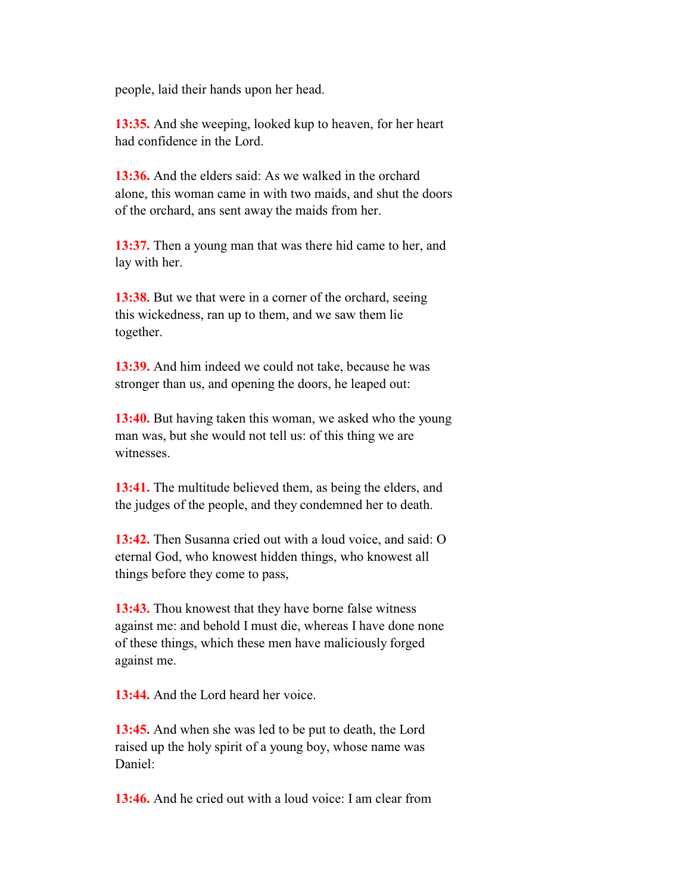people, laid their hands upon her head.

**13:35.** And she weeping, looked kup to heaven, for her heart had confidence in the Lord.

**13:36.** And the elders said: As we walked in the orchard alone, this woman came in with two maids, and shut the doors of the orchard, ans sent away the maids from her.

**13:37.** Then a young man that was there hid came to her, and lay with her.

**13:38.** But we that were in a corner of the orchard, seeing this wickedness, ran up to them, and we saw them lie together.

**13:39.** And him indeed we could not take, because he was stronger than us, and opening the doors, he leaped out:

**13:40.** But having taken this woman, we asked who the young man was, but she would not tell us: of this thing we are witnesses.

**13:41.** The multitude believed them, as being the elders, and the judges of the people, and they condemned her to death.

**13:42.** Then Susanna cried out with a loud voice, and said: O eternal God, who knowest hidden things, who knowest all things before they come to pass,

**13:43.** Thou knowest that they have borne false witness against me: and behold I must die, whereas I have done none of these things, which these men have maliciously forged against me.

**13:44.** And the Lord heard her voice.

**13:45.** And when she was led to be put to death, the Lord raised up the holy spirit of a young boy, whose name was Daniel:

**13:46.** And he cried out with a loud voice: I am clear from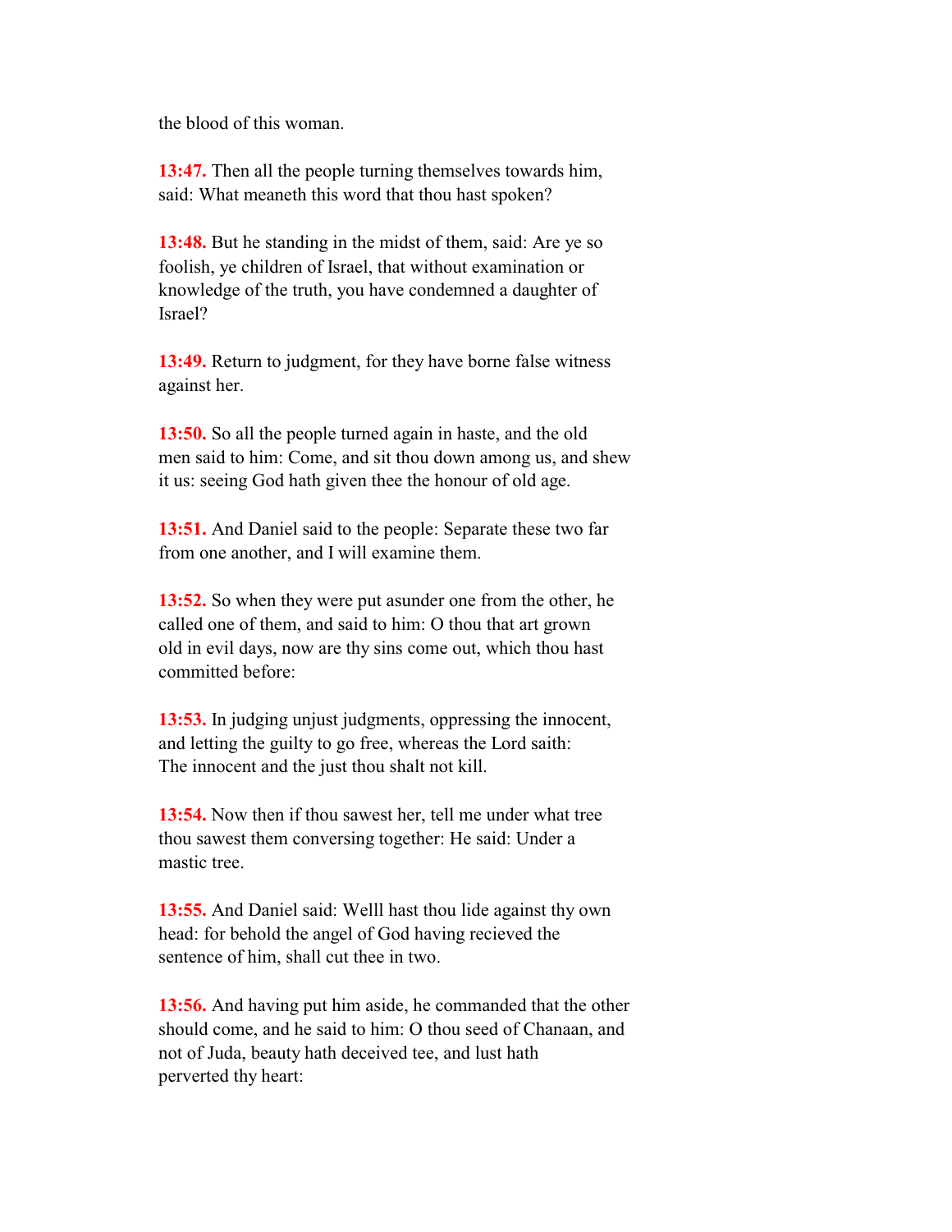the blood of this woman.

**13:47.** Then all the people turning themselves towards him, said: What meaneth this word that thou hast spoken?

**13:48.** But he standing in the midst of them, said: Are ye so foolish, ye children of Israel, that without examination or knowledge of the truth, you have condemned a daughter of Israel?

**13:49.** Return to judgment, for they have borne false witness against her.

**13:50.** So all the people turned again in haste, and the old men said to him: Come, and sit thou down among us, and shew it us: seeing God hath given thee the honour of old age.

**13:51.** And Daniel said to the people: Separate these two far from one another, and I will examine them.

**13:52.** So when they were put asunder one from the other, he called one of them, and said to him: O thou that art grown old in evil days, now are thy sins come out, which thou hast committed before:

**13:53.** In judging unjust judgments, oppressing the innocent, and letting the guilty to go free, whereas the Lord saith: The innocent and the just thou shalt not kill.

**13:54.** Now then if thou sawest her, tell me under what tree thou sawest them conversing together: He said: Under a mastic tree.

**13:55.** And Daniel said: Welll hast thou lide against thy own head: for behold the angel of God having recieved the sentence of him, shall cut thee in two.

**13:56.** And having put him aside, he commanded that the other should come, and he said to him: O thou seed of Chanaan, and not of Juda, beauty hath deceived tee, and lust hath perverted thy heart: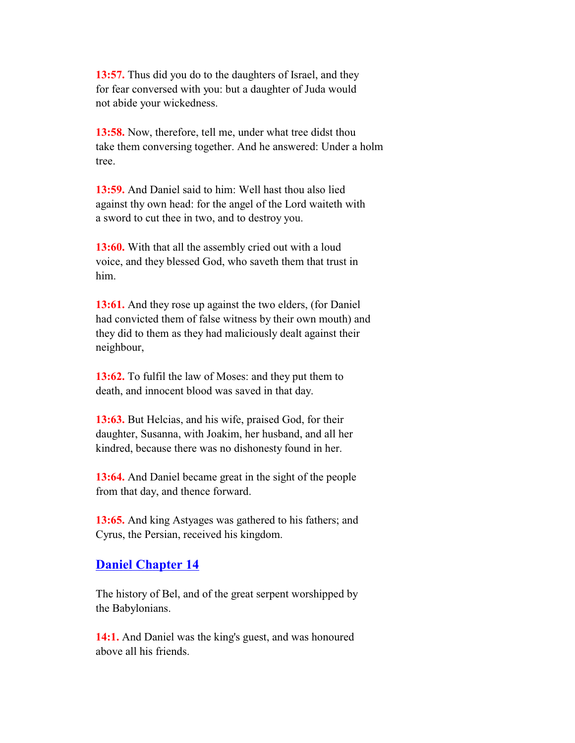**13:57.** Thus did you do to the daughters of Israel, and they for fear conversed with you: but a daughter of Juda would not abide your wickedness.

**13:58.** Now, therefore, tell me, under what tree didst thou take them conversing together. And he answered: Under a holm tree.

**13:59.** And Daniel said to him: Well hast thou also lied against thy own head: for the angel of the Lord waiteth with a sword to cut thee in two, and to destroy you.

**13:60.** With that all the assembly cried out with a loud voice, and they blessed God, who saveth them that trust in him.

**13:61.** And they rose up against the two elders, (for Daniel had convicted them of false witness by their own mouth) and they did to them as they had maliciously dealt against their neighbour,

**13:62.** To fulfil the law of Moses: and they put them to death, and innocent blood was saved in that day.

**13:63.** But Helcias, and his wife, praised God, for their daughter, Susanna, with Joakim, her husband, and all her kindred, because there was no dishonesty found in her.

**13:64.** And Daniel became great in the sight of the people from that day, and thence forward.

**13:65.** And king Astyages was gathered to his fathers; and Cyrus, the Persian, received his kingdom.

## Daniel Chapter 14

The history of Bel, and of the great serpent worshipped by the Babylonians.

**14:1.** And Daniel was the king's guest, and was honoured above all his friends.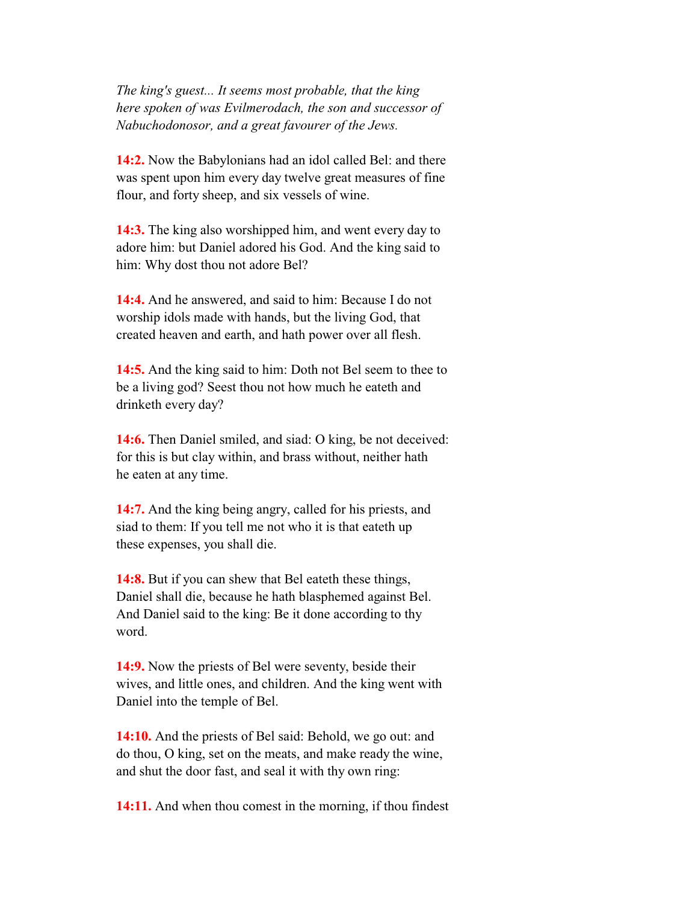*The king's guest... It seems most probable, that the king here spoken of was Evilmerodach, the son and successor of Nabuchodonosor, and a great favourer of the Jews.*

**14:2.** Now the Babylonians had an idol called Bel: and there was spent upon him every day twelve great measures of fine flour, and forty sheep, and six vessels of wine.

**14:3.** The king also worshipped him, and went every day to adore him: but Daniel adored his God. And the king said to him: Why dost thou not adore Bel?

**14:4.** And he answered, and said to him: Because I do not worship idols made with hands, but the living God, that created heaven and earth, and hath power over all flesh.

**14:5.** And the king said to him: Doth not Bel seem to thee to be a living god? Seest thou not how much he eateth and drinketh every day?

**14:6.** Then Daniel smiled, and siad: O king, be not deceived: for this is but clay within, and brass without, neither hath he eaten at any time.

**14:7.** And the king being angry, called for his priests, and siad to them: If you tell me not who it is that eateth up these expenses, you shall die.

**14:8.** But if you can shew that Bel eateth these things, Daniel shall die, because he hath blasphemed against Bel. And Daniel said to the king: Be it done according to thy word.

**14:9.** Now the priests of Bel were seventy, beside their wives, and little ones, and children. And the king went with Daniel into the temple of Bel.

**14:10.** And the priests of Bel said: Behold, we go out: and do thou, O king, set on the meats, and make ready the wine, and shut the door fast, and seal it with thy own ring:

**14:11.** And when thou comest in the morning, if thou findest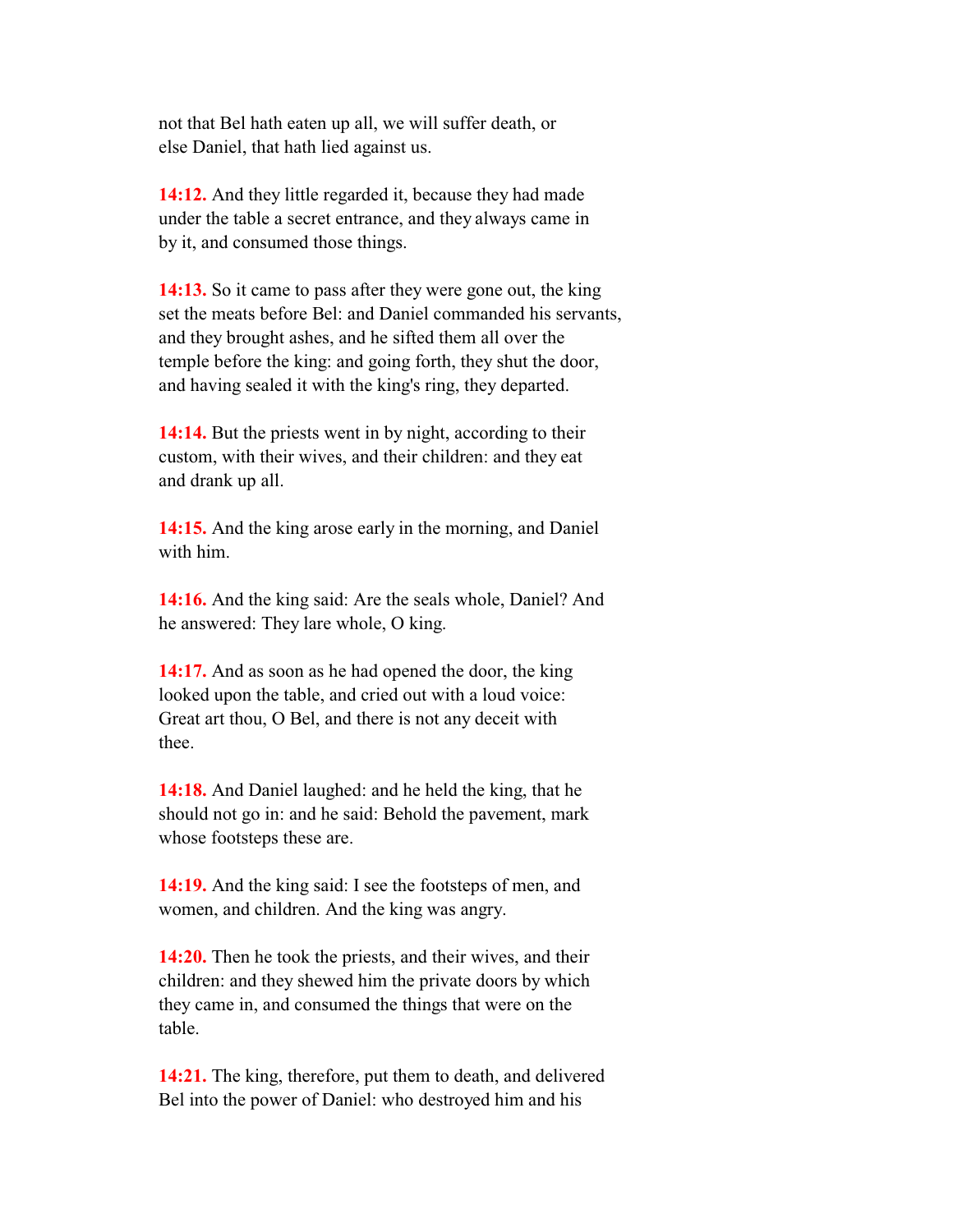not that Bel hath eaten up all, we will suffer death, or else Daniel, that hath lied against us.

**14:12.** And they little regarded it, because they had made under the table a secret entrance, and they always came in by it, and consumed those things.

**14:13.** So it came to pass after they were gone out, the king set the meats before Bel: and Daniel commanded his servants, and they brought ashes, and he sifted them all over the temple before the king: and going forth, they shut the door, and having sealed it with the king's ring, they departed.

**14:14.** But the priests went in by night, according to their custom, with their wives, and their children: and they eat and drank up all.

**14:15.** And the king arose early in the morning, and Daniel with him.

**14:16.** And the king said: Are the seals whole, Daniel? And he answered: They lare whole, O king.

**14:17.** And as soon as he had opened the door, the king looked upon the table, and cried out with a loud voice: Great art thou, O Bel, and there is not any deceit with thee.

**14:18.** And Daniel laughed: and he held the king, that he should not go in: and he said: Behold the pavement, mark whose footsteps these are.

**14:19.** And the king said: I see the footsteps of men, and women, and children. And the king was angry.

**14:20.** Then he took the priests, and their wives, and their children: and they shewed him the private doors by which they came in, and consumed the things that were on the table.

**14:21.** The king, therefore, put them to death, and delivered Bel into the power of Daniel: who destroyed him and his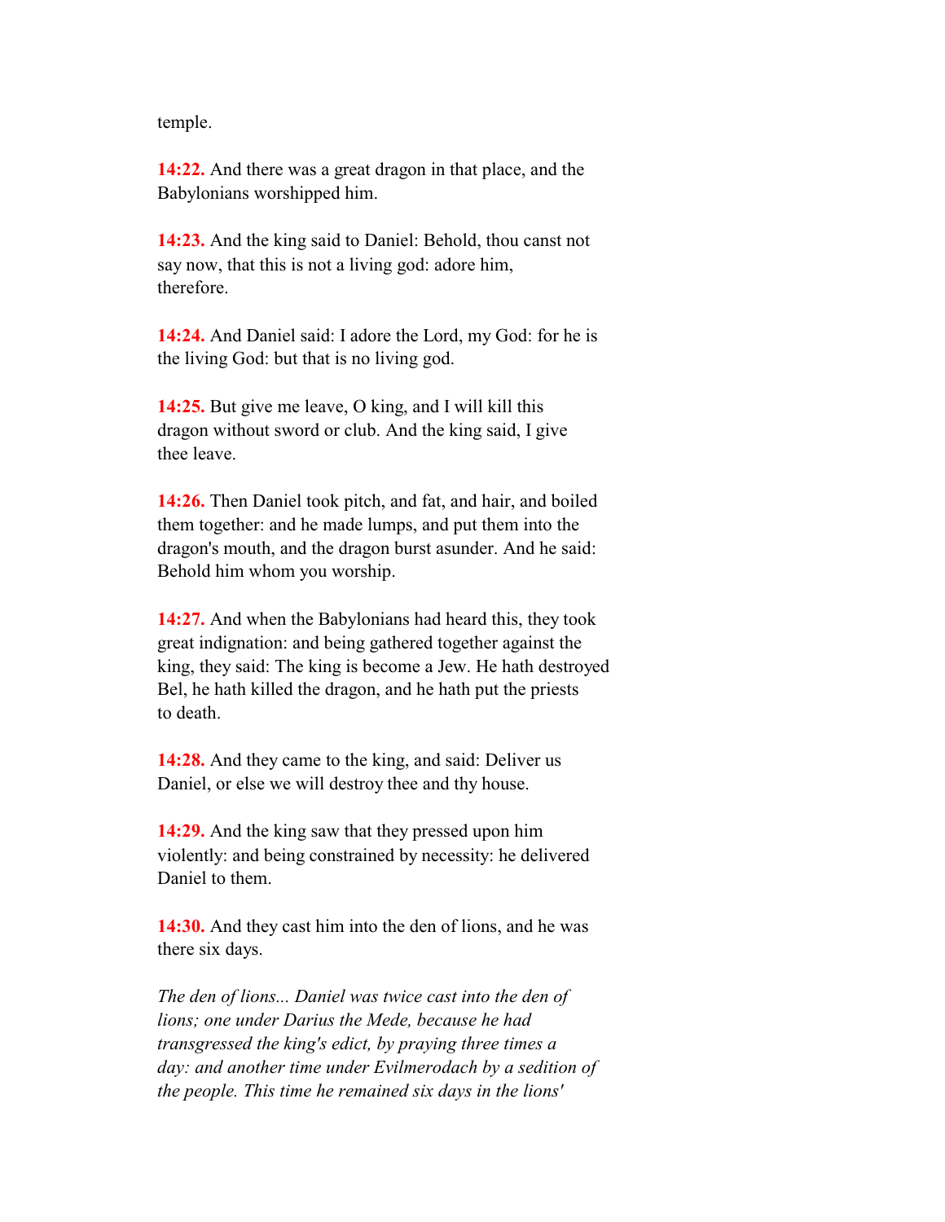temple.

**14:22.** And there was a great dragon in that place, and the Babylonians worshipped him.

**14:23.** And the king said to Daniel: Behold, thou canst not say now, that this is not a living god: adore him, therefore.

**14:24.** And Daniel said: I adore the Lord, my God: for he is the living God: but that is no living god.

**14:25.** But give me leave, O king, and I will kill this dragon without sword or club. And the king said, I give thee leave.

**14:26.** Then Daniel took pitch, and fat, and hair, and boiled them together: and he made lumps, and put them into the dragon's mouth, and the dragon burst asunder. And he said: Behold him whom you worship.

**14:27.** And when the Babylonians had heard this, they took great indignation: and being gathered together against the king, they said: The king is become a Jew. He hath destroyed Bel, he hath killed the dragon, and he hath put the priests to death.

**14:28.** And they came to the king, and said: Deliver us Daniel, or else we will destroy thee and thy house.

**14:29.** And the king saw that they pressed upon him violently: and being constrained by necessity: he delivered Daniel to them.

**14:30.** And they cast him into the den of lions, and he was there six days.

*The den of lions... Daniel was twice cast into the den of lions; one under Darius the Mede, because he had transgressed the king's edict, by praying three times a day: and another time under Evilmerodach by a sedition of the people. This time he remained six days in the lions'*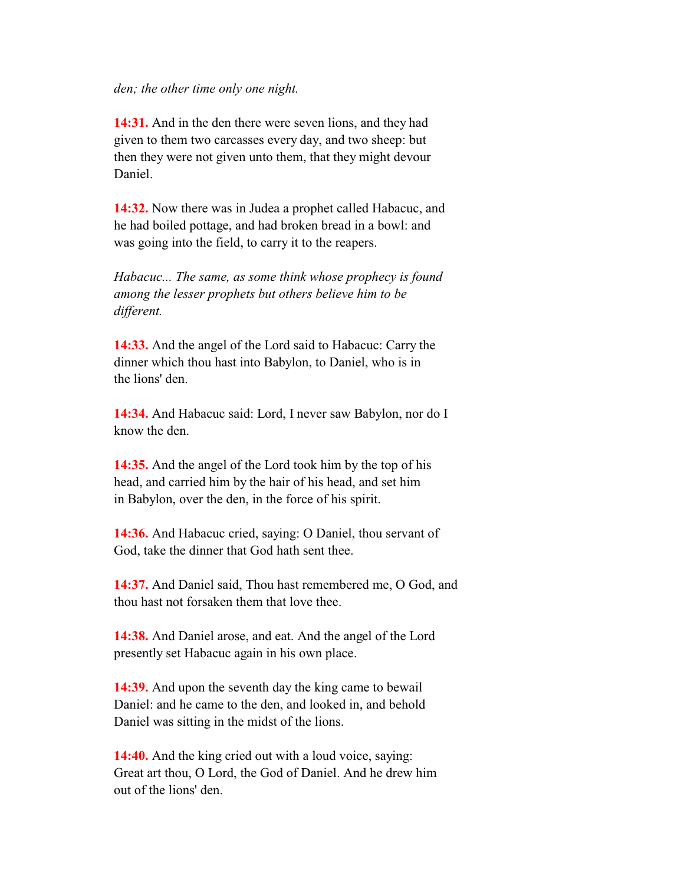*den; the other time only one night.*

**14:31.** And in the den there were seven lions, and they had given to them two carcasses every day, and two sheep: but then they were not given unto them, that they might devour Daniel.

**14:32.** Now there was in Judea a prophet called Habacuc, and he had boiled pottage, and had broken bread in a bowl: and was going into the field, to carry it to the reapers.

*Habacuc... The same, as some think whose prophecy is found among the lesser prophets but others believe him to be different.*

**14:33.** And the angel of the Lord said to Habacuc: Carry the dinner which thou hast into Babylon, to Daniel, who is in the lions' den.

**14:34.** And Habacuc said: Lord, I never saw Babylon, nor do I know the den.

**14:35.** And the angel of the Lord took him by the top of his head, and carried him by the hair of his head, and set him in Babylon, over the den, in the force of his spirit.

**14:36.** And Habacuc cried, saying: O Daniel, thou servant of God, take the dinner that God hath sent thee.

**14:37.** And Daniel said, Thou hast remembered me, O God, and thou hast not forsaken them that love thee.

**14:38.** And Daniel arose, and eat. And the angel of the Lord presently set Habacuc again in his own place.

**14:39.** And upon the seventh day the king came to bewail Daniel: and he came to the den, and looked in, and behold Daniel was sitting in the midst of the lions.

**14:40.** And the king cried out with a loud voice, saying: Great art thou, O Lord, the God of Daniel. And he drew him out of the lions' den.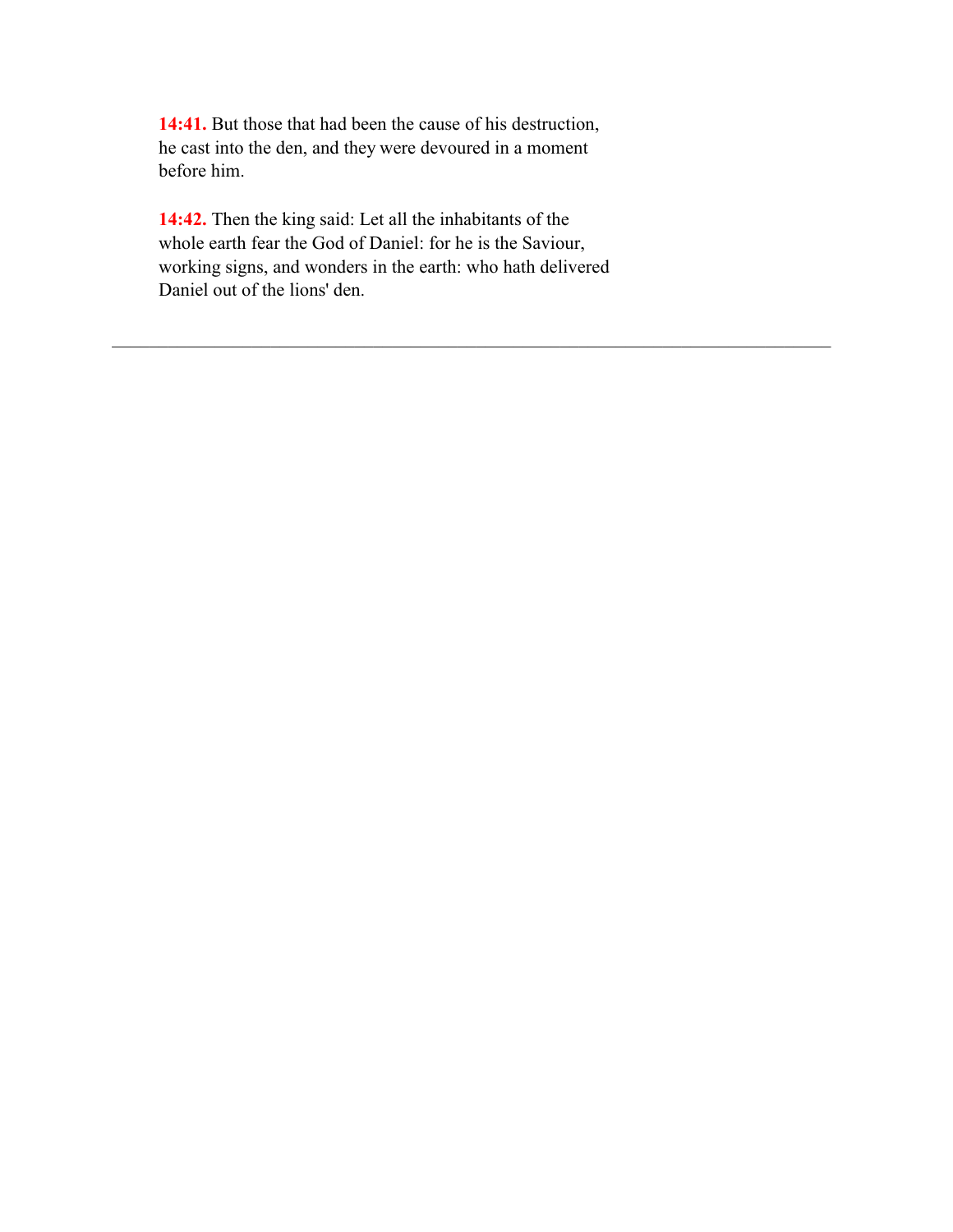**14:41.** But those that had been the cause of his destruction, he cast into the den, and they were devoured in a moment before him.

**14:42.** Then the king said: Let all the inhabitants of the whole earth fear the God of Daniel: for he is the Saviour, working signs, and wonders in the earth: who hath delivered Daniel out of the lions' den.

---